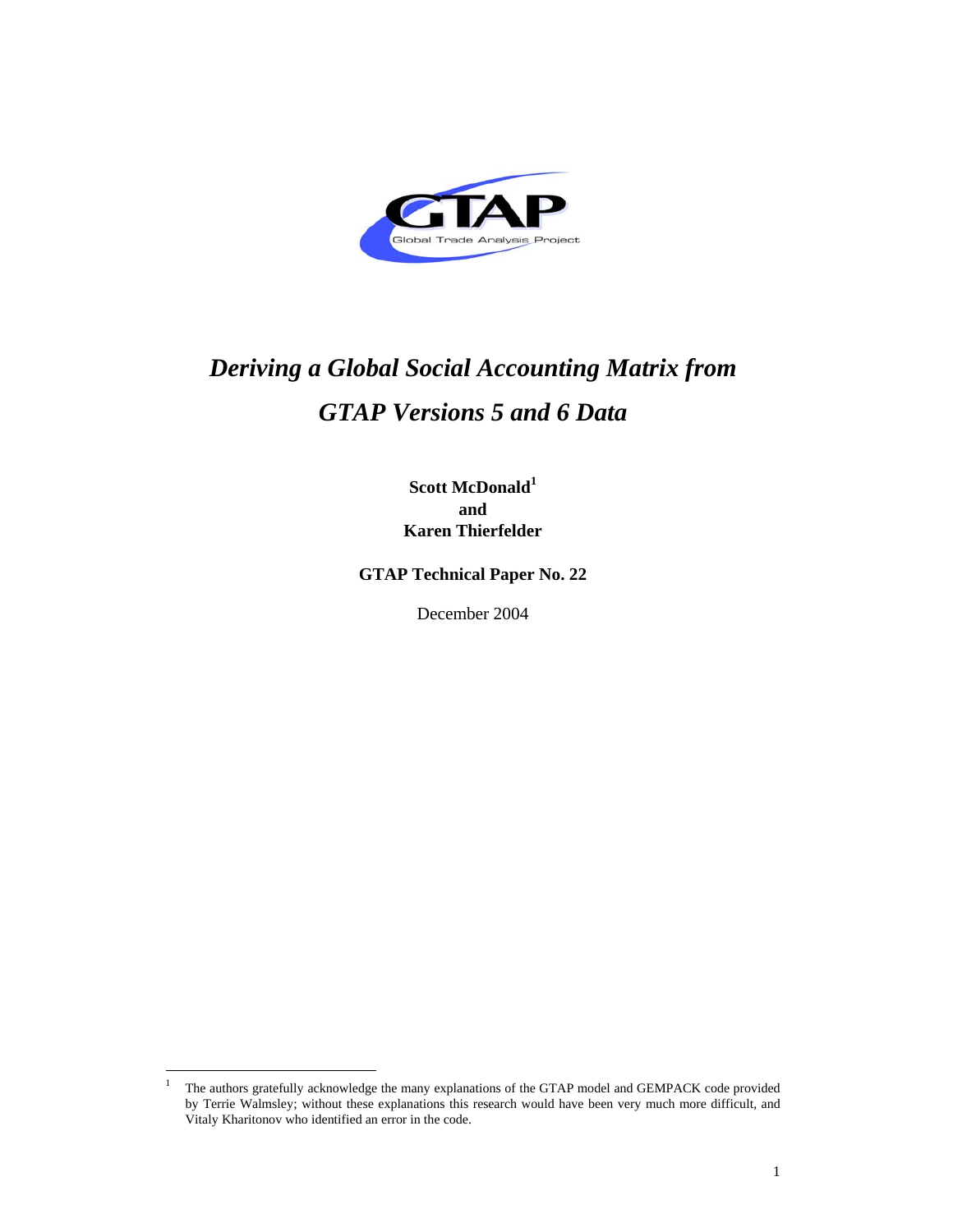GTAP

Global Trade Analysis Project

# *Deriving a Global Social Accounting Matrix from GTAP Versions 5 and 6 Data*

**Scott McDonald[1]**
**and**
**Karen Thierfelder**

**GTAP Technical Paper No. 22**

December 2004

[1] The authors gratefully acknowledge the many explanations of the GTAP model and GEMPACK code provided by Terrie Walmsley; without these explanations this research would have been very much more difficult, and Vitaly Kharitonov who identified an error in the code.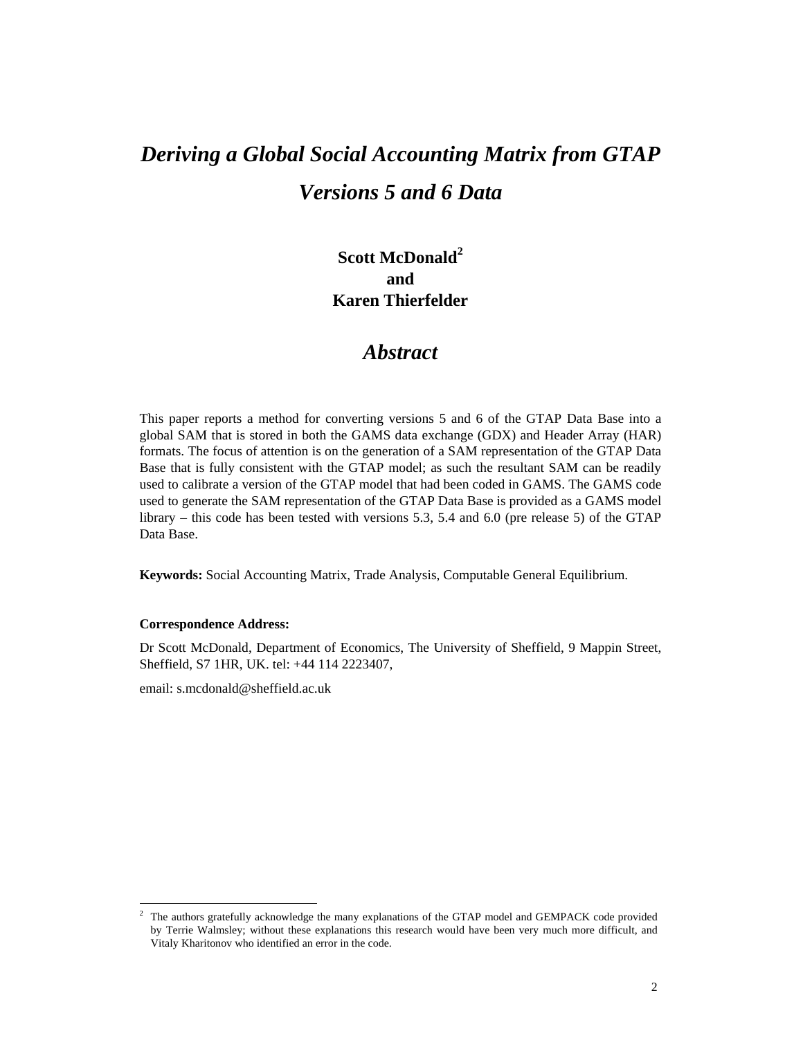# *Deriving a Global Social Accounting Matrix from GTAP Versions 5 and 6 Data*

**Scott McDonald[2]**
**and**
**Karen Thierfelder**

## *Abstract*

This paper reports a method for converting versions 5 and 6 of the GTAP Data Base into a global SAM that is stored in both the GAMS data exchange (GDX) and Header Array (HAR) formats. The focus of attention is on the generation of a SAM representation of the GTAP Data Base that is fully consistent with the GTAP model; as such the resultant SAM can be readily used to calibrate a version of the GTAP model that had been coded in GAMS. The GAMS code used to generate the SAM representation of the GTAP Data Base is provided as a GAMS model library – this code has been tested with versions 5.3, 5.4 and 6.0 (pre release 5) of the GTAP Data Base.

**Keywords:** Social Accounting Matrix, Trade Analysis, Computable General Equilibrium.

**Correspondence Address:**

Dr Scott McDonald, Department of Economics, The University of Sheffield, 9 Mappin Street, Sheffield, S7 1HR, UK. tel: +44 114 2223407,

email: s.mcdonald@sheffield.ac.uk

---

[2] The authors gratefully acknowledge the many explanations of the GTAP model and GEMPACK code provided by Terrie Walmsley; without these explanations this research would have been very much more difficult, and Vitaly Kharitonov who identified an error in the code.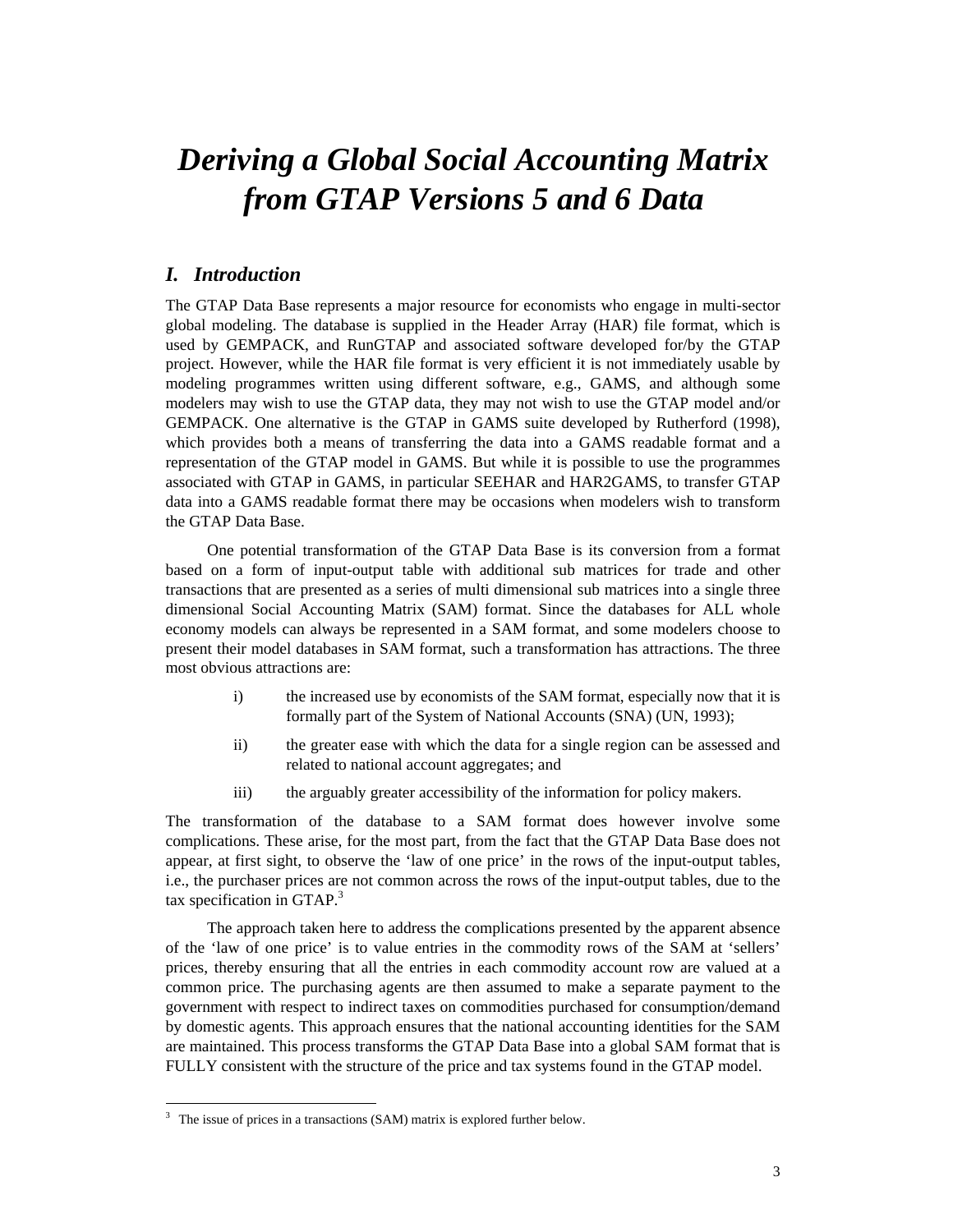# *Deriving a Global Social Accounting Matrix from GTAP Versions 5 and 6 Data*

## *I. Introduction*

The GTAP Data Base represents a major resource for economists who engage in multi-sector global modeling. The database is supplied in the Header Array (HAR) file format, which is used by GEMPACK, and RunGTAP and associated software developed for/by the GTAP project. However, while the HAR file format is very efficient it is not immediately usable by modeling programmes written using different software, e.g., GAMS, and although some modelers may wish to use the GTAP data, they may not wish to use the GTAP model and/or GEMPACK. One alternative is the GTAP in GAMS suite developed by Rutherford (1998), which provides both a means of transferring the data into a GAMS readable format and a representation of the GTAP model in GAMS. But while it is possible to use the programmes associated with GTAP in GAMS, in particular SEEHAR and HAR2GAMS, to transfer GTAP data into a GAMS readable format there may be occasions when modelers wish to transform the GTAP Data Base.

One potential transformation of the GTAP Data Base is its conversion from a format based on a form of input-output table with additional sub matrices for trade and other transactions that are presented as a series of multi dimensional sub matrices into a single three dimensional Social Accounting Matrix (SAM) format. Since the databases for ALL whole economy models can always be represented in a SAM format, and some modelers choose to present their model databases in SAM format, such a transformation has attractions. The three most obvious attractions are:

i) the increased use by economists of the SAM format, especially now that it is formally part of the System of National Accounts (SNA) (UN, 1993);

ii) the greater ease with which the data for a single region can be assessed and related to national account aggregates; and

iii) the arguably greater accessibility of the information for policy makers.

The transformation of the database to a SAM format does however involve some complications. These arise, for the most part, from the fact that the GTAP Data Base does not appear, at first sight, to observe the 'law of one price' in the rows of the input-output tables, i.e., the purchaser prices are not common across the rows of the input-output tables, due to the tax specification in GTAP.[3]

The approach taken here to address the complications presented by the apparent absence of the 'law of one price' is to value entries in the commodity rows of the SAM at 'sellers' prices, thereby ensuring that all the entries in each commodity account row are valued at a common price. The purchasing agents are then assumed to make a separate payment to the government with respect to indirect taxes on commodities purchased for consumption/demand by domestic agents. This approach ensures that the national accounting identities for the SAM are maintained. This process transforms the GTAP Data Base into a global SAM format that is FULLY consistent with the structure of the price and tax systems found in the GTAP model.

[3] The issue of prices in a transactions (SAM) matrix is explored further below.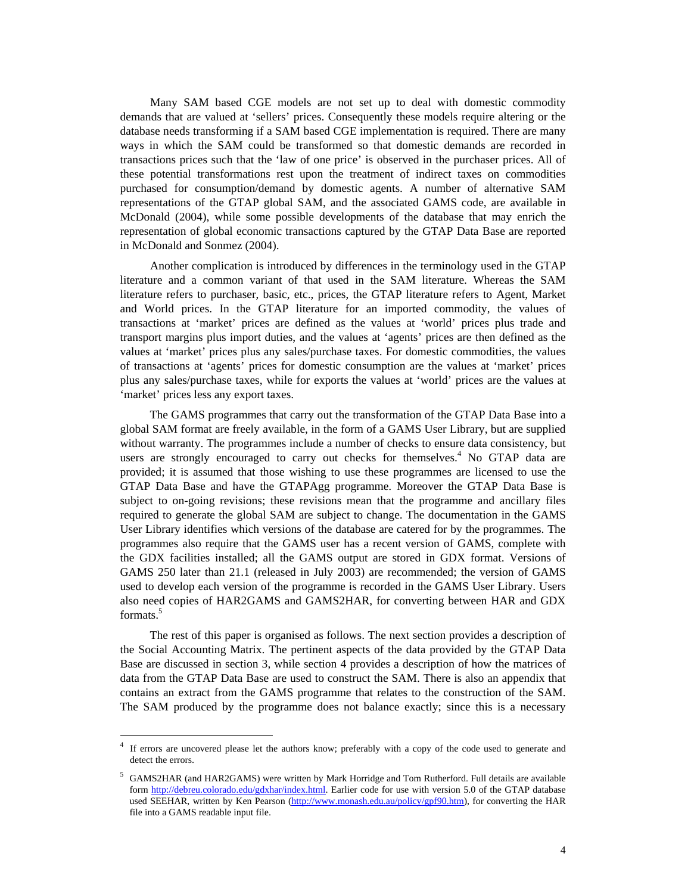Many SAM based CGE models are not set up to deal with domestic commodity demands that are valued at 'sellers' prices. Consequently these models require altering or the database needs transforming if a SAM based CGE implementation is required. There are many ways in which the SAM could be transformed so that domestic demands are recorded in transactions prices such that the 'law of one price' is observed in the purchaser prices. All of these potential transformations rest upon the treatment of indirect taxes on commodities purchased for consumption/demand by domestic agents. A number of alternative SAM representations of the GTAP global SAM, and the associated GAMS code, are available in McDonald (2004), while some possible developments of the database that may enrich the representation of global economic transactions captured by the GTAP Data Base are reported in McDonald and Sonmez (2004).

Another complication is introduced by differences in the terminology used in the GTAP literature and a common variant of that used in the SAM literature. Whereas the SAM literature refers to purchaser, basic, etc., prices, the GTAP literature refers to Agent, Market and World prices. In the GTAP literature for an imported commodity, the values of transactions at 'market' prices are defined as the values at 'world' prices plus trade and transport margins plus import duties, and the values at 'agents' prices are then defined as the values at 'market' prices plus any sales/purchase taxes. For domestic commodities, the values of transactions at 'agents' prices for domestic consumption are the values at 'market' prices plus any sales/purchase taxes, while for exports the values at 'world' prices are the values at 'market' prices less any export taxes.

The GAMS programmes that carry out the transformation of the GTAP Data Base into a global SAM format are freely available, in the form of a GAMS User Library, but are supplied without warranty. The programmes include a number of checks to ensure data consistency, but users are strongly encouraged to carry out checks for themselves.[4] No GTAP data are provided; it is assumed that those wishing to use these programmes are licensed to use the GTAP Data Base and have the GTAPAgg programme. Moreover the GTAP Data Base is subject to on-going revisions; these revisions mean that the programme and ancillary files required to generate the global SAM are subject to change. The documentation in the GAMS User Library identifies which versions of the database are catered for by the programmes. The programmes also require that the GAMS user has a recent version of GAMS, complete with the GDX facilities installed; all the GAMS output are stored in GDX format. Versions of GAMS 250 later than 21.1 (released in July 2003) are recommended; the version of GAMS used to develop each version of the programme is recorded in the GAMS User Library. Users also need copies of HAR2GAMS and GAMS2HAR, for converting between HAR and GDX formats.[5]

The rest of this paper is organised as follows. The next section provides a description of the Social Accounting Matrix. The pertinent aspects of the data provided by the GTAP Data Base are discussed in section 3, while section 4 provides a description of how the matrices of data from the GTAP Data Base are used to construct the SAM. There is also an appendix that contains an extract from the GAMS programme that relates to the construction of the SAM. The SAM produced by the programme does not balance exactly; since this is a necessary

---

[4] If errors are uncovered please let the authors know; preferably with a copy of the code used to generate and detect the errors.

[5] GAMS2HAR (and HAR2GAMS) were written by Mark Horridge and Tom Rutherford. Full details are available form http://debreu.colorado.edu/gdxhar/index.html. Earlier code for use with version 5.0 of the GTAP database used SEEHAR, written by Ken Pearson (http://www.monash.edu.au/policy/gpf90.htm), for converting the HAR file into a GAMS readable input file.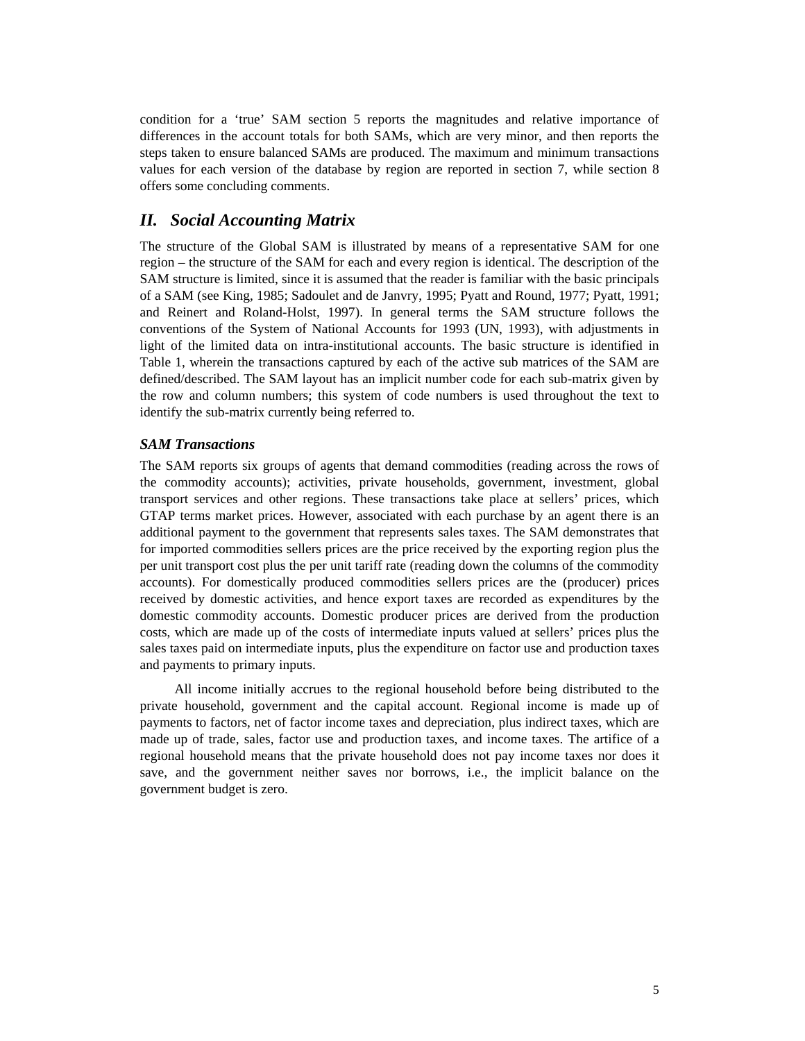condition for a 'true' SAM section 5 reports the magnitudes and relative importance of differences in the account totals for both SAMs, which are very minor, and then reports the steps taken to ensure balanced SAMs are produced. The maximum and minimum transactions values for each version of the database by region are reported in section 7, while section 8 offers some concluding comments.

## *II. Social Accounting Matrix*

The structure of the Global SAM is illustrated by means of a representative SAM for one region – the structure of the SAM for each and every region is identical. The description of the SAM structure is limited, since it is assumed that the reader is familiar with the basic principals of a SAM (see King, 1985; Sadoulet and de Janvry, 1995; Pyatt and Round, 1977; Pyatt, 1991; and Reinert and Roland-Holst, 1997). In general terms the SAM structure follows the conventions of the System of National Accounts for 1993 (UN, 1993), with adjustments in light of the limited data on intra-institutional accounts. The basic structure is identified in Table 1, wherein the transactions captured by each of the active sub matrices of the SAM are defined/described. The SAM layout has an implicit number code for each sub-matrix given by the row and column numbers; this system of code numbers is used throughout the text to identify the sub-matrix currently being referred to.

### *SAM Transactions*

The SAM reports six groups of agents that demand commodities (reading across the rows of the commodity accounts); activities, private households, government, investment, global transport services and other regions. These transactions take place at sellers' prices, which GTAP terms market prices. However, associated with each purchase by an agent there is an additional payment to the government that represents sales taxes. The SAM demonstrates that for imported commodities sellers prices are the price received by the exporting region plus the per unit transport cost plus the per unit tariff rate (reading down the columns of the commodity accounts). For domestically produced commodities sellers prices are the (producer) prices received by domestic activities, and hence export taxes are recorded as expenditures by the domestic commodity accounts. Domestic producer prices are derived from the production costs, which are made up of the costs of intermediate inputs valued at sellers' prices plus the sales taxes paid on intermediate inputs, plus the expenditure on factor use and production taxes and payments to primary inputs.

All income initially accrues to the regional household before being distributed to the private household, government and the capital account. Regional income is made up of payments to factors, net of factor income taxes and depreciation, plus indirect taxes, which are made up of trade, sales, factor use and production taxes, and income taxes. The artifice of a regional household means that the private household does not pay income taxes nor does it save, and the government neither saves nor borrows, i.e., the implicit balance on the government budget is zero.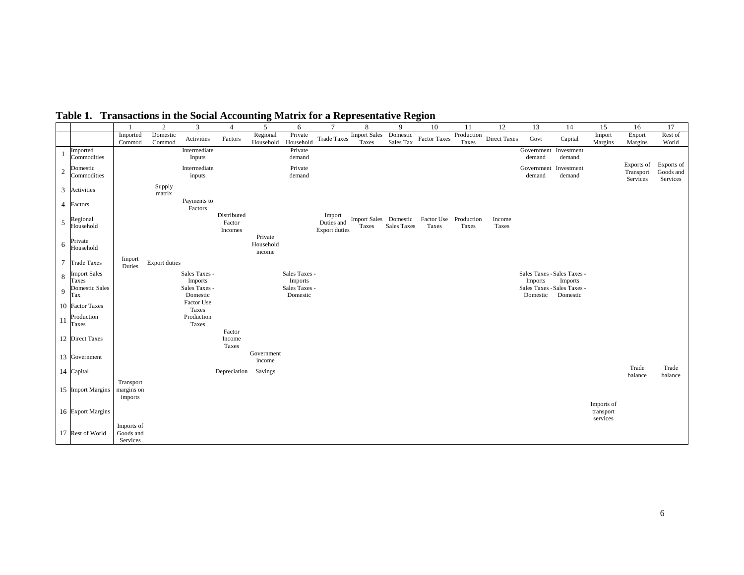**Table 1. Transactions in the Social Accounting Matrix for a Representative Region**

| | | 1 | 2 | 3 | 4 | 5 | 6 | 7 | 8 | 9 | 10 | 11 | 12 | 13 | 14 | 15 | 16 | 17 |
|---|---|---|---|---|---|---|---|---|---|---|---|---|---|---|---|---|---|---|
| | | Imported Commod | Domestic Commod | Activities | Factors | Regional Household | Private Household | Trade Taxes | Import Sales Taxes | Domestic Sales Tax | Factor Taxes | Production Taxes | Direct Taxes | Govt | Capital | Import Margins | Export Margins | Rest of World |
| 1 | Imported Commodities | | | Intermediate Inputs | | | Private demand | | | | | | | Government demand | Investment demand | | | |
| 2 | Domestic Commodities | | | Intermediate inputs | | | Private demand | | | | | | | Government demand | Investment demand | | Exports of Transport Services | Exports of Goods and Services |
| 3 | Activities | | Supply matrix | | | | | | | | | | | | | | | |
| 4 | Factors | | | Payments to Factors | | | | | | | | | | | | | | |
| 5 | Regional Household | | | | Distributed Factor Incomes | | | Import Duties and Export duties | Import Sales Taxes | Domestic Sales Taxes | Factor Use Taxes | Production Taxes | Income Taxes | | | | | |
| 6 | Private Household | | | | | Private Household income | | | | | | | | | | | | |
| 7 | Trade Taxes | Import Duties | Export duties | | | | | | | | | | | | | | | |
| 8 | Import Sales Taxes | | | Sales Taxes - Imports | | | Sales Taxes - Imports | | | | | | | Sales Taxes - Imports | Sales Taxes - Imports | | | |
| 9 | Domestic Sales Tax | | | Sales Taxes - Domestic | | | Sales Taxes - Domestic | | | | | | | Sales Taxes - Domestic | Sales Taxes - Domestic | | | |
| 10 | Factor Taxes | | | Factor Use Taxes | | | | | | | | | | | | | | |
| 11 | Production Taxes | | | Production Taxes | | | | | | | | | | | | | | |
| 12 | Direct Taxes | | | | Factor Income Taxes | | | | | | | | | | | | | |
| 13 | Government | | | | | Government income | | | | | | | | | | | | |
| 14 | Capital | | | | Depreciation | Savings | | | | | | | | | | | Trade balance | Trade balance |
| 15 | Import Margins | Transport margins on imports | | | | | | | | | | | | | | | | |
| 16 | Export Margins | | | | | | | | | | | | | | | Imports of transport services | | |
| 17 | Rest of World | Imports of Goods and Services | | | | | | | | | | | | | | | | |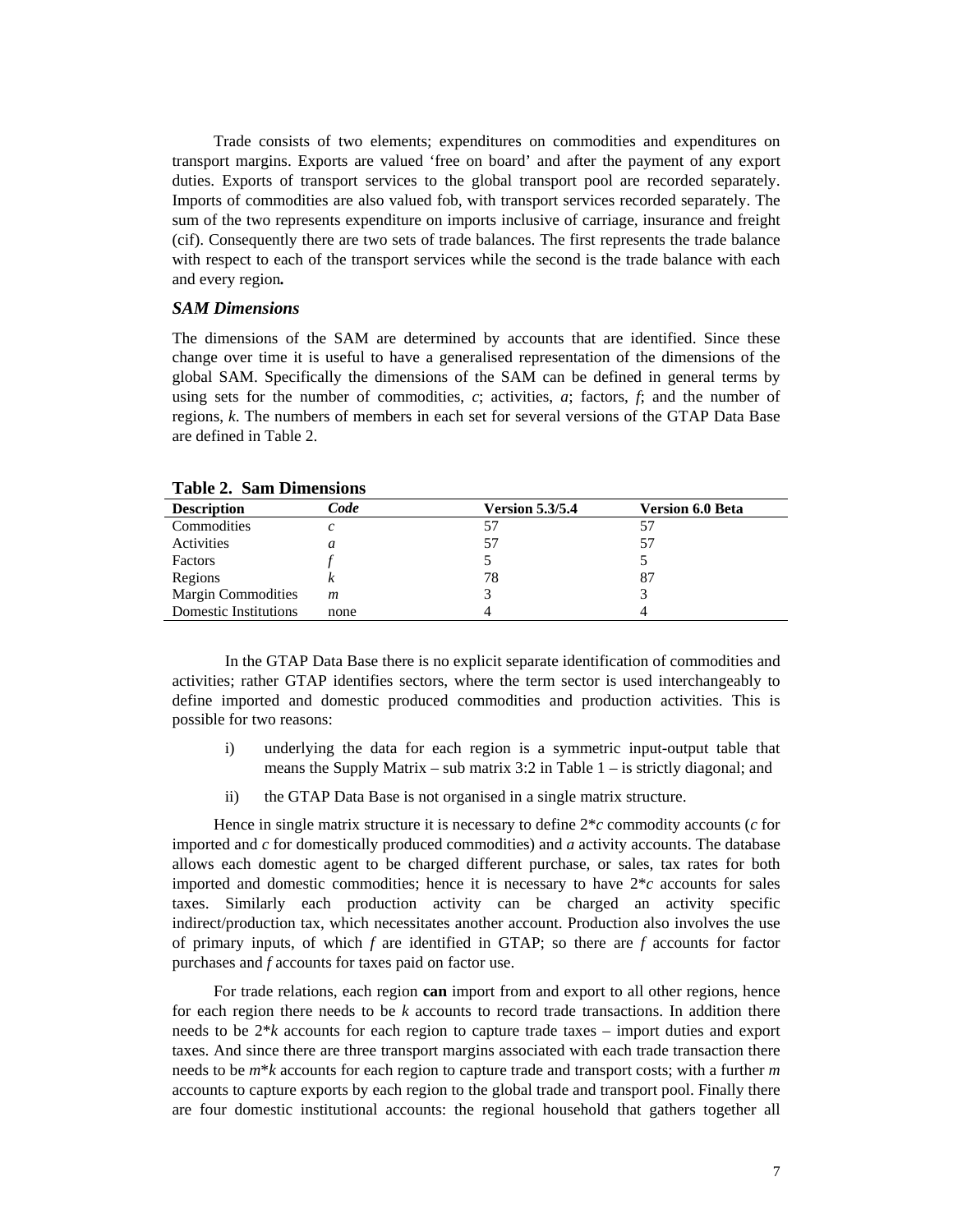Trade consists of two elements; expenditures on commodities and expenditures on transport margins. Exports are valued 'free on board' and after the payment of any export duties. Exports of transport services to the global transport pool are recorded separately. Imports of commodities are also valued fob, with transport services recorded separately. The sum of the two represents expenditure on imports inclusive of carriage, insurance and freight (cif). Consequently there are two sets of trade balances. The first represents the trade balance with respect to each of the transport services while the second is the trade balance with each and every region**.**

### *SAM Dimensions*

The dimensions of the SAM are determined by accounts that are identified. Since these change over time it is useful to have a generalised representation of the dimensions of the global SAM. Specifically the dimensions of the SAM can be defined in general terms by using sets for the number of commodities, *c*; activities, *a*; factors, *f*; and the number of regions, *k*. The numbers of members in each set for several versions of the GTAP Data Base are defined in Table 2.

**Table 2. Sam Dimensions**

| Description | *Code* | Version 5.3/5.4 | Version 6.0 Beta |
|---|---|---|---|
| Commodities | *c* | 57 | 57 |
| Activities | *a* | 57 | 57 |
| Factors | *f* | 5 | 5 |
| Regions | *k* | 78 | 87 |
| Margin Commodities | *m* | 3 | 3 |
| Domestic Institutions | none | 4 | 4 |

In the GTAP Data Base there is no explicit separate identification of commodities and activities; rather GTAP identifies sectors, where the term sector is used interchangeably to define imported and domestic produced commodities and production activities. This is possible for two reasons:

i) underlying the data for each region is a symmetric input-output table that means the Supply Matrix – sub matrix 3:2 in Table 1 – is strictly diagonal; and

ii) the GTAP Data Base is not organised in a single matrix structure.

Hence in single matrix structure it is necessary to define 2\**c* commodity accounts (*c* for imported and *c* for domestically produced commodities) and *a* activity accounts. The database allows each domestic agent to be charged different purchase, or sales, tax rates for both imported and domestic commodities; hence it is necessary to have 2\**c* accounts for sales taxes. Similarly each production activity can be charged an activity specific indirect/production tax, which necessitates another account. Production also involves the use of primary inputs, of which *f* are identified in GTAP; so there are *f* accounts for factor purchases and *f* accounts for taxes paid on factor use.

For trade relations, each region **can** import from and export to all other regions, hence for each region there needs to be *k* accounts to record trade transactions. In addition there needs to be 2\**k* accounts for each region to capture trade taxes – import duties and export taxes. And since there are three transport margins associated with each trade transaction there needs to be *m*\**k* accounts for each region to capture trade and transport costs; with a further *m* accounts to capture exports by each region to the global trade and transport pool. Finally there are four domestic institutional accounts: the regional household that gathers together all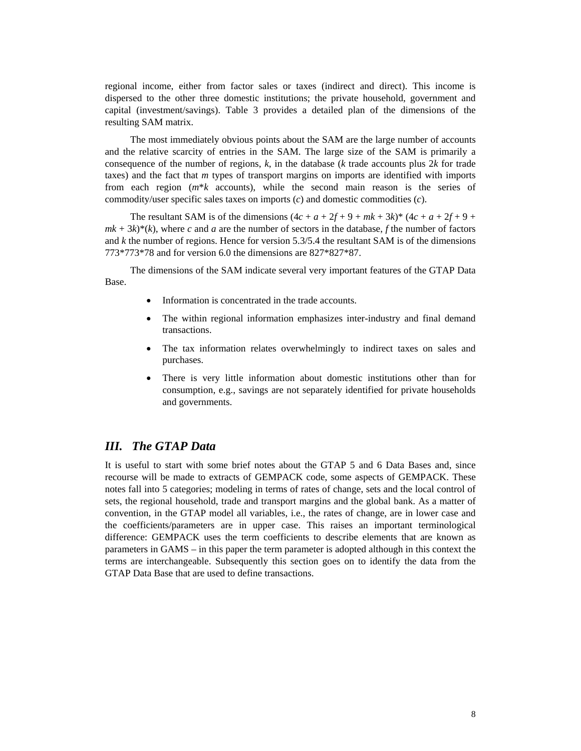regional income, either from factor sales or taxes (indirect and direct). This income is dispersed to the other three domestic institutions; the private household, government and capital (investment/savings). Table 3 provides a detailed plan of the dimensions of the resulting SAM matrix.

The most immediately obvious points about the SAM are the large number of accounts and the relative scarcity of entries in the SAM. The large size of the SAM is primarily a consequence of the number of regions, $k$, in the database ($k$ trade accounts plus $2k$ for trade taxes) and the fact that $m$ types of transport margins on imports are identified with imports from each region ($m*k$ accounts), while the second main reason is the series of commodity/user specific sales taxes on imports ($c$) and domestic commodities ($c$).

The resultant SAM is of the dimensions $(4c + a + 2f + 9 + mk + 3k)*(4c + a + 2f + 9 + mk + 3k)*(k)$, where $c$ and $a$ are the number of sectors in the database, $f$ the number of factors and $k$ the number of regions. Hence for version 5.3/5.4 the resultant SAM is of the dimensions 773*773*78 and for version 6.0 the dimensions are 827*827*87.

The dimensions of the SAM indicate several very important features of the GTAP Data Base.

- Information is concentrated in the trade accounts.
- The within regional information emphasizes inter-industry and final demand transactions.
- The tax information relates overwhelmingly to indirect taxes on sales and purchases.
- There is very little information about domestic institutions other than for consumption, e.g., savings are not separately identified for private households and governments.

## *III. The GTAP Data*

It is useful to start with some brief notes about the GTAP 5 and 6 Data Bases and, since recourse will be made to extracts of GEMPACK code, some aspects of GEMPACK. These notes fall into 5 categories; modeling in terms of rates of change, sets and the local control of sets, the regional household, trade and transport margins and the global bank. As a matter of convention, in the GTAP model all variables, i.e., the rates of change, are in lower case and the coefficients/parameters are in upper case. This raises an important terminological difference: GEMPACK uses the term coefficients to describe elements that are known as parameters in GAMS – in this paper the term parameter is adopted although in this context the terms are interchangeable. Subsequently this section goes on to identify the data from the GTAP Data Base that are used to define transactions.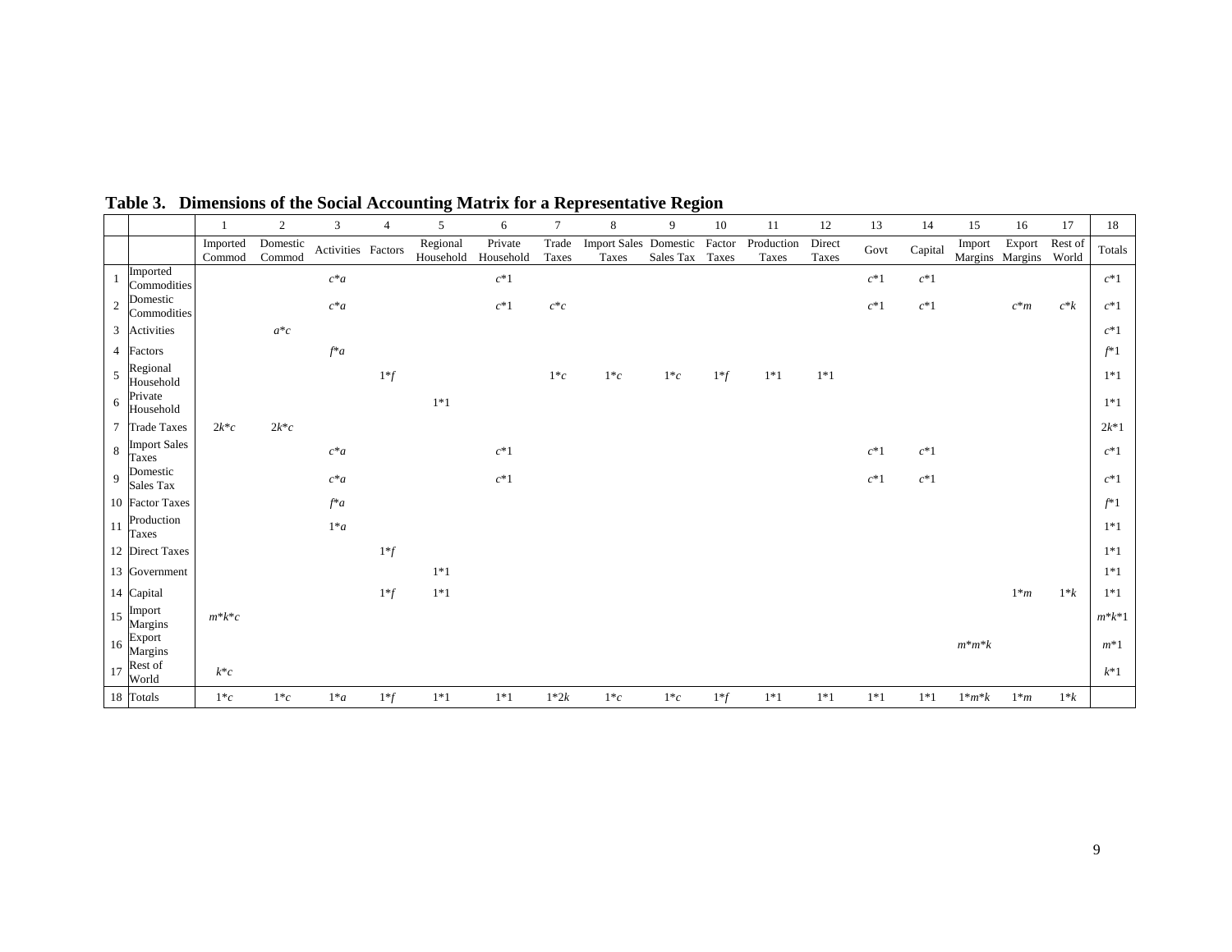**Table 3. Dimensions of the Social Accounting Matrix for a Representative Region**

| | | 1 | 2 | 3 | 4 | 5 | 6 | 7 | 8 | 9 | 10 | 11 | 12 | 13 | 14 | 15 | 16 | 17 | 18 |
|---|---|---|---|---|---|---|---|---|---|---|---|---|---|---|---|---|---|---|---|
| | | Imported Commod | Domestic Commod | Activities | Factors | Regional Household | Private Household | Trade Taxes | Import Sales Taxes | Domestic Sales Tax | Factor Taxes | Production Taxes | Direct Taxes | Govt | Capital | Import Margins | Export Margins | Rest of World | Totals |
| 1 | Imported Commodities | | | $c$\*$a$ | | | $c$\*1 | | | | | | | $c$\*1 | $c$\*1 | | | | $c$\*1 |
| 2 | Domestic Commodities | | | $c$\*$a$ | | | $c$\*1 | $c$\*$c$ | | | | | | $c$\*1 | $c$\*1 | | $c$\*$m$ | $c$\*$k$ | $c$\*1 |
| 3 | Activities | | $a$\*$c$ | | | | | | | | | | | | | | | | $c$\*1 |
| 4 | Factors | | | $f$\*$a$ | | | | | | | | | | | | | | | $f$\*1 |
| 5 | Regional Household | | | | 1\*$f$ | | | 1\*$c$ | 1\*$c$ | 1\*$c$ | 1\*$f$ | 1\*1 | 1\*1 | | | | | | 1\*1 |
| 6 | Private Household | | | | | 1\*1 | | | | | | | | | | | | | 1\*1 |
| 7 | Trade Taxes | 2$k$\*$c$ | 2$k$\*$c$ | | | | | | | | | | | | | | | | 2$k$\*1 |
| 8 | Import Sales Taxes | | | $c$\*$a$ | | | $c$\*1 | | | | | | | $c$\*1 | $c$\*1 | | | | $c$\*1 |
| 9 | Domestic Sales Tax | | | $c$\*$a$ | | | $c$\*1 | | | | | | | $c$\*1 | $c$\*1 | | | | $c$\*1 |
| 10 | Factor Taxes | | | $f$\*$a$ | | | | | | | | | | | | | | | $f$\*1 |
| 11 | Production Taxes | | | 1\*$a$ | | | | | | | | | | | | | | | 1\*1 |
| 12 | Direct Taxes | | | | 1\*$f$ | | | | | | | | | | | | | | 1\*1 |
| 13 | Government | | | | | 1\*1 | | | | | | | | | | | | | 1\*1 |
| 14 | Capital | | | | 1\*$f$ | 1\*1 | | | | | | | | | | | 1\*$m$ | 1\*$k$ | 1\*1 |
| 15 | Import Margins | $m$\*$k$\*$c$ | | | | | | | | | | | | | | | | | $m$\*$k$\*1 |
| 16 | Export Margins | | | | | | | | | | | | | | | $m$\*$m$\*$k$ | | | $m$\*1 |
| 17 | Rest of World | $k$\*$c$ | | | | | | | | | | | | | | | | | $k$\*1 |
| 18 | Totals | 1\*$c$ | 1\*$c$ | 1\*$a$ | 1\*$f$ | 1\*1 | 1\*1 | 1\*2$k$ | 1\*$c$ | 1\*$c$ | 1\*$f$ | 1\*1 | 1\*1 | 1\*1 | 1\*1 | 1\*$m$\*$k$ | 1\*$m$ | 1\*$k$ | |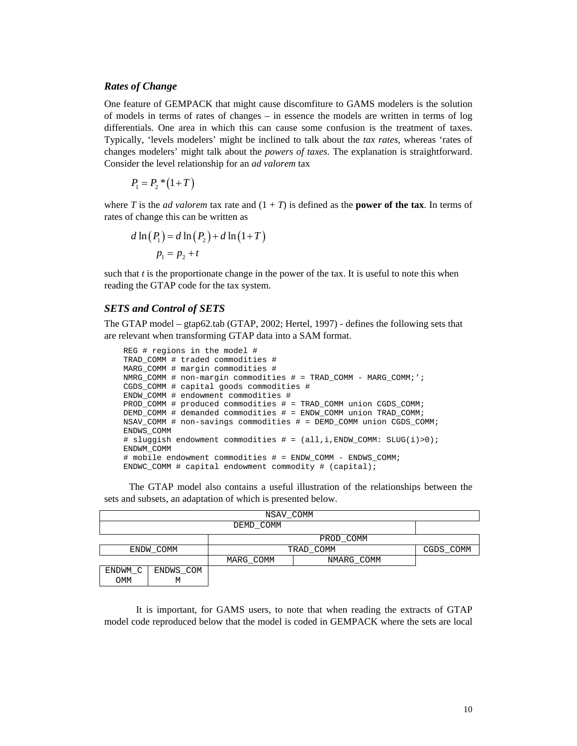### *Rates of Change*

One feature of GEMPACK that might cause discomfiture to GAMS modelers is the solution of models in terms of rates of changes – in essence the models are written in terms of log differentials. One area in which this can cause some confusion is the treatment of taxes. Typically, 'levels modelers' might be inclined to talk about the *tax rates*, whereas 'rates of changes modelers' might talk about the *powers of taxes*. The explanation is straightforward. Consider the level relationship for an *ad valorem* tax

$$P_1 = P_2 * (1+T)$$

where $T$ is the *ad valorem* tax rate and $(1 + T)$ is defined as the **power of the tax**. In terms of rates of change this can be written as

$$d\ln(P_1) = d\ln(P_2) + d\ln(1+T)$$
$$p_1 = p_2 + t$$

such that $t$ is the proportionate change in the power of the tax. It is useful to note this when reading the GTAP code for the tax system.

### *SETS and Control of SETS*

The GTAP model – gtap62.tab (GTAP, 2002; Hertel, 1997) - defines the following sets that are relevant when transforming GTAP data into a SAM format.

```
REG # regions in the model #
TRAD_COMM # traded commodities #
MARG_COMM # margin commodities #
NMRG_COMM # non-margin commodities # = TRAD_COMM - MARG_COMM;';
CGDS_COMM # capital goods commodities #
ENDW_COMM # endowment commodities #
PROD_COMM # produced commodities # = TRAD_COMM union CGDS_COMM;
DEMD_COMM # demanded commodities # = ENDW_COMM union TRAD_COMM;
NSAV_COMM # non-savings commodities # = DEMD_COMM union CGDS_COMM;
ENDWS_COMM
# sluggish endowment commodities # = (all,i,ENDW_COMM: SLUG(i)>0);
ENDWM_COMM
# mobile endowment commodities # = ENDW_COMM - ENDWS_COMM;
ENDWC_COMM # capital endowment commodity # (capital);
```

The GTAP model also contains a useful illustration of the relationships between the sets and subsets, an adaptation of which is presented below.

| NSAV_COMM | | | | |
|---|---|---|---|---|
| DEMD_COMM | | | | |
| | | PROD_COMM | | |
| ENDW_COMM | | TRAD_COMM | | CGDS_COMM |
| | | MARG_COMM | NMARG_COMM | |
| ENDWM_COMM | ENDWS_COMM | | | |

It is important, for GAMS users, to note that when reading the extracts of GTAP model code reproduced below that the model is coded in GEMPACK where the sets are local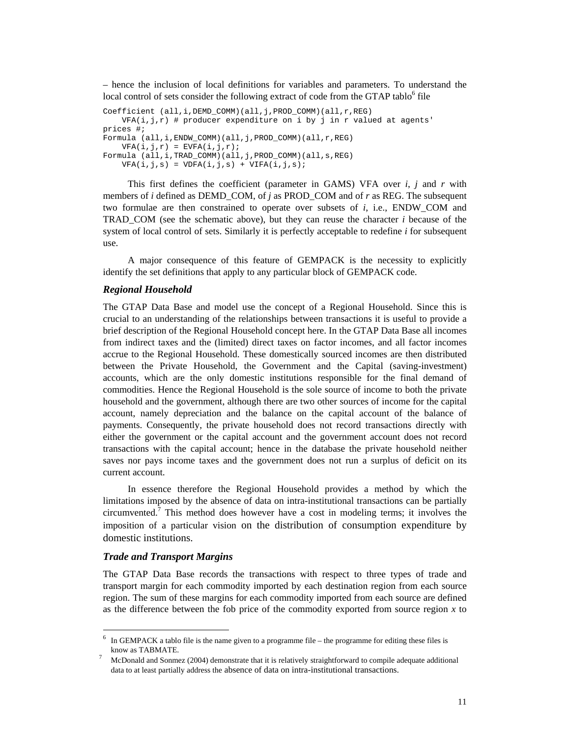– hence the inclusion of local definitions for variables and parameters. To understand the local control of sets consider the following extract of code from the GTAP tablo[6] file

```
Coefficient (all,i,DEMD_COMM)(all,j,PROD_COMM)(all,r,REG)
    VFA(i,j,r) # producer expenditure on i by j in r valued at agents'
prices #;
Formula (all,i,ENDW_COMM)(all,j,PROD_COMM)(all,r,REG)
    VFA(i,j,r) = EVFA(i,j,r);
Formula (all,i,TRAD_COMM)(all,j,PROD_COMM)(all,s,REG)
    VFA(i,j,s) = VDFA(i,j,s) + VIFA(i,j,s);
```

This first defines the coefficient (parameter in GAMS) VFA over *i*, *j* and *r* with members of *i* defined as DEMD_COM, of *j* as PROD_COM and of *r* as REG. The subsequent two formulae are then constrained to operate over subsets of *i*, i.e., ENDW_COM and TRAD_COM (see the schematic above), but they can reuse the character *i* because of the system of local control of sets. Similarly it is perfectly acceptable to redefine *i* for subsequent use.

A major consequence of this feature of GEMPACK is the necessity to explicitly identify the set definitions that apply to any particular block of GEMPACK code.

### *Regional Household*

The GTAP Data Base and model use the concept of a Regional Household. Since this is crucial to an understanding of the relationships between transactions it is useful to provide a brief description of the Regional Household concept here. In the GTAP Data Base all incomes from indirect taxes and the (limited) direct taxes on factor incomes, and all factor incomes accrue to the Regional Household. These domestically sourced incomes are then distributed between the Private Household, the Government and the Capital (saving-investment) accounts, which are the only domestic institutions responsible for the final demand of commodities. Hence the Regional Household is the sole source of income to both the private household and the government, although there are two other sources of income for the capital account, namely depreciation and the balance on the capital account of the balance of payments. Consequently, the private household does not record transactions directly with either the government or the capital account and the government account does not record transactions with the capital account; hence in the database the private household neither saves nor pays income taxes and the government does not run a surplus of deficit on its current account.

In essence therefore the Regional Household provides a method by which the limitations imposed by the absence of data on intra-institutional transactions can be partially circumvented.[7] This method does however have a cost in modeling terms; it involves the imposition of a particular vision on the distribution of consumption expenditure by domestic institutions.

### *Trade and Transport Margins*

The GTAP Data Base records the transactions with respect to three types of trade and transport margin for each commodity imported by each destination region from each source region. The sum of these margins for each commodity imported from each source are defined as the difference between the fob price of the commodity exported from source region *x* to

---

[6] In GEMPACK a tablo file is the name given to a programme file – the programme for editing these files is know as TABMATE.

[7] McDonald and Sonmez (2004) demonstrate that it is relatively straightforward to compile adequate additional data to at least partially address the absence of data on intra-institutional transactions.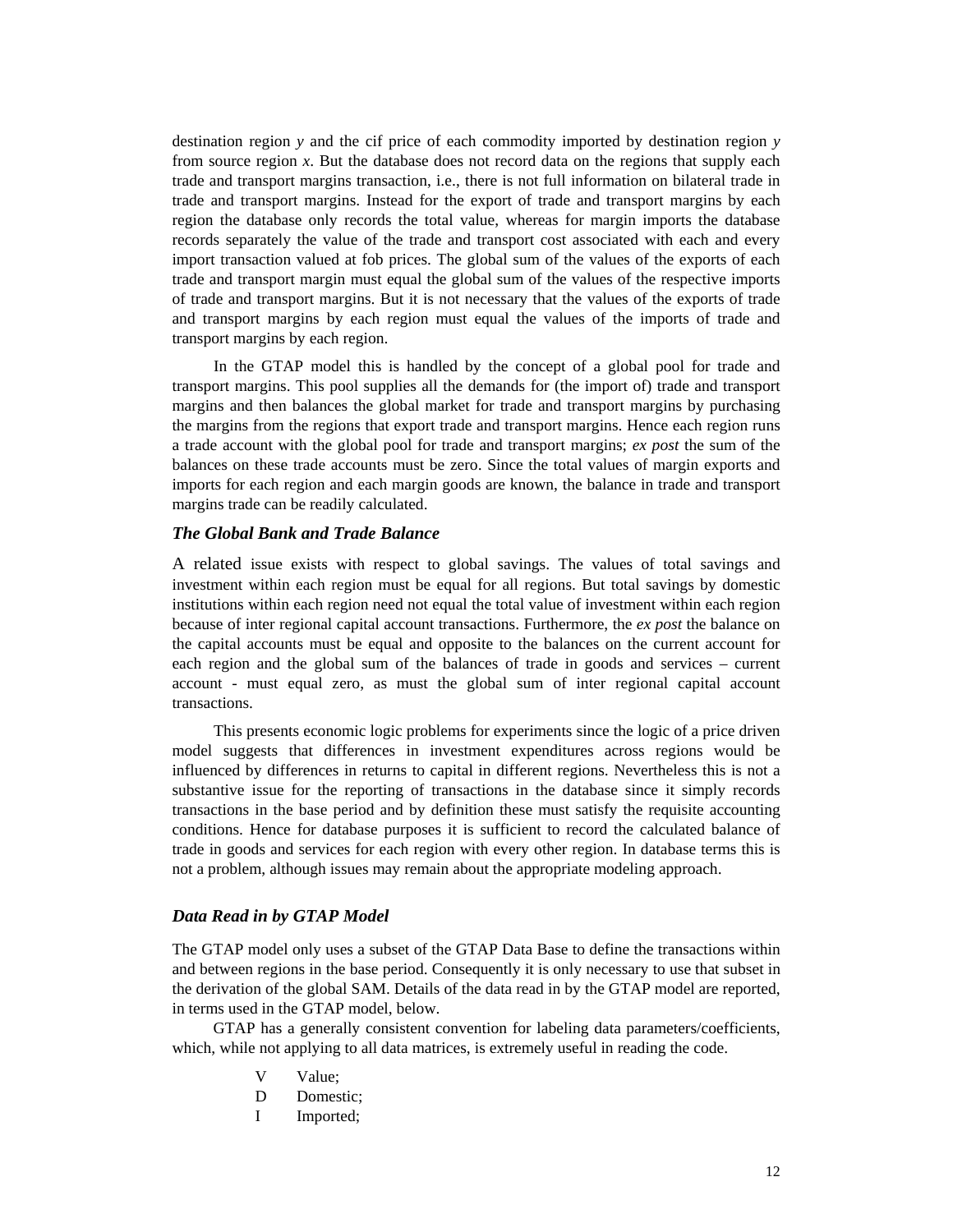destination region *y* and the cif price of each commodity imported by destination region *y* from source region *x*. But the database does not record data on the regions that supply each trade and transport margins transaction, i.e., there is not full information on bilateral trade in trade and transport margins. Instead for the export of trade and transport margins by each region the database only records the total value, whereas for margin imports the database records separately the value of the trade and transport cost associated with each and every import transaction valued at fob prices. The global sum of the values of the exports of each trade and transport margin must equal the global sum of the values of the respective imports of trade and transport margins. But it is not necessary that the values of the exports of trade and transport margins by each region must equal the values of the imports of trade and transport margins by each region.

In the GTAP model this is handled by the concept of a global pool for trade and transport margins. This pool supplies all the demands for (the import of) trade and transport margins and then balances the global market for trade and transport margins by purchasing the margins from the regions that export trade and transport margins. Hence each region runs a trade account with the global pool for trade and transport margins; *ex post* the sum of the balances on these trade accounts must be zero. Since the total values of margin exports and imports for each region and each margin goods are known, the balance in trade and transport margins trade can be readily calculated.

### *The Global Bank and Trade Balance*

A related issue exists with respect to global savings. The values of total savings and investment within each region must be equal for all regions. But total savings by domestic institutions within each region need not equal the total value of investment within each region because of inter regional capital account transactions. Furthermore, the *ex post* the balance on the capital accounts must be equal and opposite to the balances on the current account for each region and the global sum of the balances of trade in goods and services – current account - must equal zero, as must the global sum of inter regional capital account transactions.

This presents economic logic problems for experiments since the logic of a price driven model suggests that differences in investment expenditures across regions would be influenced by differences in returns to capital in different regions. Nevertheless this is not a substantive issue for the reporting of transactions in the database since it simply records transactions in the base period and by definition these must satisfy the requisite accounting conditions. Hence for database purposes it is sufficient to record the calculated balance of trade in goods and services for each region with every other region. In database terms this is not a problem, although issues may remain about the appropriate modeling approach.

### *Data Read in by GTAP Model*

The GTAP model only uses a subset of the GTAP Data Base to define the transactions within and between regions in the base period. Consequently it is only necessary to use that subset in the derivation of the global SAM. Details of the data read in by the GTAP model are reported, in terms used in the GTAP model, below.

GTAP has a generally consistent convention for labeling data parameters/coefficients, which, while not applying to all data matrices, is extremely useful in reading the code.

- V Value;
- D Domestic;
- I Imported;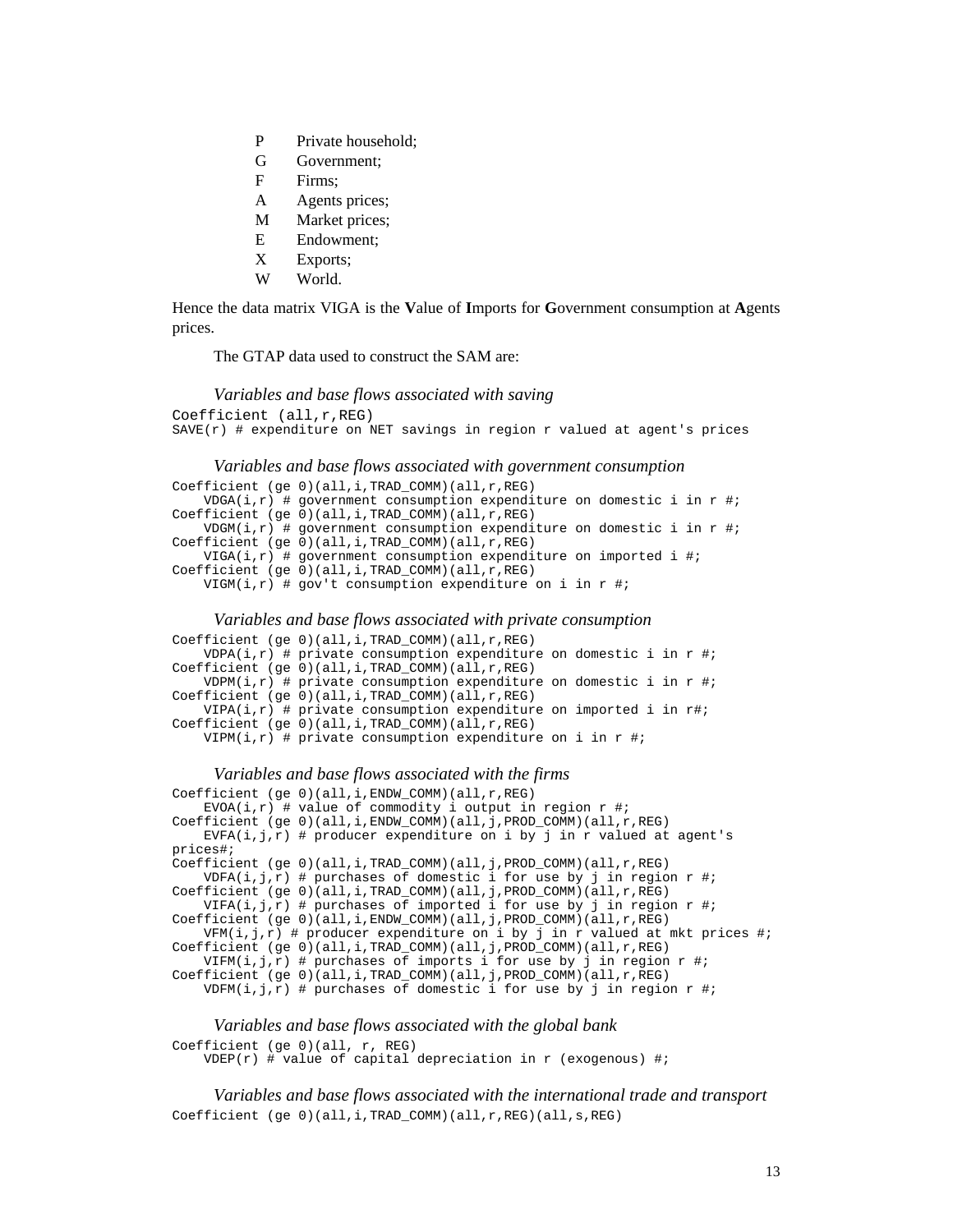- P Private household;
- G Government;
- F Firms;
- A Agents prices;
- M Market prices;
- E Endowment;
- X Exports;
- W World.

Hence the data matrix VIGA is the **V**alue of **I**mports for **G**overnment consumption at **A**gents prices.

The GTAP data used to construct the SAM are:

*Variables and base flows associated with saving*

```
Coefficient (all,r,REG)
SAVE(r) # expenditure on NET savings in region r valued at agent's prices
```

*Variables and base flows associated with government consumption*

```
Coefficient (ge 0)(all,i,TRAD_COMM)(all,r,REG)
    VDGA(i,r) # government consumption expenditure on domestic i in r #;
Coefficient (ge 0)(all,i,TRAD_COMM)(all,r,REG)
    VDGM(i,r) # government consumption expenditure on domestic i in r #;
Coefficient (ge 0)(all,i,TRAD_COMM)(all,r,REG)
    VIGA(i,r) # government consumption expenditure on imported i #;
Coefficient (ge 0)(all,i,TRAD_COMM)(all,r,REG)
    VIGM(i,r) # gov't consumption expenditure on i in r #;
```

*Variables and base flows associated with private consumption*

```
Coefficient (ge 0)(all,i,TRAD_COMM)(all,r,REG)
    VDPA(i,r) # private consumption expenditure on domestic i in r #;
Coefficient (ge 0)(all,i,TRAD_COMM)(all,r,REG)
    VDPM(i,r) # private consumption expenditure on domestic i in r #;
Coefficient (ge 0)(all,i,TRAD_COMM)(all,r,REG)
    VIPA(i,r) # private consumption expenditure on imported i in r#;
Coefficient (ge 0)(all,i,TRAD_COMM)(all,r,REG)
    VIPM(i,r) # private consumption expenditure on i in r #;
```

*Variables and base flows associated with the firms*

```
Coefficient (ge 0)(all,i,ENDW_COMM)(all,r,REG)
    EVOA(i,r) # value of commodity i output in region r #;
Coefficient (ge 0)(all,i,ENDW_COMM)(all,j,PROD_COMM)(all,r,REG)
    EVFA(i,j,r) # producer expenditure on i by j in r valued at agent's
prices#;
Coefficient (ge 0)(all,i,TRAD_COMM)(all,j,PROD_COMM)(all,r,REG)
    VDFA(i,j,r) # purchases of domestic i for use by j in region r #;
Coefficient (ge 0)(all,i,TRAD_COMM)(all,j,PROD_COMM)(all,r,REG)
    VIFA(i,j,r) # purchases of imported i for use by j in region r #;
Coefficient (ge 0)(all,i,ENDW_COMM)(all,j,PROD_COMM)(all,r,REG)
    VFM(i,j,r) # producer expenditure on i by j in r valued at mkt prices #;
Coefficient (ge 0)(all,i,TRAD_COMM)(all,j,PROD_COMM)(all,r,REG)
    VIFM(i,j,r) # purchases of imports i for use by j in region r #;
Coefficient (ge 0)(all,i,TRAD_COMM)(all,j,PROD_COMM)(all,r,REG)
    VDFM(i,j,r) # purchases of domestic i for use by j in region r #;
```

*Variables and base flows associated with the global bank*

```
Coefficient (ge 0)(all, r, REG)
    VDEP(r) # value of capital depreciation in r (exogenous) #;
```

*Variables and base flows associated with the international trade and transport*

```
Coefficient (ge 0)(all,i,TRAD_COMM)(all,r,REG)(all,s,REG)
```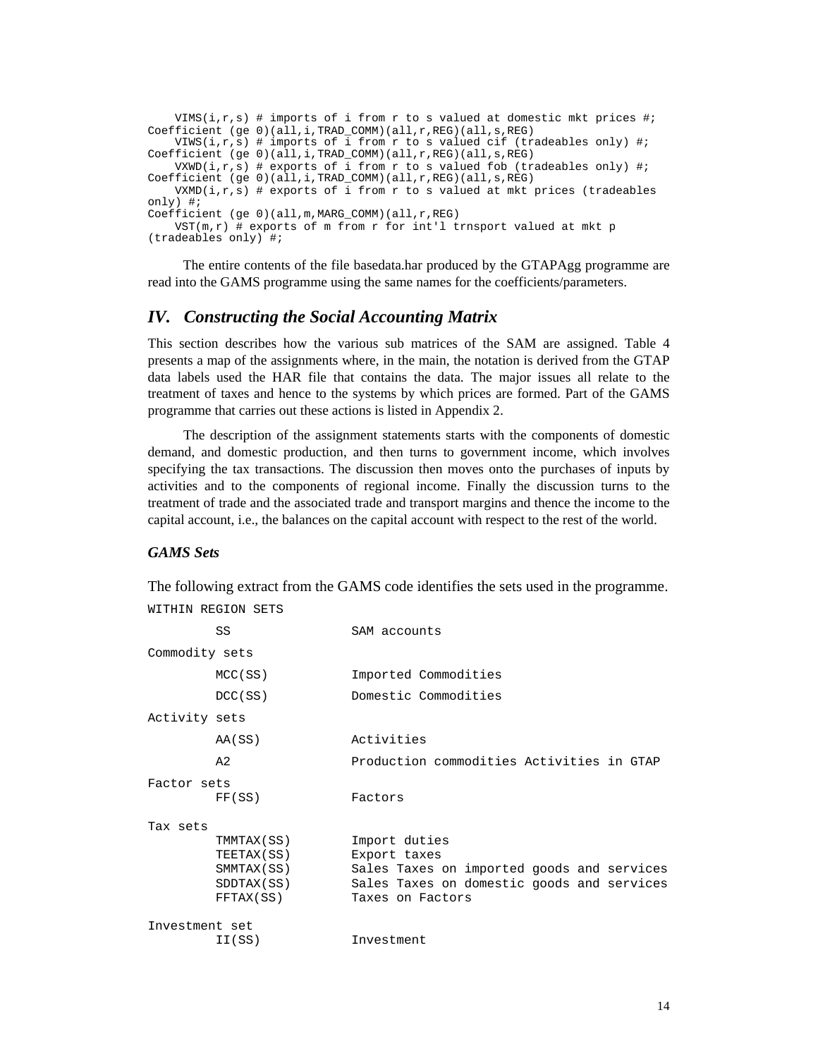```
    VIMS(i,r,s) # imports of i from r to s valued at domestic mkt prices #;
Coefficient (ge 0)(all,i,TRAD_COMM)(all,r,REG)(all,s,REG)
    VIWS(i,r,s) # imports of i from r to s valued cif (tradeables only) #;
Coefficient (ge 0)(all,i,TRAD_COMM)(all,r,REG)(all,s,REG)
    VXWD(i,r,s) # exports of i from r to s valued fob (tradeables only) #;
Coefficient (ge 0)(all,i,TRAD_COMM)(all,r,REG)(all,s,REG)
    VXMD(i,r,s) # exports of i from r to s valued at mkt prices (tradeables
only) #;
Coefficient (ge 0)(all,m,MARG_COMM)(all,r,REG)
    VST(m,r) # exports of m from r for int'l trnsport valued at mkt p
(tradeables only) #;
```

The entire contents of the file basedata.har produced by the GTAPAgg programme are read into the GAMS programme using the same names for the coefficients/parameters.

## *IV. Constructing the Social Accounting Matrix*

This section describes how the various sub matrices of the SAM are assigned. Table 4 presents a map of the assignments where, in the main, the notation is derived from the GTAP data labels used the HAR file that contains the data. The major issues all relate to the treatment of taxes and hence to the systems by which prices are formed. Part of the GAMS programme that carries out these actions is listed in Appendix 2.

The description of the assignment statements starts with the components of domestic demand, and domestic production, and then turns to government income, which involves specifying the tax transactions. The discussion then moves onto the purchases of inputs by activities and to the components of regional income. Finally the discussion turns to the treatment of trade and the associated trade and transport margins and thence the income to the capital account, i.e., the balances on the capital account with respect to the rest of the world.

### *GAMS Sets*

The following extract from the GAMS code identifies the sets used in the programme.

```
WITHIN REGION SETS

        SS              SAM accounts

Commodity sets

        MCC(SS)         Imported Commodities

        DCC(SS)         Domestic Commodities

Activity sets

        AA(SS)          Activities

        A2              Production commodities Activities in GTAP

Factor sets
        FF(SS)          Factors

Tax sets
        TMMTAX(SS)      Import duties
        TEETAX(SS)      Export taxes
        SMMTAX(SS)      Sales Taxes on imported goods and services
        SDDTAX(SS)      Sales Taxes on domestic goods and services
        FFTAX(SS)       Taxes on Factors

Investment set
        II(SS)          Investment
```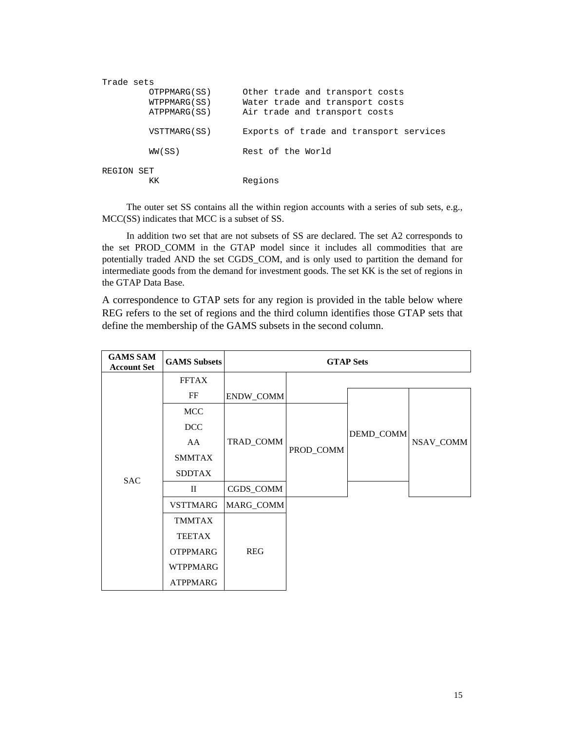```
Trade sets
        OTPPMARG(SS)      Other trade and transport costs
        WTPPMARG(SS)      Water trade and transport costs
        ATPPMARG(SS)      Air trade and transport costs

        VSTTMARG(SS)      Exports of trade and transport services

        WW(SS)            Rest of the World

REGION SET
        KK                Regions
```

The outer set SS contains all the within region accounts with a series of sub sets, e.g., MCC(SS) indicates that MCC is a subset of SS.

In addition two set that are not subsets of SS are declared. The set A2 corresponds to the set PROD_COMM in the GTAP model since it includes all commodities that are potentially traded AND the set CGDS_COM, and is only used to partition the demand for intermediate goods from the demand for investment goods. The set KK is the set of regions in the GTAP Data Base.

A correspondence to GTAP sets for any region is provided in the table below where REG refers to the set of regions and the third column identifies those GTAP sets that define the membership of the GAMS subsets in the second column.

| GAMS SAM Account Set | GAMS Subsets | GTAP Sets | | | |
|---|---|---|---|---|---|
| SAC | FFTAX | ENDW_COMM | | | |
| | FF | ENDW_COMM | | DEMD_COMM | NSAV_COMM |
| | MCC | TRAD_COMM | PROD_COMM | DEMD_COMM | NSAV_COMM |
| | DCC | TRAD_COMM | PROD_COMM | DEMD_COMM | NSAV_COMM |
| | AA | TRAD_COMM | PROD_COMM | DEMD_COMM | NSAV_COMM |
| | SMMTAX | TRAD_COMM | PROD_COMM | DEMD_COMM | NSAV_COMM |
| | SDDTAX | TRAD_COMM | PROD_COMM | DEMD_COMM | NSAV_COMM |
| | II | CGDS_COMM | PROD_COMM | | NSAV_COMM |
| | VSTTMARG | MARG_COMM | | | |
| | TMMTAX | REG | | | |
| | TEETAX | REG | | | |
| | OTPPMARG | REG | | | |
| | WTPPMARG | REG | | | |
| | ATPPMARG | REG | | | |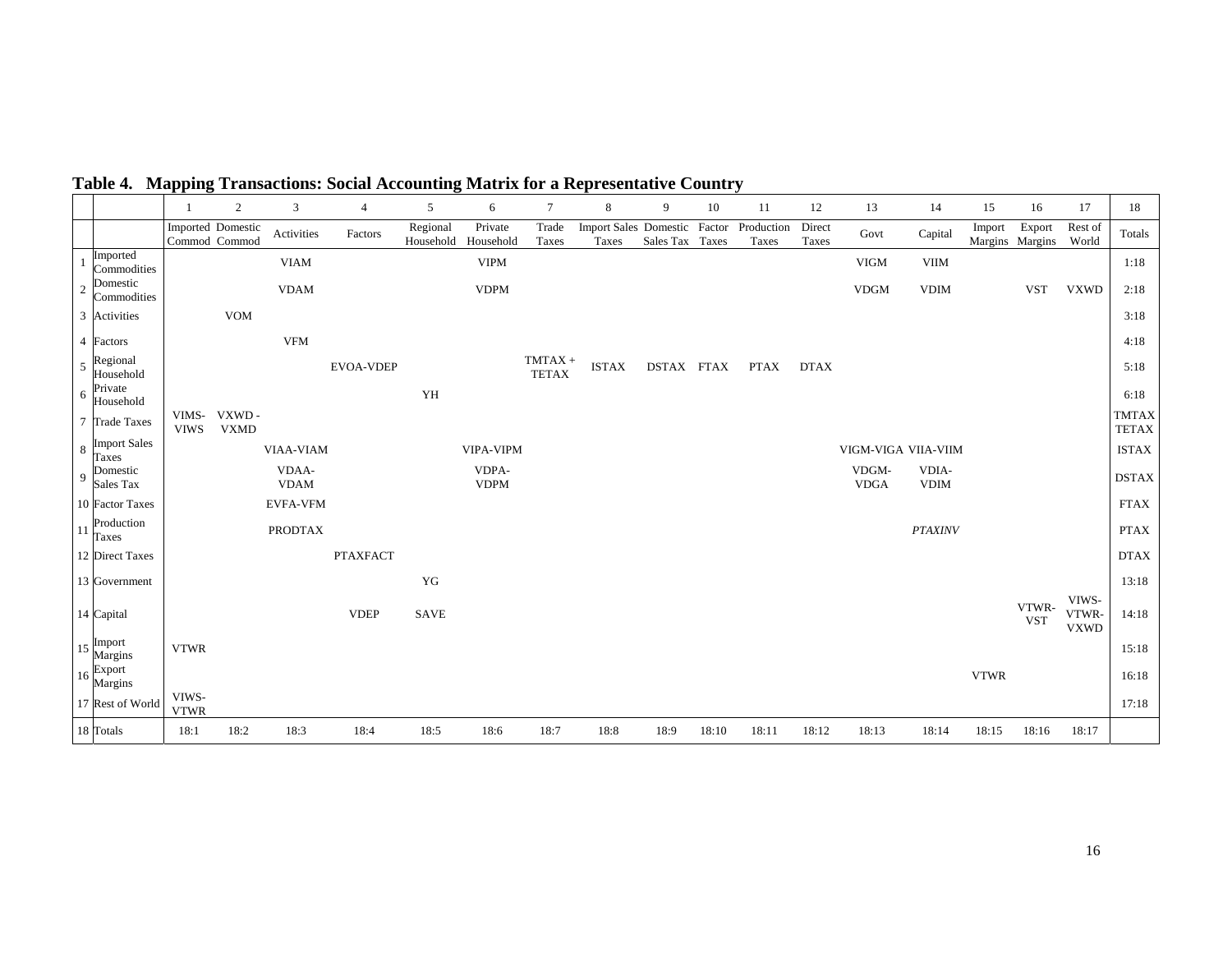## Table 4. Mapping Transactions: Social Accounting Matrix for a Representative Country

| | | 1 | 2 | 3 | 4 | 5 | 6 | 7 | 8 | 9 | 10 | 11 | 12 | 13 | 14 | 15 | 16 | 17 | 18 |
|---|---|---|---|---|---|---|---|---|---|---|---|---|---|---|---|---|---|---|---|
| | | Imported Commod | Domestic Commod | Activities | Factors | Regional Household | Private Household | Trade Taxes | Import Sales Taxes | Domestic Sales Tax | Factor Taxes | Production Taxes | Direct Taxes | Govt | Capital | Import Margins | Export Margins | Rest of World | Totals |
| 1 | Imported Commodities | | | VIAM | | | VIPM | | | | | | | VIGM | VIIM | | | | 1:18 |
| 2 | Domestic Commodities | | | VDAM | | | VDPM | | | | | | | VDGM | VDIM | | VST | VXWD | 2:18 |
| 3 | Activities | | VOM | | | | | | | | | | | | | | | | 3:18 |
| 4 | Factors | | | VFM | | | | | | | | | | | | | | | 4:18 |
| 5 | Regional Household | | | | EVOA-VDEP | | | TMTAX + TETAX | ISTAX | DSTAX | FTAX | PTAX | DTAX | | | | | | 5:18 |
| 6 | Private Household | | | | | YH | | | | | | | | | | | | | 6:18 |
| 7 | Trade Taxes | VIMS-VIWS | VXWD - VXMD | | | | | | | | | | | | | | | | TMTAX TETAX |
| 8 | Import Sales Taxes | | | VIAA-VIAM | | | VIPA-VIPM | | | | | | | VIGM-VIGA | VIIA-VIIM | | | | ISTAX |
| 9 | Domestic Sales Tax | | | VDAA-VDAM | | | VDPA-VDPM | | | | | | | VDGM-VDGA | VDIA-VDIM | | | | DSTAX |
| 10 | Factor Taxes | | | EVFA-VFM | | | | | | | | | | | | | | | FTAX |
| 11 | Production Taxes | | | PRODTAX | | | | | | | | | | | *PTAXINV* | | | | PTAX |
| 12 | Direct Taxes | | | | PTAXFACT | | | | | | | | | | | | | | DTAX |
| 13 | Government | | | | | YG | | | | | | | | | | | | | 13:18 |
| 14 | Capital | | | | VDEP | SAVE | | | | | | | | | | | VTWR-VST | VIWS-VTWR-VXWD | 14:18 |
| 15 | Import Margins | VTWR | | | | | | | | | | | | | | | | | 15:18 |
| 16 | Export Margins | | | | | | | | | | | | | | | VTWR | | | 16:18 |
| 17 | Rest of World | VIWS-VTWR | | | | | | | | | | | | | | | | | 17:18 |
| 18 | Totals | 18:1 | 18:2 | 18:3 | 18:4 | 18:5 | 18:6 | 18:7 | 18:8 | 18:9 | 18:10 | 18:11 | 18:12 | 18:13 | 18:14 | 18:15 | 18:16 | 18:17 | |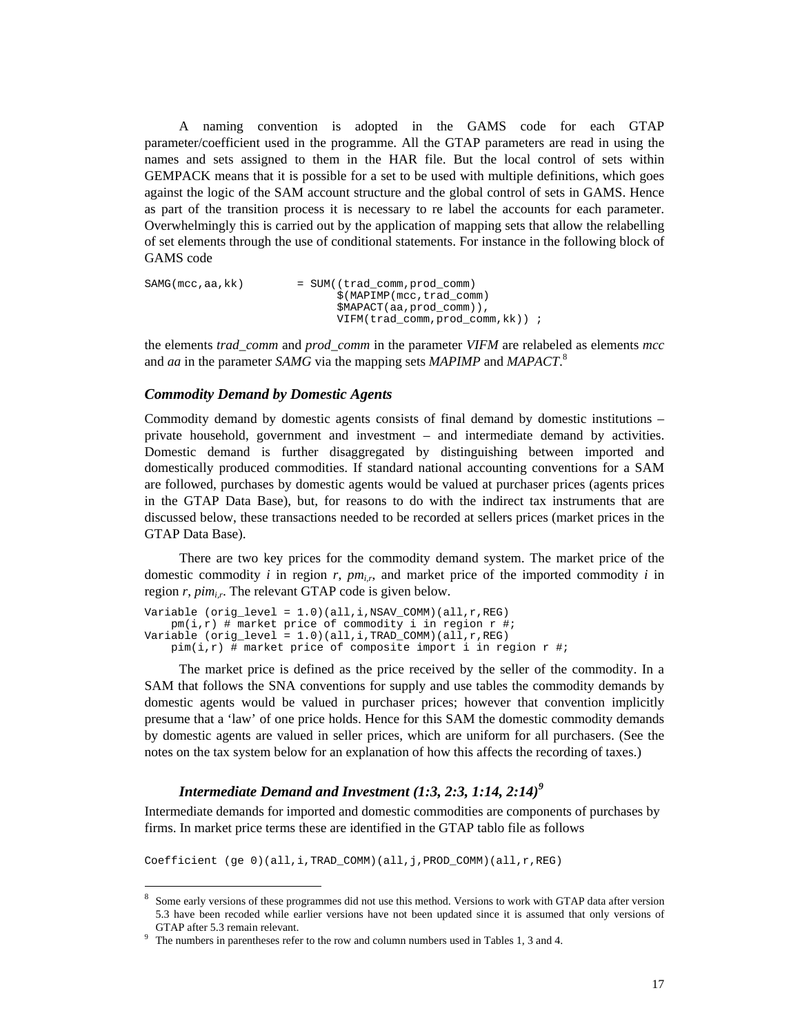A naming convention is adopted in the GAMS code for each GTAP parameter/coefficient used in the programme. All the GTAP parameters are read in using the names and sets assigned to them in the HAR file. But the local control of sets within GEMPACK means that it is possible for a set to be used with multiple definitions, which goes against the logic of the SAM account structure and the global control of sets in GAMS. Hence as part of the transition process it is necessary to re label the accounts for each parameter. Overwhelmingly this is carried out by the application of mapping sets that allow the relabelling of set elements through the use of conditional statements. For instance in the following block of GAMS code

```
SAMG(mcc,aa,kk)        = SUM((trad_comm,prod_comm)
                            $(MAPIMP(mcc,trad_comm)
                            $MAPACT(aa,prod_comm)),
                            VIFM(trad_comm,prod_comm,kk)) ;
```

the elements *trad_comm* and *prod_comm* in the parameter *VIFM* are relabeled as elements *mcc* and *aa* in the parameter *SAMG* via the mapping sets *MAPIMP* and *MAPACT*.[8]

### *Commodity Demand by Domestic Agents*

Commodity demand by domestic agents consists of final demand by domestic institutions – private household, government and investment – and intermediate demand by activities. Domestic demand is further disaggregated by distinguishing between imported and domestically produced commodities. If standard national accounting conventions for a SAM are followed, purchases by domestic agents would be valued at purchaser prices (agents prices in the GTAP Data Base), but, for reasons to do with the indirect tax instruments that are discussed below, these transactions needed to be recorded at sellers prices (market prices in the GTAP Data Base).

There are two key prices for the commodity demand system. The market price of the domestic commodity *i* in region *r*, $pm_{i,r}$, and market price of the imported commodity *i* in region *r*, $pim_{i,r}$. The relevant GTAP code is given below.

```
Variable (orig_level = 1.0)(all,i,NSAV_COMM)(all,r,REG)
    pm(i,r) # market price of commodity i in region r #;
Variable (orig_level = 1.0)(all,i,TRAD_COMM)(all,r,REG)
    pim(i,r) # market price of composite import i in region r #;
```

The market price is defined as the price received by the seller of the commodity. In a SAM that follows the SNA conventions for supply and use tables the commodity demands by domestic agents would be valued in purchaser prices; however that convention implicitly presume that a 'law' of one price holds. Hence for this SAM the domestic commodity demands by domestic agents are valued in seller prices, which are uniform for all purchasers. (See the notes on the tax system below for an explanation of how this affects the recording of taxes.)

#### *Intermediate Demand and Investment (1:3, 2:3, 1:14, 2:14)*[9]

Intermediate demands for imported and domestic commodities are components of purchases by firms. In market price terms these are identified in the GTAP tablo file as follows

```
Coefficient (ge 0)(all,i,TRAD_COMM)(all,j,PROD_COMM)(all,r,REG)
```

---

[8] Some early versions of these programmes did not use this method. Versions to work with GTAP data after version 5.3 have been recoded while earlier versions have not been updated since it is assumed that only versions of GTAP after 5.3 remain relevant.

[9] The numbers in parentheses refer to the row and column numbers used in Tables 1, 3 and 4.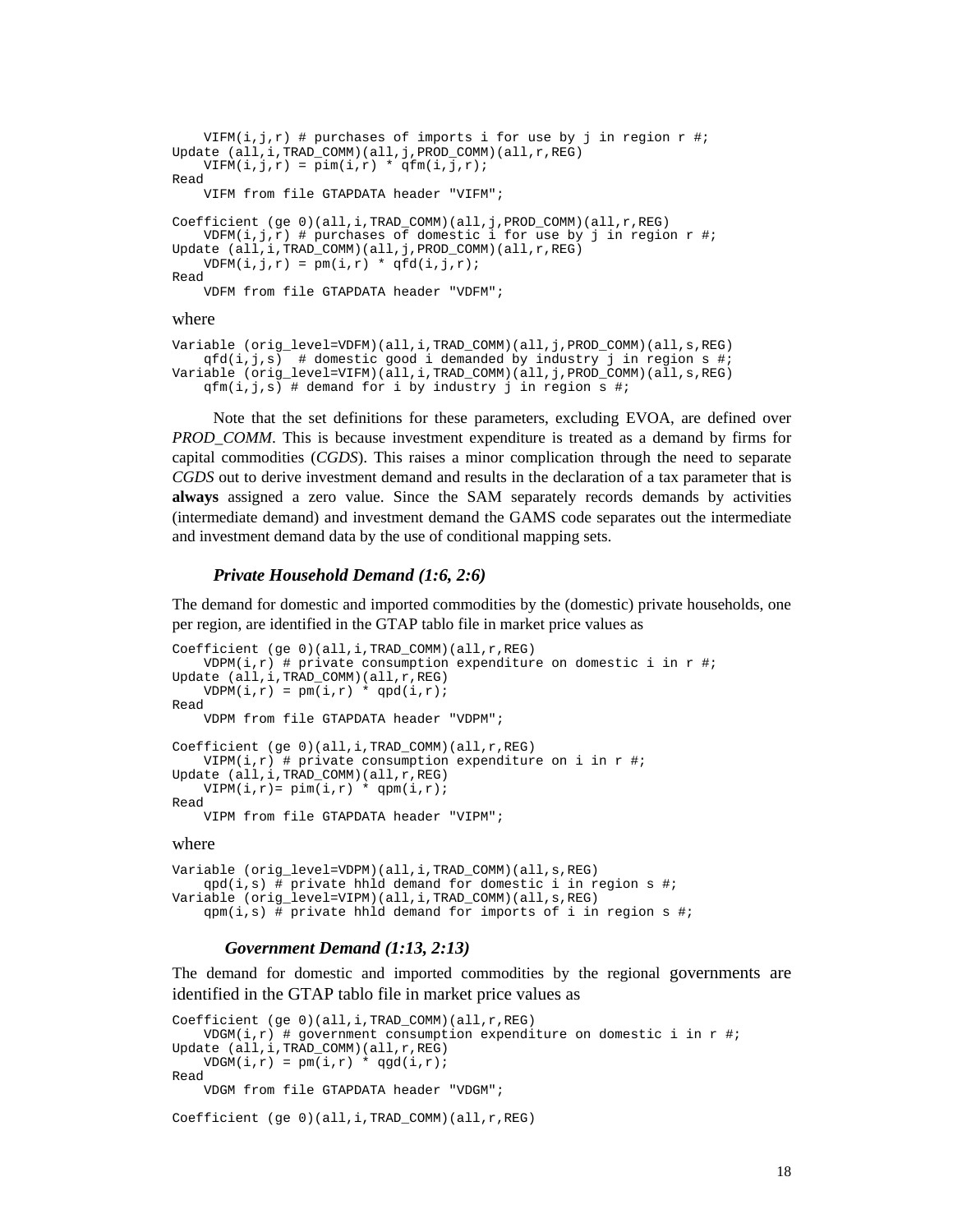```
    VIFM(i,j,r) # purchases of imports i for use by j in region r #;
Update (all,i,TRAD_COMM)(all,j,PROD_COMM)(all,r,REG)
    VIFM(i,j,r) = pim(i,r) * qfm(i,j,r);
Read
    VIFM from file GTAPDATA header "VIFM";

Coefficient (ge 0)(all,i,TRAD_COMM)(all,j,PROD_COMM)(all,r,REG)
    VDFM(i,j,r) # purchases of domestic i for use by j in region r #;
Update (all,i,TRAD_COMM)(all,j,PROD_COMM)(all,r,REG)
    VDFM(i,j,r) = pm(i,r) * qfd(i,j,r);
Read
    VDFM from file GTAPDATA header "VDFM";
```

where

```
Variable (orig_level=VDFM)(all,i,TRAD_COMM)(all,j,PROD_COMM)(all,s,REG)
    qfd(i,j,s)  # domestic good i demanded by industry j in region s #;
Variable (orig_level=VIFM)(all,i,TRAD_COMM)(all,j,PROD_COMM)(all,s,REG)
    qfm(i,j,s) # demand for i by industry j in region s #;
```

Note that the set definitions for these parameters, excluding EVOA, are defined over *PROD_COMM*. This is because investment expenditure is treated as a demand by firms for capital commodities (*CGDS*). This raises a minor complication through the need to separate *CGDS* out to derive investment demand and results in the declaration of a tax parameter that is **always** assigned a zero value. Since the SAM separately records demands by activities (intermediate demand) and investment demand the GAMS code separates out the intermediate and investment demand data by the use of conditional mapping sets.

### *Private Household Demand (1:6, 2:6)*

The demand for domestic and imported commodities by the (domestic) private households, one per region, are identified in the GTAP tablo file in market price values as

```
Coefficient (ge 0)(all,i,TRAD_COMM)(all,r,REG)
    VDPM(i,r) # private consumption expenditure on domestic i in r #;
Update (all,i,TRAD_COMM)(all,r,REG)
    VDPM(i,r) = pm(i,r) * qpd(i,r);
Read
    VDPM from file GTAPDATA header "VDPM";

Coefficient (ge 0)(all,i,TRAD_COMM)(all,r,REG)
    VIPM(i,r) # private consumption expenditure on i in r #;
Update (all,i,TRAD_COMM)(all,r,REG)
    VIPM(i,r)= pim(i,r) * qpm(i,r);
Read
    VIPM from file GTAPDATA header "VIPM";
```

where

```
Variable (orig_level=VDPM)(all,i,TRAD_COMM)(all,s,REG)
    qpd(i,s) # private hhld demand for domestic i in region s #;
Variable (orig_level=VIPM)(all,i,TRAD_COMM)(all,s,REG)
    qpm(i,s) # private hhld demand for imports of i in region s #;
```

### *Government Demand (1:13, 2:13)*

The demand for domestic and imported commodities by the regional governments are identified in the GTAP tablo file in market price values as

```
Coefficient (ge 0)(all,i,TRAD_COMM)(all,r,REG)
    VDGM(i,r) # government consumption expenditure on domestic i in r #;
Update (all,i,TRAD_COMM)(all,r,REG)
    VDGM(i,r) = pm(i,r) * qgd(i,r);
Read
    VDGM from file GTAPDATA header "VDGM";

Coefficient (ge 0)(all,i,TRAD_COMM)(all,r,REG)
```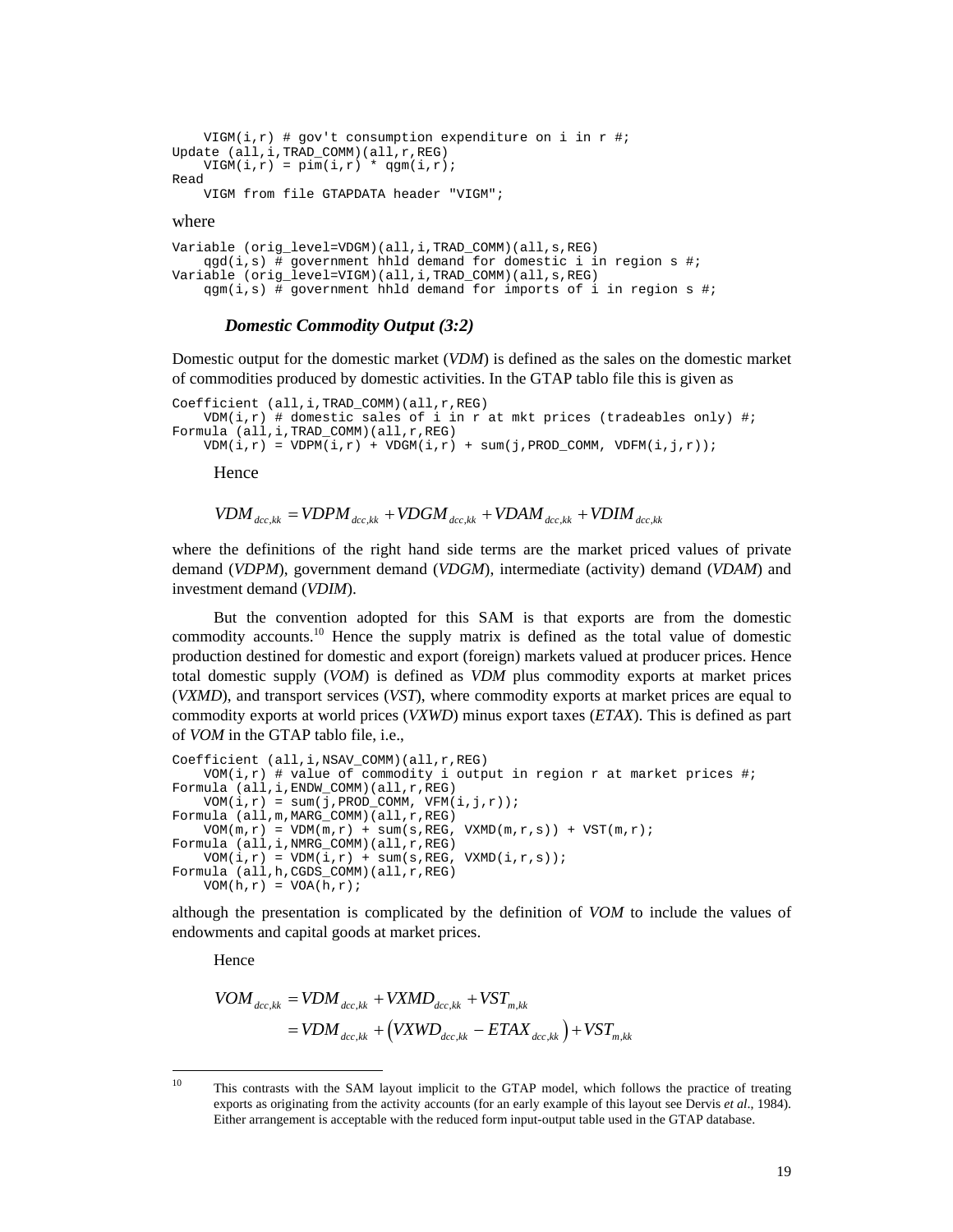```
    VIGM(i,r) # gov't consumption expenditure on i in r #;
Update (all,i,TRAD_COMM)(all,r,REG)
    VIGM(i,r) = pim(i,r) * qgm(i,r);
Read
    VIGM from file GTAPDATA header "VIGM";
```

where

```
Variable (orig_level=VDGM)(all,i,TRAD_COMM)(all,s,REG)
    qgd(i,s) # government hhld demand for domestic i in region s #;
Variable (orig_level=VIGM)(all,i,TRAD_COMM)(all,s,REG)
    qgm(i,s) # government hhld demand for imports of i in region s #;
```

### *Domestic Commodity Output (3:2)*

Domestic output for the domestic market (*VDM*) is defined as the sales on the domestic market of commodities produced by domestic activities. In the GTAP tablo file this is given as

```
Coefficient (all,i,TRAD_COMM)(all,r,REG)
    VDM(i,r) # domestic sales of i in r at mkt prices (tradeables only) #;
Formula (all,i,TRAD_COMM)(all,r,REG)
    VDM(i,r) = VDPM(i,r) + VDGM(i,r) + sum(j,PROD_COMM, VDFM(i,j,r));
```

Hence

$$VDM_{dcc,kk} = VDPM_{dcc,kk} + VDGM_{dcc,kk} + VDAM_{dcc,kk} + VDIM_{dcc,kk}$$

where the definitions of the right hand side terms are the market priced values of private demand (*VDPM*), government demand (*VDGM*), intermediate (activity) demand (*VDAM*) and investment demand (*VDIM*).

But the convention adopted for this SAM is that exports are from the domestic commodity accounts.[10] Hence the supply matrix is defined as the total value of domestic production destined for domestic and export (foreign) markets valued at producer prices. Hence total domestic supply (*VOM*) is defined as *VDM* plus commodity exports at market prices (*VXMD*), and transport services (*VST*), where commodity exports at market prices are equal to commodity exports at world prices (*VXWD*) minus export taxes (*ETAX*). This is defined as part of *VOM* in the GTAP tablo file, i.e.,

```
Coefficient (all,i,NSAV_COMM)(all,r,REG)
    VOM(i,r) # value of commodity i output in region r at market prices #;
Formula (all,i,ENDW_COMM)(all,r,REG)
    VOM(i,r) = sum(j,PROD_COMM, VFM(i,j,r));
Formula (all,m,MARG_COMM)(all,r,REG)
    VOM(m,r) = VDM(m,r) + sum(s,REG, VXMD(m,r,s)) + VST(m,r);
Formula (all,i,NMRG_COMM)(all,r,REG)
    VOM(i,r) = VDM(i,r) + sum(s,REG, VXMD(i,r,s));
Formula (all,h,CGDS_COMM)(all,r,REG)
    VOM(h,r) = VOA(h,r);
```

although the presentation is complicated by the definition of *VOM* to include the values of endowments and capital goods at market prices.

Hence

$$\begin{aligned} VOM_{dcc,kk} &= VDM_{dcc,kk} + VXMD_{dcc,kk} + VST_{m,kk} \\ &= VDM_{dcc,kk} + \left(VXWD_{dcc,kk} - ETAX_{dcc,kk}\right) + VST_{m,kk} \end{aligned}$$

---

[10] This contrasts with the SAM layout implicit to the GTAP model, which follows the practice of treating exports as originating from the activity accounts (for an early example of this layout see Dervis *et al*., 1984). Either arrangement is acceptable with the reduced form input-output table used in the GTAP database.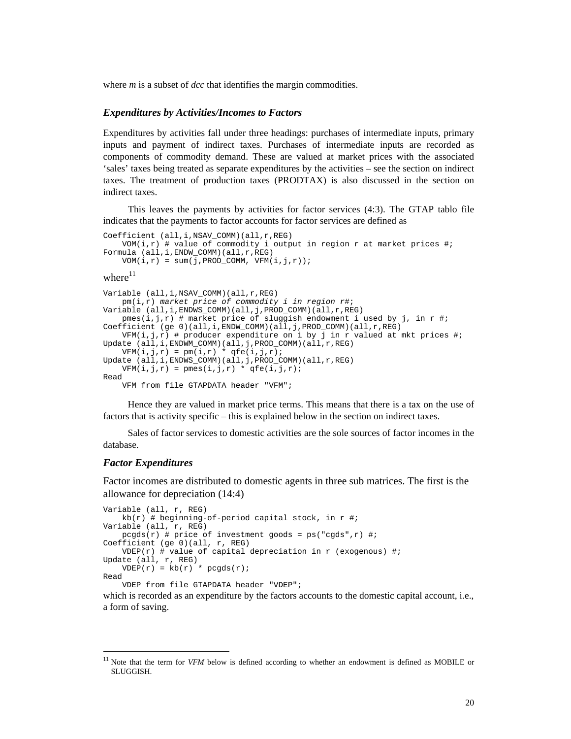where *m* is a subset of *dcc* that identifies the margin commodities.

### *Expenditures by Activities/Incomes to Factors*

Expenditures by activities fall under three headings: purchases of intermediate inputs, primary inputs and payment of indirect taxes. Purchases of intermediate inputs are recorded as components of commodity demand. These are valued at market prices with the associated 'sales' taxes being treated as separate expenditures by the activities – see the section on indirect taxes. The treatment of production taxes (PRODTAX) is also discussed in the section on indirect taxes.

This leaves the payments by activities for factor services (4:3). The GTAP tablo file indicates that the payments to factor accounts for factor services are defined as

```
Coefficient (all,i,NSAV_COMM)(all,r,REG)
    VOM(i,r) # value of commodity i output in region r at market prices #;
Formula (all,i,ENDW_COMM)(all,r,REG)
    VOM(i,r) = sum(j,PROD_COMM, VFM(i,j,r));
```

where[11]

```
Variable (all,i,NSAV_COMM)(all,r,REG)
    pm(i,r) market price of commodity i in region r#;
Variable (all,i,ENDWS_COMM)(all,j,PROD_COMM)(all,r,REG)
    pmes(i,j,r) # market price of sluggish endowment i used by j, in r #;
Coefficient (ge 0)(all,i,ENDW_COMM)(all,j,PROD_COMM)(all,r,REG)
    VFM(i,j,r) # producer expenditure on i by j in r valued at mkt prices #;
Update (all,i,ENDWM_COMM)(all,j,PROD_COMM)(all,r,REG)
    VFM(i,j,r) = pm(i,r) * qfe(i,j,r);
Update (all,i,ENDWS_COMM)(all,j,PROD_COMM)(all,r,REG)
    VFM(i,j,r) = pmes(i,j,r) * qfe(i,j,r);
Read
    VFM from file GTAPDATA header "VFM";
```

Hence they are valued in market price terms. This means that there is a tax on the use of factors that is activity specific – this is explained below in the section on indirect taxes.

Sales of factor services to domestic activities are the sole sources of factor incomes in the database.

### *Factor Expenditures*

Factor incomes are distributed to domestic agents in three sub matrices. The first is the allowance for depreciation (14:4)

```
Variable (all, r, REG)
    kb(r) # beginning-of-period capital stock, in r #;
Variable (all, r, REG)
    pcgds(r) # price of investment goods = ps("cgds",r) #;
Coefficient (ge 0)(all, r, REG)
    VDEP(r) # value of capital depreciation in r (exogenous) #;
Update (all, r, REG)
    VDEP(r) = kb(r) * pcgds(r);
Read
    VDEP from file GTAPDATA header "VDEP";
```

which is recorded as an expenditure by the factors accounts to the domestic capital account, i.e., a form of saving.

---

[11] Note that the term for *VFM* below is defined according to whether an endowment is defined as MOBILE or SLUGGISH.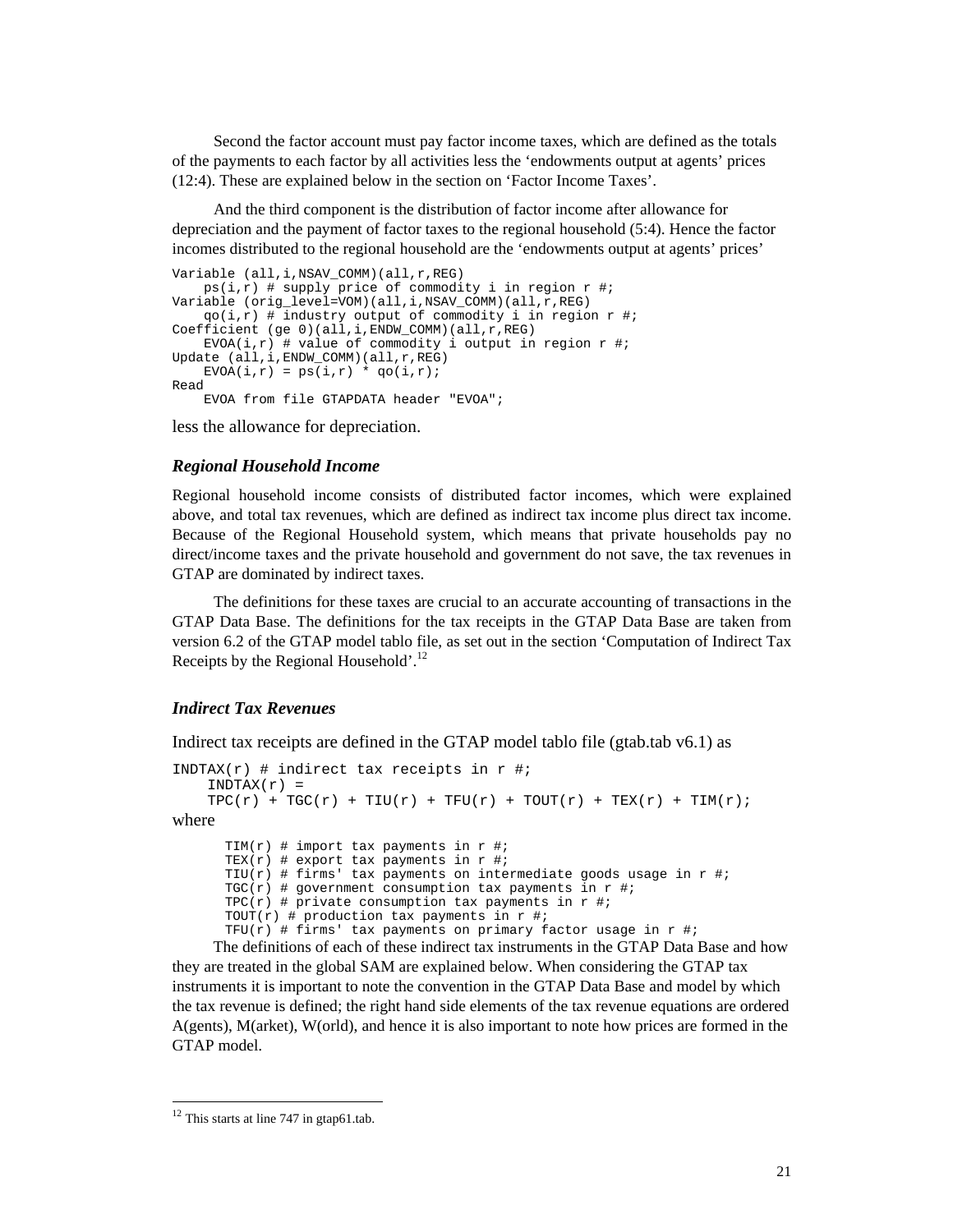Second the factor account must pay factor income taxes, which are defined as the totals of the payments to each factor by all activities less the 'endowments output at agents' prices (12:4). These are explained below in the section on 'Factor Income Taxes'.

And the third component is the distribution of factor income after allowance for depreciation and the payment of factor taxes to the regional household (5:4). Hence the factor incomes distributed to the regional household are the 'endowments output at agents' prices'

```
Variable (all,i,NSAV_COMM)(all,r,REG)
    ps(i,r) # supply price of commodity i in region r #;
Variable (orig_level=VOM)(all,i,NSAV_COMM)(all,r,REG)
    qo(i,r) # industry output of commodity i in region r #;
Coefficient (ge 0)(all,i,ENDW_COMM)(all,r,REG)
    EVOA(i,r) # value of commodity i output in region r #;
Update (all,i,ENDW_COMM)(all,r,REG)
    EVOA(i,r) = ps(i,r) * qo(i,r);
Read
    EVOA from file GTAPDATA header "EVOA";
```

less the allowance for depreciation.

### *Regional Household Income*

Regional household income consists of distributed factor incomes, which were explained above, and total tax revenues, which are defined as indirect tax income plus direct tax income. Because of the Regional Household system, which means that private households pay no direct/income taxes and the private household and government do not save, the tax revenues in GTAP are dominated by indirect taxes.

The definitions for these taxes are crucial to an accurate accounting of transactions in the GTAP Data Base. The definitions for the tax receipts in the GTAP Data Base are taken from version 6.2 of the GTAP model tablo file, as set out in the section 'Computation of Indirect Tax Receipts by the Regional Household'.[12]

### *Indirect Tax Revenues*

Indirect tax receipts are defined in the GTAP model tablo file (gtab.tab v6.1) as

```
INDTAX(r) # indirect tax receipts in r #;
    INDTAX(r) =
    TPC(r) + TGC(r) + TIU(r) + TFU(r) + TOUT(r) + TEX(r) + TIM(r);
```

where

```
TIM(r) # import tax payments in r #;
TEX(r) # export tax payments in r #;
TIU(r) # firms' tax payments on intermediate goods usage in r #;
TGC(r) # government consumption tax payments in r #;
TPC(r) # private consumption tax payments in r #;
TOUT(r) # production tax payments in r #;
TFU(r) # firms' tax payments on primary factor usage in r #;
```

The definitions of each of these indirect tax instruments in the GTAP Data Base and how they are treated in the global SAM are explained below. When considering the GTAP tax instruments it is important to note the convention in the GTAP Data Base and model by which the tax revenue is defined; the right hand side elements of the tax revenue equations are ordered A(gents), M(arket), W(orld), and hence it is also important to note how prices are formed in the GTAP model.

[12] This starts at line 747 in gtap61.tab.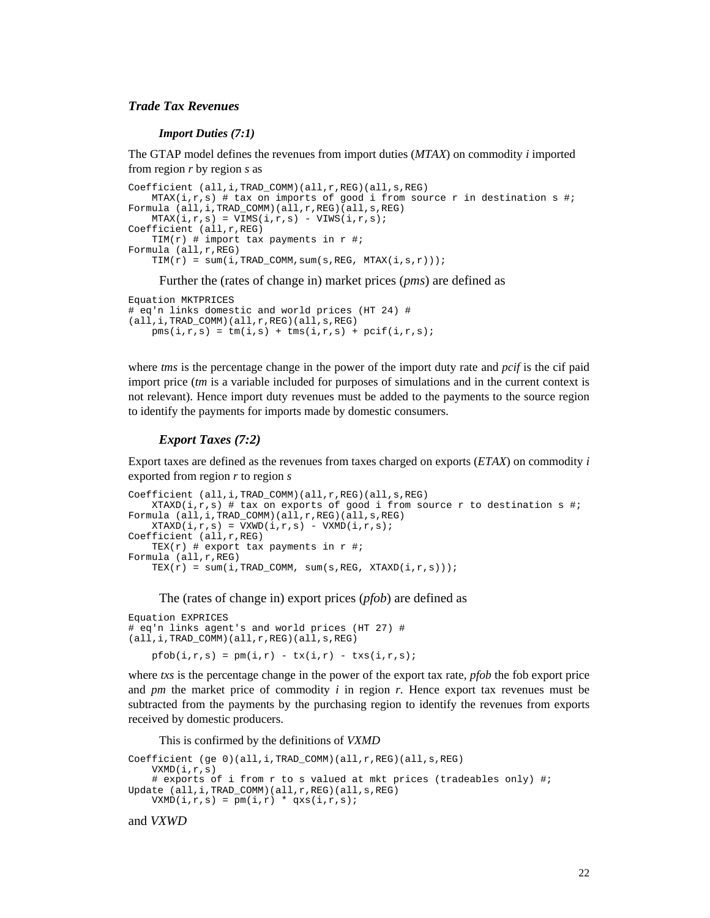### *Trade Tax Revenues*

#### *Import Duties (7:1)*

The GTAP model defines the revenues from import duties (*MTAX*) on commodity *i* imported from region *r* by region *s* as

```
Coefficient (all,i,TRAD_COMM)(all,r,REG)(all,s,REG)
    MTAX(i,r,s) # tax on imports of good i from source r in destination s #;
Formula (all,i,TRAD_COMM)(all,r,REG)(all,s,REG)
    MTAX(i,r,s) = VIMS(i,r,s) - VIWS(i,r,s);
Coefficient (all,r,REG)
    TIM(r) # import tax payments in r #;
Formula (all,r,REG)
    TIM(r) = sum(i,TRAD_COMM,sum(s,REG, MTAX(i,s,r)));
```

Further the (rates of change in) market prices (*pms*) are defined as

```
Equation MKTPRICES
# eq'n links domestic and world prices (HT 24) #
(all,i,TRAD_COMM)(all,r,REG)(all,s,REG)
    pms(i,r,s) = tm(i,s) + tms(i,r,s) + pcif(i,r,s);
```

where *tms* is the percentage change in the power of the import duty rate and *pcif* is the cif paid import price (*tm* is a variable included for purposes of simulations and in the current context is not relevant). Hence import duty revenues must be added to the payments to the source region to identify the payments for imports made by domestic consumers.

#### *Export Taxes (7:2)*

Export taxes are defined as the revenues from taxes charged on exports (*ETAX*) on commodity *i* exported from region *r* to region *s*

```
Coefficient (all,i,TRAD_COMM)(all,r,REG)(all,s,REG)
    XTAXD(i,r,s) # tax on exports of good i from source r to destination s #;
Formula (all,i,TRAD_COMM)(all,r,REG)(all,s,REG)
    XTAXD(i,r,s) = VXWD(i,r,s) - VXMD(i,r,s);
Coefficient (all,r,REG)
    TEX(r) # export tax payments in r #;
Formula (all,r,REG)
    TEX(r) = sum(i,TRAD_COMM, sum(s,REG, XTAXD(i,r,s)));
```

The (rates of change in) export prices (*pfob*) are defined as

```
Equation EXPRICES
# eq'n links agent's and world prices (HT 27) #
(all,i,TRAD_COMM)(all,r,REG)(all,s,REG)

    pfob(i,r,s) = pm(i,r) - tx(i,r) - txs(i,r,s);
```

where *txs* is the percentage change in the power of the export tax rate, *pfob* the fob export price and *pm* the market price of commodity *i* in region *r*. Hence export tax revenues must be subtracted from the payments by the purchasing region to identify the revenues from exports received by domestic producers.

This is confirmed by the definitions of *VXMD*

```
Coefficient (ge 0)(all,i,TRAD_COMM)(all,r,REG)(all,s,REG)
    VXMD(i,r,s)
    # exports of i from r to s valued at mkt prices (tradeables only) #;
Update (all,i,TRAD_COMM)(all,r,REG)(all,s,REG)
    VXMD(i,r,s) = pm(i,r) * qxs(i,r,s);
```

and *VXWD*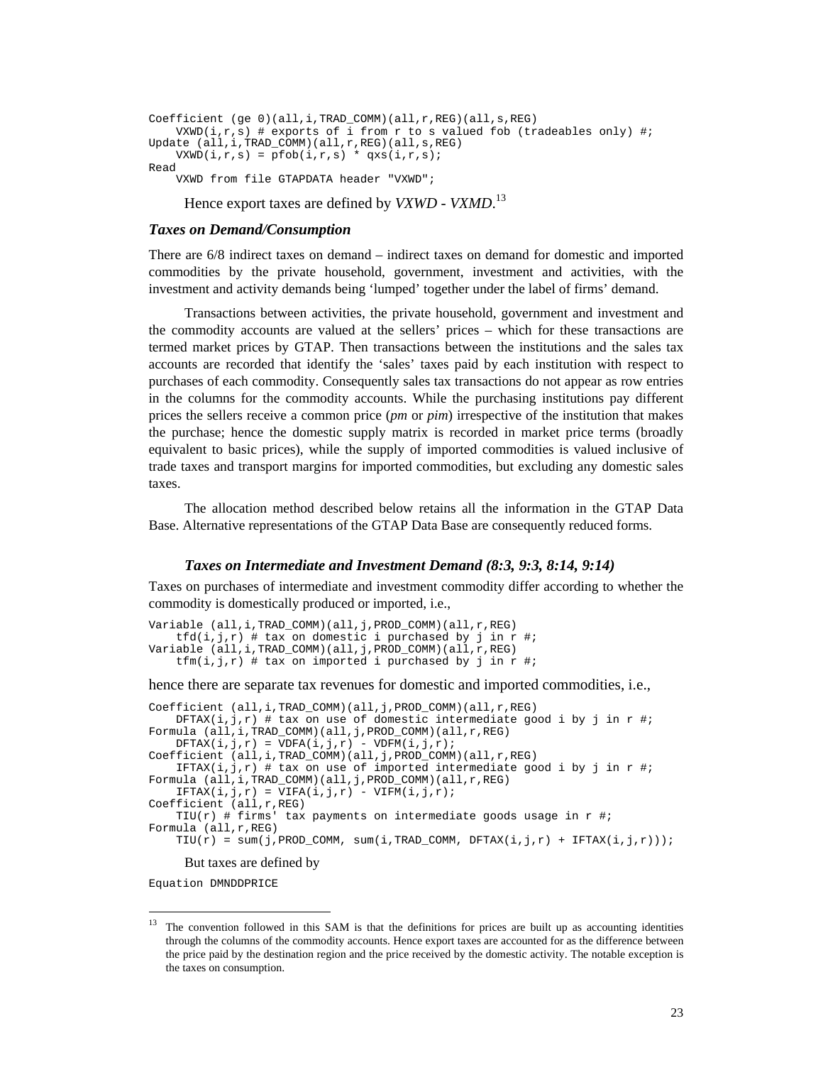```
Coefficient (ge 0)(all,i,TRAD_COMM)(all,r,REG)(all,s,REG)
    VXWD(i,r,s) # exports of i from r to s valued fob (tradeables only) #;
Update (all,i,TRAD_COMM)(all,r,REG)(all,s,REG)
    VXWD(i,r,s) = pfob(i,r,s) * qxs(i,r,s);
Read
    VXWD from file GTAPDATA header "VXWD";
```

Hence export taxes are defined by *VXWD - VXMD*.[13]

### *Taxes on Demand/Consumption*

There are 6/8 indirect taxes on demand – indirect taxes on demand for domestic and imported commodities by the private household, government, investment and activities, with the investment and activity demands being 'lumped' together under the label of firms' demand.

Transactions between activities, the private household, government and investment and the commodity accounts are valued at the sellers' prices – which for these transactions are termed market prices by GTAP. Then transactions between the institutions and the sales tax accounts are recorded that identify the 'sales' taxes paid by each institution with respect to purchases of each commodity. Consequently sales tax transactions do not appear as row entries in the columns for the commodity accounts. While the purchasing institutions pay different prices the sellers receive a common price (*pm* or *pim*) irrespective of the institution that makes the purchase; hence the domestic supply matrix is recorded in market price terms (broadly equivalent to basic prices), while the supply of imported commodities is valued inclusive of trade taxes and transport margins for imported commodities, but excluding any domestic sales taxes.

The allocation method described below retains all the information in the GTAP Data Base. Alternative representations of the GTAP Data Base are consequently reduced forms.

#### *Taxes on Intermediate and Investment Demand (8:3, 9:3, 8:14, 9:14)*

Taxes on purchases of intermediate and investment commodity differ according to whether the commodity is domestically produced or imported, i.e.,

```
Variable (all,i,TRAD_COMM)(all,j,PROD_COMM)(all,r,REG)
    tfd(i,j,r) # tax on domestic i purchased by j in r #;
Variable (all,i,TRAD_COMM)(all,j,PROD_COMM)(all,r,REG)
    tfm(i,j,r) # tax on imported i purchased by j in r #;
```

hence there are separate tax revenues for domestic and imported commodities, i.e.,

```
Coefficient (all,i,TRAD_COMM)(all,j,PROD_COMM)(all,r,REG)
    DFTAX(i,j,r) # tax on use of domestic intermediate good i by j in r #;
Formula (all,i,TRAD_COMM)(all,j,PROD_COMM)(all,r,REG)
    DFTAX(i,j,r) = VDFA(i,j,r) - VDFM(i,j,r);
Coefficient (all,i,TRAD_COMM)(all,j,PROD_COMM)(all,r,REG)
    IFTAX(i,j,r) # tax on use of imported intermediate good i by j in r #;
Formula (all,i,TRAD_COMM)(all,j,PROD_COMM)(all,r,REG)
    IFTAX(i,j,r) = VIFA(i,j,r) - VIFM(i,j,r);
Coefficient (all,r,REG)
    TIU(r) # firms' tax payments on intermediate goods usage in r #;
Formula (all,r,REG)
    TIU(r) = sum(j,PROD_COMM, sum(i,TRAD_COMM, DFTAX(i,j,r) + IFTAX(i,j,r)));
```

But taxes are defined by

```
Equation DMNDDPRICE
```

[13] The convention followed in this SAM is that the definitions for prices are built up as accounting identities through the columns of the commodity accounts. Hence export taxes are accounted for as the difference between the price paid by the destination region and the price received by the domestic activity. The notable exception is the taxes on consumption.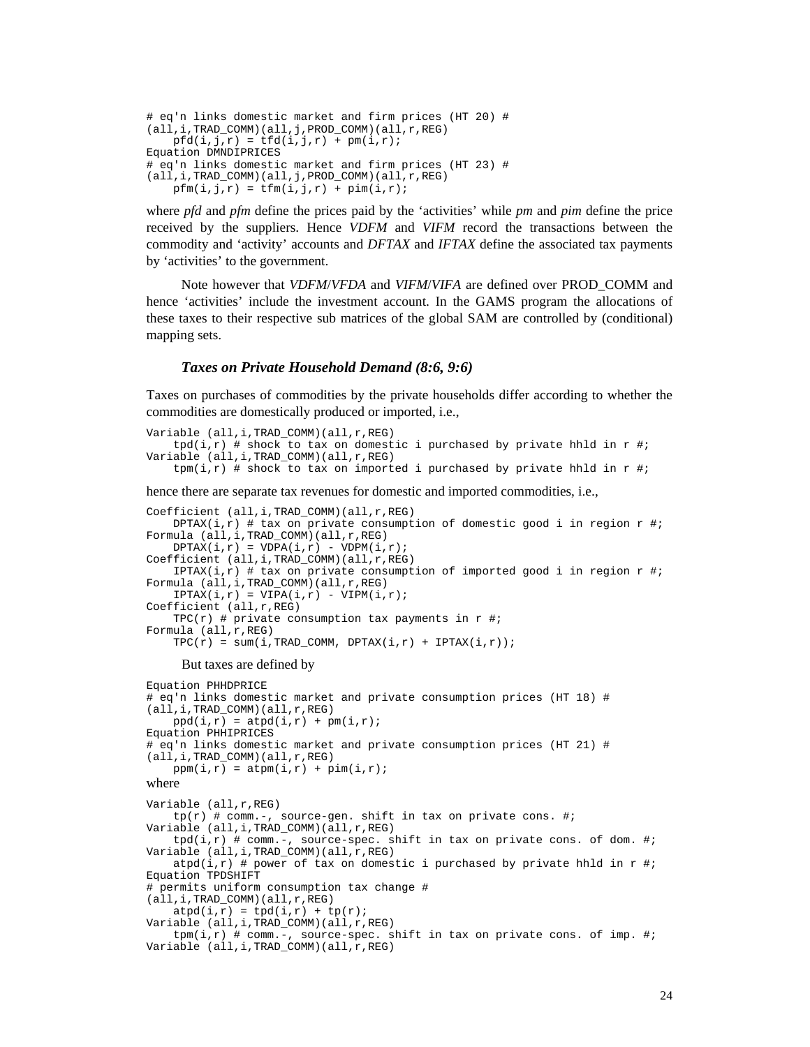```
# eq'n links domestic market and firm prices (HT 20) #
(all,i,TRAD_COMM)(all,j,PROD_COMM)(all,r,REG)
    pfd(i,j,r) = tfd(i,j,r) + pm(i,r);
Equation DMNDIPRICES
# eq'n links domestic market and firm prices (HT 23) #
(all,i,TRAD_COMM)(all,j,PROD_COMM)(all,r,REG)
    pfm(i,j,r) = tfm(i,j,r) + pim(i,r);
```

where *pfd* and *pfm* define the prices paid by the 'activities' while *pm* and *pim* define the price received by the suppliers. Hence *VDFM* and *VIFM* record the transactions between the commodity and 'activity' accounts and *DFTAX* and *IFTAX* define the associated tax payments by 'activities' to the government.

Note however that *VDFM*/*VFDA* and *VIFM*/*VIFA* are defined over PROD_COMM and hence 'activities' include the investment account. In the GAMS program the allocations of these taxes to their respective sub matrices of the global SAM are controlled by (conditional) mapping sets.

### *Taxes on Private Household Demand (8:6, 9:6)*

Taxes on purchases of commodities by the private households differ according to whether the commodities are domestically produced or imported, i.e.,

```
Variable (all,i,TRAD_COMM)(all,r,REG)
    tpd(i,r) # shock to tax on domestic i purchased by private hhld in r #;
Variable (all,i,TRAD_COMM)(all,r,REG)
    tpm(i,r) # shock to tax on imported i purchased by private hhld in r #;
```

hence there are separate tax revenues for domestic and imported commodities, i.e.,

```
Coefficient (all,i,TRAD_COMM)(all,r,REG)
    DPTAX(i,r) # tax on private consumption of domestic good i in region r #;
Formula (all,i,TRAD_COMM)(all,r,REG)
    DPTAX(i,r) = VDPA(i,r) - VDPM(i,r);
Coefficient (all,i,TRAD_COMM)(all,r,REG)
    IPTAX(i,r) # tax on private consumption of imported good i in region r #;
Formula (all,i,TRAD_COMM)(all,r,REG)
    IPTAX(i,r) = VIPA(i,r) - VIPM(i,r);
Coefficient (all,r,REG)
    TPC(r) # private consumption tax payments in r #;
Formula (all,r,REG)
    TPC(r) = sum(i,TRAD_COMM, DPTAX(i,r) + IPTAX(i,r));
```

But taxes are defined by

```
Equation PHHDPRICE
# eq'n links domestic market and private consumption prices (HT 18) #
(all,i,TRAD_COMM)(all,r,REG)
    ppd(i,r) = atpd(i,r) + pm(i,r);
Equation PHHIPRICES
# eq'n links domestic market and private consumption prices (HT 21) #
(all,i,TRAD_COMM)(all,r,REG)
    ppm(i,r) = atpm(i,r) + pim(i,r);
```

where

```
Variable (all,r,REG)
    tp(r) # comm.-, source-gen. shift in tax on private cons. #;
Variable (all,i,TRAD_COMM)(all,r,REG)
    tpd(i,r) # comm.-, source-spec. shift in tax on private cons. of dom. #;
Variable (all,i,TRAD_COMM)(all,r,REG)
    atpd(i,r) # power of tax on domestic i purchased by private hhld in r #;
Equation TPDSHIFT
# permits uniform consumption tax change #
(all,i,TRAD_COMM)(all,r,REG)
    atpd(i,r) = tpd(i,r) + tp(r);
Variable (all,i,TRAD_COMM)(all,r,REG)
    tpm(i,r) # comm.-, source-spec. shift in tax on private cons. of imp. #;
Variable (all,i,TRAD_COMM)(all,r,REG)
```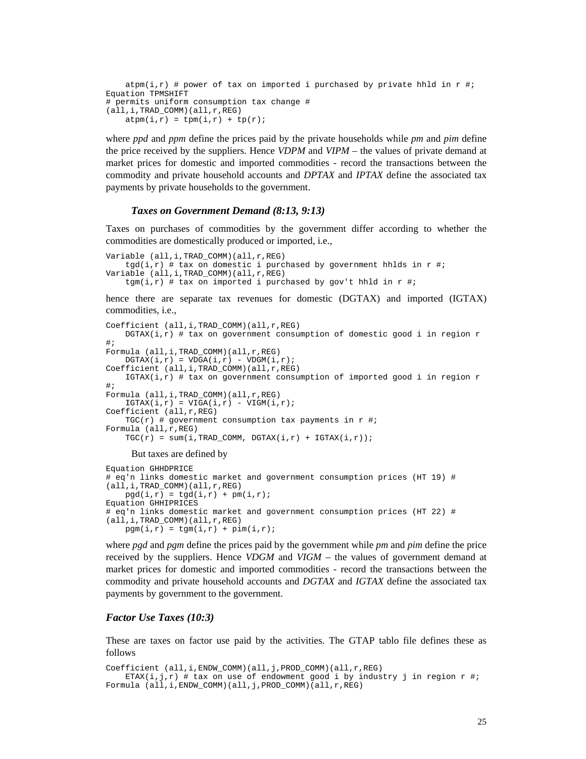```
    atpm(i,r) # power of tax on imported i purchased by private hhld in r #;
Equation TPMSHIFT
# permits uniform consumption tax change #
(all,i,TRAD_COMM)(all,r,REG)
    atpm(i,r) = tpm(i,r) + tp(r);
```

where *ppd* and *ppm* define the prices paid by the private households while *pm* and *pim* define the price received by the suppliers. Hence *VDPM* and *VIPM* – the values of private demand at market prices for domestic and imported commodities - record the transactions between the commodity and private household accounts and *DPTAX* and *IPTAX* define the associated tax payments by private households to the government.

#### *Taxes on Government Demand (8:13, 9:13)*

Taxes on purchases of commodities by the government differ according to whether the commodities are domestically produced or imported, i.e.,

```
Variable (all,i,TRAD_COMM)(all,r,REG)
    tgd(i,r) # tax on domestic i purchased by government hhlds in r #;
Variable (all,i,TRAD_COMM)(all,r,REG)
    tgm(i,r) # tax on imported i purchased by gov't hhld in r #;
```

hence there are separate tax revenues for domestic (DGTAX) and imported (IGTAX) commodities, i.e.,

```
Coefficient (all,i,TRAD_COMM)(all,r,REG)
    DGTAX(i,r) # tax on government consumption of domestic good i in region r
#;
Formula (all,i,TRAD_COMM)(all,r,REG)
    DGTAX(i,r) = VDGA(i,r) - VDGM(i,r);
Coefficient (all,i,TRAD_COMM)(all,r,REG)
    IGTAX(i,r) # tax on government consumption of imported good i in region r
#;
Formula (all,i,TRAD_COMM)(all,r,REG)
    IGTAX(i,r) = VIGA(i,r) - VIGM(i,r);
Coefficient (all,r,REG)
    TGC(r) # government consumption tax payments in r #;
Formula (all,r,REG)
    TGC(r) = sum(i,TRAD_COMM, DGTAX(i,r) + IGTAX(i,r));
```

But taxes are defined by

```
Equation GHHDPRICE
# eq'n links domestic market and government consumption prices (HT 19) #
(all,i,TRAD_COMM)(all,r,REG)
    pgd(i,r) = tgd(i,r) + pm(i,r);
Equation GHHIPRICES
# eq'n links domestic market and government consumption prices (HT 22) #
(all,i,TRAD_COMM)(all,r,REG)
    pgm(i,r) = tgm(i,r) + pim(i,r);
```

where *pgd* and *pgm* define the prices paid by the government while *pm* and *pim* define the price received by the suppliers. Hence *VDGM* and *VIGM* – the values of government demand at market prices for domestic and imported commodities - record the transactions between the commodity and private household accounts and *DGTAX* and *IGTAX* define the associated tax payments by government to the government.

### *Factor Use Taxes (10:3)*

These are taxes on factor use paid by the activities. The GTAP tablo file defines these as follows

```
Coefficient (all,i,ENDW_COMM)(all,j,PROD_COMM)(all,r,REG)
    ETAX(i,j,r) # tax on use of endowment good i by industry j in region r #;
Formula (all,i,ENDW_COMM)(all,j,PROD_COMM)(all,r,REG)
```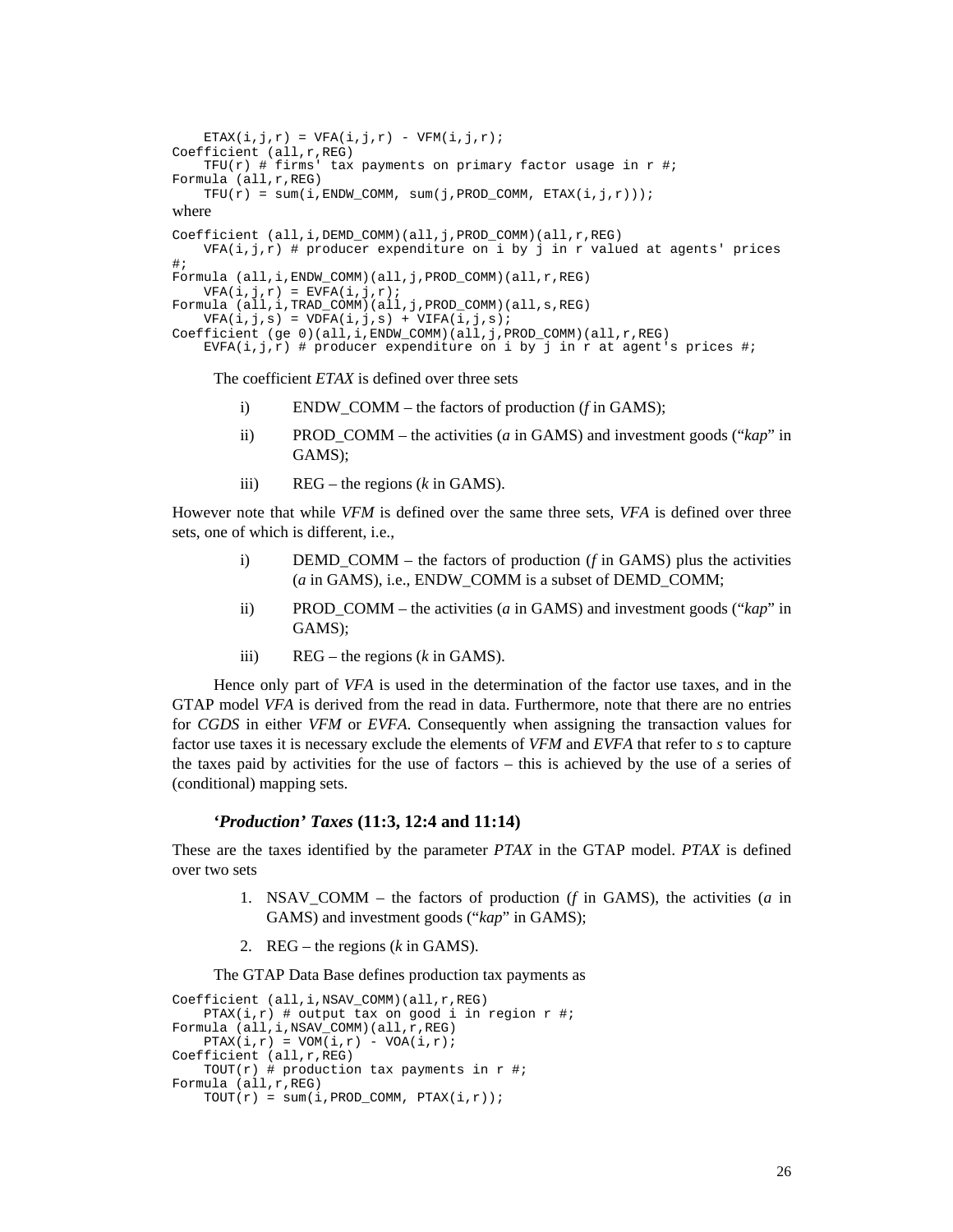```
    ETAX(i,j,r) = VFA(i,j,r) - VFM(i,j,r);
Coefficient (all,r,REG)
    TFU(r) # firms' tax payments on primary factor usage in r #;
Formula (all,r,REG)
    TFU(r) = sum(i,ENDW_COMM, sum(j,PROD_COMM, ETAX(i,j,r)));
```

where

```
Coefficient (all,i,DEMD_COMM)(all,j,PROD_COMM)(all,r,REG)
    VFA(i,j,r) # producer expenditure on i by j in r valued at agents' prices
#;
Formula (all,i,ENDW_COMM)(all,j,PROD_COMM)(all,r,REG)
    VFA(i,j,r) = EVFA(i,j,r);
Formula (all,i,TRAD_COMM)(all,j,PROD_COMM)(all,s,REG)
    VFA(i,j,s) = VDFA(i,j,s) + VIFA(i,j,s);
Coefficient (ge 0)(all,i,ENDW_COMM)(all,j,PROD_COMM)(all,r,REG)
    EVFA(i,j,r) # producer expenditure on i by j in r at agent's prices #;
```

The coefficient *ETAX* is defined over three sets

i) ENDW_COMM – the factors of production (*f* in GAMS);

ii) PROD_COMM – the activities (*a* in GAMS) and investment goods ("*kap*" in GAMS);

iii) REG – the regions (*k* in GAMS).

However note that while *VFM* is defined over the same three sets, *VFA* is defined over three sets, one of which is different, i.e.,

i) DEMD_COMM – the factors of production (*f* in GAMS) plus the activities (*a* in GAMS), i.e., ENDW_COMM is a subset of DEMD_COMM;

ii) PROD_COMM – the activities (*a* in GAMS) and investment goods ("*kap*" in GAMS);

iii) REG – the regions (*k* in GAMS).

Hence only part of *VFA* is used in the determination of the factor use taxes, and in the GTAP model *VFA* is derived from the read in data. Furthermore, note that there are no entries for *CGDS* in either *VFM* or *EVFA*. Consequently when assigning the transaction values for factor use taxes it is necessary exclude the elements of *VFM* and *EVFA* that refer to *s* to capture the taxes paid by activities for the use of factors – this is achieved by the use of a series of (conditional) mapping sets.

### *'Production' Taxes* (11:3, 12:4 and 11:14)

These are the taxes identified by the parameter *PTAX* in the GTAP model. *PTAX* is defined over two sets

1. NSAV_COMM – the factors of production (*f* in GAMS), the activities (*a* in GAMS) and investment goods ("*kap*" in GAMS);
2. REG – the regions (*k* in GAMS).

The GTAP Data Base defines production tax payments as

```
Coefficient (all,i,NSAV_COMM)(all,r,REG)
    PTAX(i,r) # output tax on good i in region r #;
Formula (all,i,NSAV_COMM)(all,r,REG)
    PTAX(i,r) = VOM(i,r) - VOA(i,r);
Coefficient (all,r,REG)
    TOUT(r) # production tax payments in r #;
Formula (all,r,REG)
    TOUT(r) = sum(i,PROD_COMM, PTAX(i,r));
```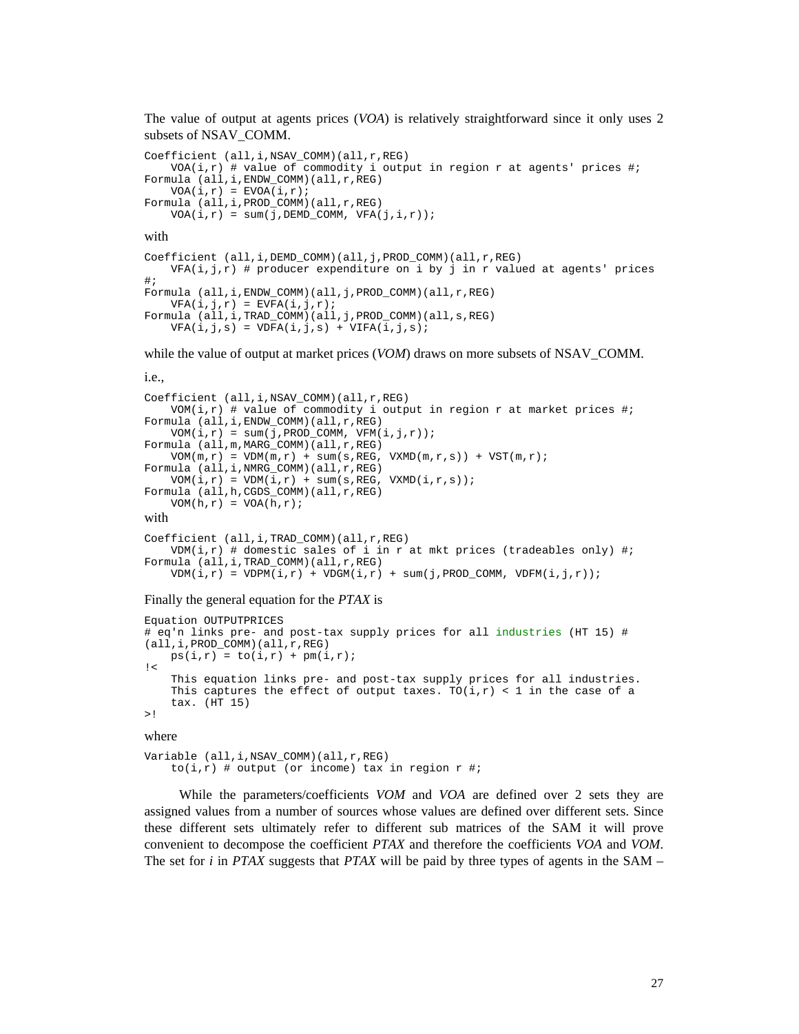The value of output at agents prices (*VOA*) is relatively straightforward since it only uses 2 subsets of NSAV_COMM.

```
Coefficient (all,i,NSAV_COMM)(all,r,REG)
    VOA(i,r) # value of commodity i output in region r at agents' prices #;
Formula (all,i,ENDW_COMM)(all,r,REG)
    VOA(i,r) = EVOA(i,r);
Formula (all,i,PROD_COMM)(all,r,REG)
    VOA(i,r) = sum(j,DEMD_COMM, VFA(j,i,r));
```

with

```
Coefficient (all,i,DEMD_COMM)(all,j,PROD_COMM)(all,r,REG)
    VFA(i,j,r) # producer expenditure on i by j in r valued at agents' prices
#;
Formula (all,i,ENDW_COMM)(all,j,PROD_COMM)(all,r,REG)
    VFA(i,j,r) = EVFA(i,j,r);
Formula (all,i,TRAD_COMM)(all,j,PROD_COMM)(all,s,REG)
    VFA(i,j,s) = VDFA(i,j,s) + VIFA(i,j,s);
```

while the value of output at market prices (*VOM*) draws on more subsets of NSAV_COMM.

i.e.,

```
Coefficient (all,i,NSAV_COMM)(all,r,REG)
    VOM(i,r) # value of commodity i output in region r at market prices #;
Formula (all,i,ENDW_COMM)(all,r,REG)
    VOM(i,r) = sum(j,PROD_COMM, VFM(i,j,r));
Formula (all,m,MARG_COMM)(all,r,REG)
    VOM(m,r) = VDM(m,r) + sum(s,REG, VXMD(m,r,s)) + VST(m,r);
Formula (all,i,NMRG_COMM)(all,r,REG)
    VOM(i,r) = VDM(i,r) + sum(s,REG, VXMD(i,r,s));
Formula (all,h,CGDS_COMM)(all,r,REG)
    VOM(h,r) = VOA(h,r);
```

with

```
Coefficient (all,i,TRAD_COMM)(all,r,REG)
    VDM(i,r) # domestic sales of i in r at mkt prices (tradeables only) #;
Formula (all,i,TRAD_COMM)(all,r,REG)
    VDM(i,r) = VDPM(i,r) + VDGM(i,r) + sum(j,PROD_COMM, VDFM(i,j,r));
```

Finally the general equation for the *PTAX* is

```
Equation OUTPUTPRICES
# eq'n links pre- and post-tax supply prices for all industries (HT 15) #
(all,i,PROD_COMM)(all,r,REG)
    ps(i,r) = to(i,r) + pm(i,r);
!<
    This equation links pre- and post-tax supply prices for all industries.
    This captures the effect of output taxes. TO(i,r) < 1 in the case of a
    tax. (HT 15)
>!
```

where

```
Variable (all,i,NSAV_COMM)(all,r,REG)
    to(i,r) # output (or income) tax in region r #;
```

While the parameters/coefficients *VOM* and *VOA* are defined over 2 sets they are assigned values from a number of sources whose values are defined over different sets. Since these different sets ultimately refer to different sub matrices of the SAM it will prove convenient to decompose the coefficient *PTAX* and therefore the coefficients *VOA* and *VOM*. The set for *i* in *PTAX* suggests that *PTAX* will be paid by three types of agents in the SAM –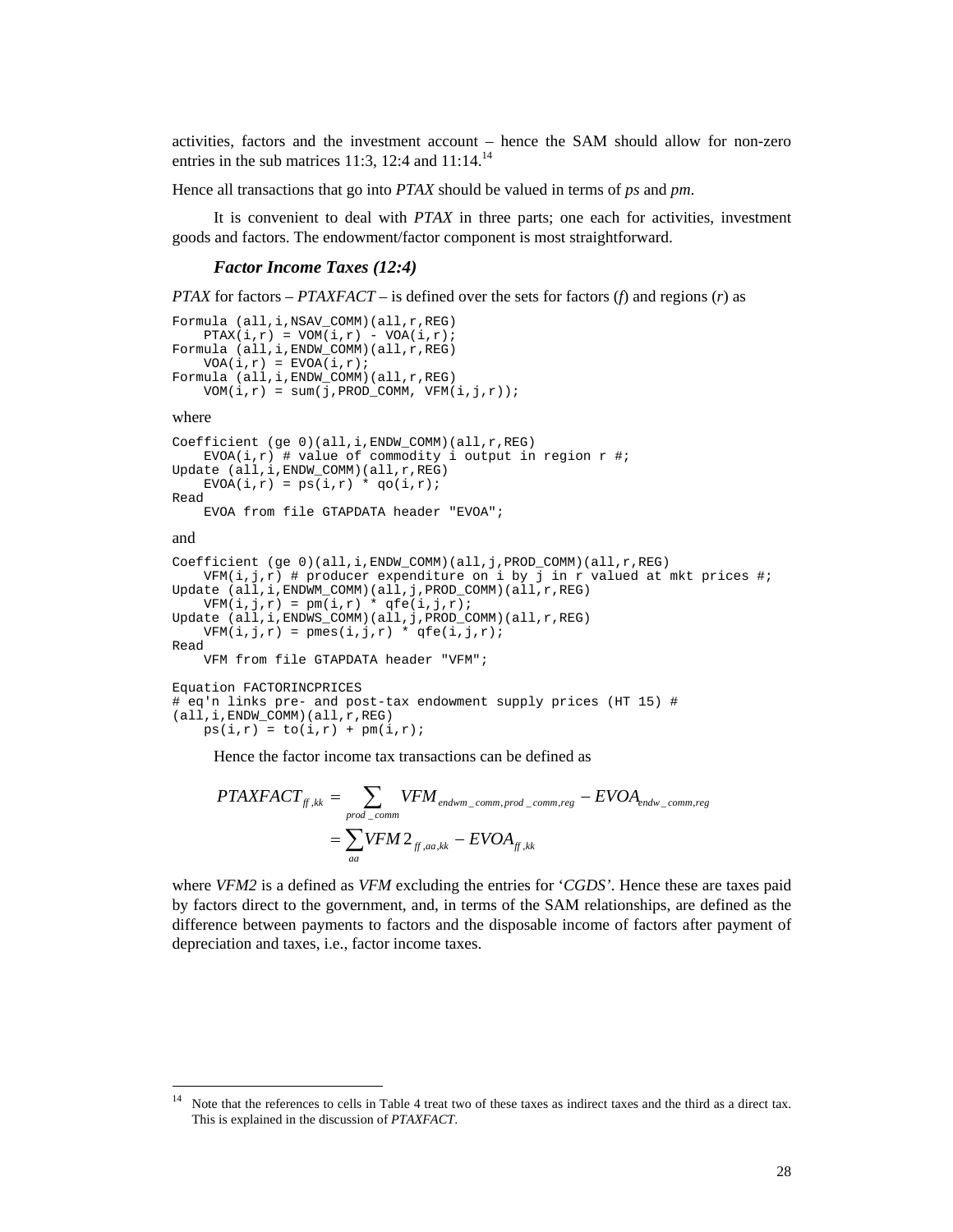activities, factors and the investment account – hence the SAM should allow for non-zero entries in the sub matrices 11:3, 12:4 and 11:14.[14]

Hence all transactions that go into *PTAX* should be valued in terms of *ps* and *pm*.

It is convenient to deal with *PTAX* in three parts; one each for activities, investment goods and factors. The endowment/factor component is most straightforward.

### *Factor Income Taxes (12:4)*

*PTAX* for factors – *PTAXFACT* – is defined over the sets for factors (*f*) and regions (*r*) as

```
Formula (all,i,NSAV_COMM)(all,r,REG)
    PTAX(i,r) = VOM(i,r) - VOA(i,r);
Formula (all,i,ENDW_COMM)(all,r,REG)
    VOA(i,r) = EVOA(i,r);
Formula (all,i,ENDW_COMM)(all,r,REG)
    VOM(i,r) = sum(j,PROD_COMM, VFM(i,j,r));
```

where

```
Coefficient (ge 0)(all,i,ENDW_COMM)(all,r,REG)
    EVOA(i,r) # value of commodity i output in region r #;
Update (all,i,ENDW_COMM)(all,r,REG)
    EVOA(i,r) = ps(i,r) * qo(i,r);
Read
    EVOA from file GTAPDATA header "EVOA";
```

and

```
Coefficient (ge 0)(all,i,ENDW_COMM)(all,j,PROD_COMM)(all,r,REG)
    VFM(i,j,r) # producer expenditure on i by j in r valued at mkt prices #;
Update (all,i,ENDWM_COMM)(all,j,PROD_COMM)(all,r,REG)
    VFM(i,j,r) = pm(i,r) * qfe(i,j,r);
Update (all,i,ENDWS_COMM)(all,j,PROD_COMM)(all,r,REG)
    VFM(i,j,r) = pmes(i,j,r) * qfe(i,j,r);
Read
    VFM from file GTAPDATA header "VFM";

Equation FACTORINCPRICES
# eq'n links pre- and post-tax endowment supply prices (HT 15) #
(all,i,ENDW_COMM)(all,r,REG)
    ps(i,r) = to(i,r) + pm(i,r);
```

Hence the factor income tax transactions can be defined as

$$
\begin{aligned}
PTAXFACT_{ff,kk} &= \sum_{prod\_comm} VFM_{endwm\_comm,prod\_comm,reg} - EVOA_{endw\_comm,reg} \\
&= \sum_{aa} VFM2_{ff,aa,kk} - EVOA_{ff,kk}
\end{aligned}
$$

where *VFM2* is a defined as *VFM* excluding the entries for '*CGDS*'. Hence these are taxes paid by factors direct to the government, and, in terms of the SAM relationships, are defined as the difference between payments to factors and the disposable income of factors after payment of depreciation and taxes, i.e., factor income taxes.

---

[14] Note that the references to cells in Table 4 treat two of these taxes as indirect taxes and the third as a direct tax. This is explained in the discussion of *PTAXFACT*.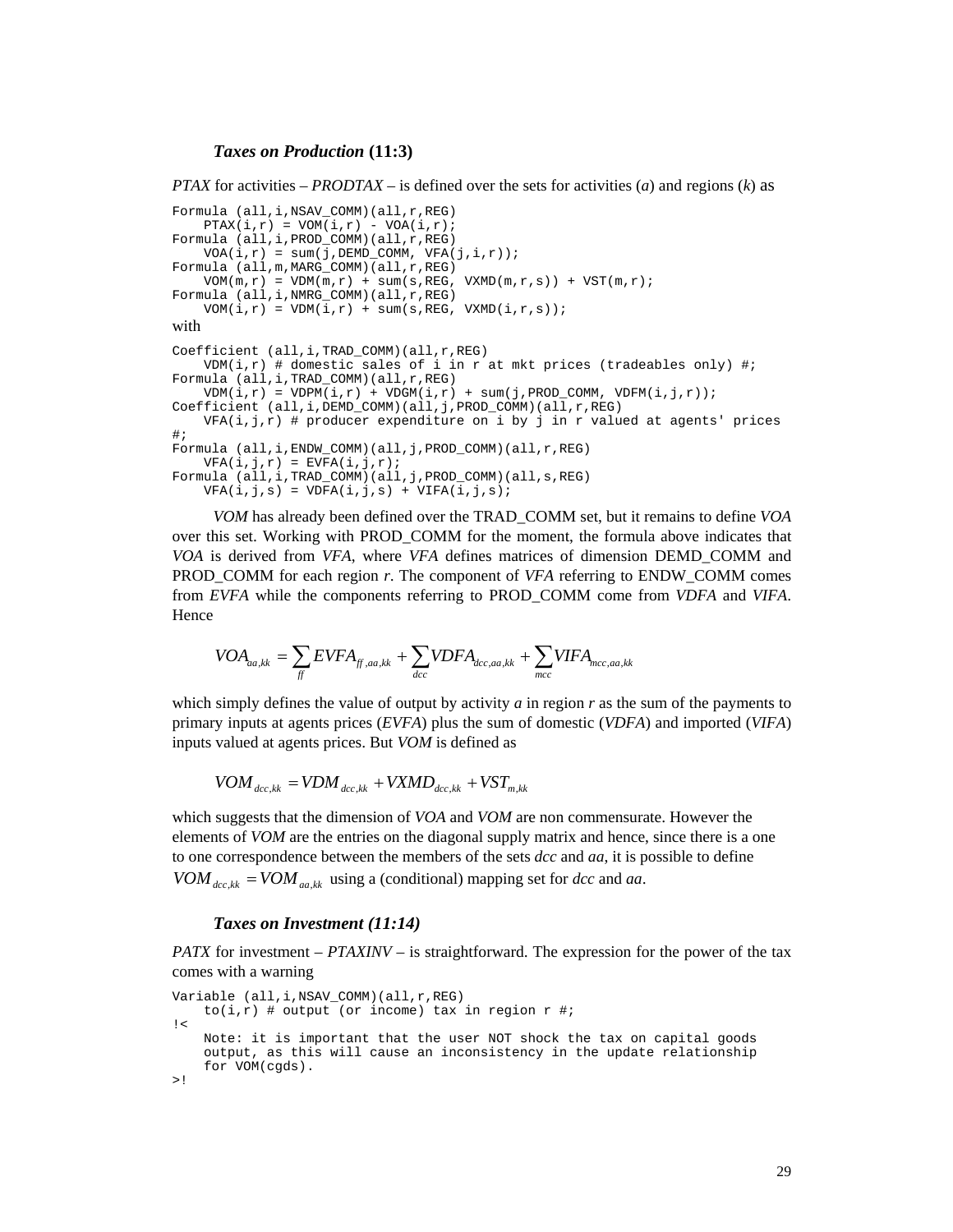### *Taxes on Production* (11:3)

*PTAX* for activities – *PRODTAX* – is defined over the sets for activities (*a*) and regions (*k*) as

```
Formula (all,i,NSAV_COMM)(all,r,REG)
    PTAX(i,r) = VOM(i,r) - VOA(i,r);
Formula (all,i,PROD_COMM)(all,r,REG)
    VOA(i,r) = sum(j,DEMD_COMM, VFA(j,i,r));
Formula (all,m,MARG_COMM)(all,r,REG)
    VOM(m,r) = VDM(m,r) + sum(s,REG, VXMD(m,r,s)) + VST(m,r);
Formula (all,i,NMRG_COMM)(all,r,REG)
    VOM(i,r) = VDM(i,r) + sum(s,REG, VXMD(i,r,s));
```

with

```
Coefficient (all,i,TRAD_COMM)(all,r,REG)
    VDM(i,r) # domestic sales of i in r at mkt prices (tradeables only) #;
Formula (all,i,TRAD_COMM)(all,r,REG)
    VDM(i,r) = VDPM(i,r) + VDGM(i,r) + sum(j,PROD_COMM, VDFM(i,j,r));
Coefficient (all,i,DEMD_COMM)(all,j,PROD_COMM)(all,r,REG)
    VFA(i,j,r) # producer expenditure on i by j in r valued at agents' prices
#;
Formula (all,i,ENDW_COMM)(all,j,PROD_COMM)(all,r,REG)
    VFA(i,j,r) = EVFA(i,j,r);
Formula (all,i,TRAD_COMM)(all,j,PROD_COMM)(all,s,REG)
    VFA(i,j,s) = VDFA(i,j,s) + VIFA(i,j,s);
```

*VOM* has already been defined over the TRAD_COMM set, but it remains to define *VOA* over this set. Working with PROD_COMM for the moment, the formula above indicates that *VOA* is derived from *VFA*, where *VFA* defines matrices of dimension DEMD_COMM and PROD_COMM for each region *r*. The component of *VFA* referring to ENDW_COMM comes from *EVFA* while the components referring to PROD_COMM come from *VDFA* and *VIFA*. Hence

$$VOA_{aa,kk} = \sum_{ff} EVFA_{ff,aa,kk} + \sum_{dcc} VDFA_{dcc,aa,kk} + \sum_{mcc} VIFA_{mcc,aa,kk}$$

which simply defines the value of output by activity *a* in region *r* as the sum of the payments to primary inputs at agents prices (*EVFA*) plus the sum of domestic (*VDFA*) and imported (*VIFA*) inputs valued at agents prices. But *VOM* is defined as

$$VOM_{dcc,kk} = VDM_{dcc,kk} + VXMD_{dcc,kk} + VST_{m,kk}$$

which suggests that the dimension of *VOA* and *VOM* are non commensurate. However the elements of *VOM* are the entries on the diagonal supply matrix and hence, since there is a one to one correspondence between the members of the sets *dcc* and *aa*, it is possible to define $VOM_{dcc,kk} = VOM_{aa,kk}$ using a (conditional) mapping set for *dcc* and *aa*.

### *Taxes on Investment (11:14)*

*PATX* for investment – *PTAXINV* – is straightforward. The expression for the power of the tax comes with a warning

```
Variable (all,i,NSAV_COMM)(all,r,REG)
    to(i,r) # output (or income) tax in region r #;
!<
    Note: it is important that the user NOT shock the tax on capital goods
    output, as this will cause an inconsistency in the update relationship
    for VOM(cgds).
>!
```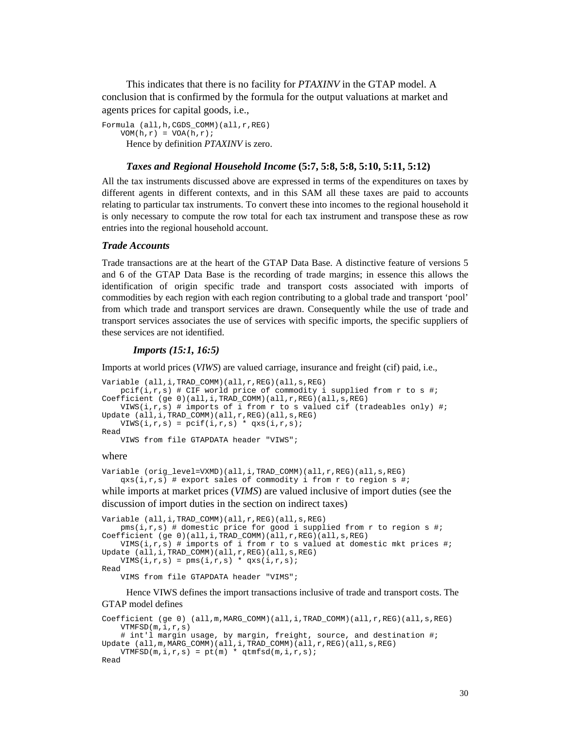This indicates that there is no facility for *PTAXINV* in the GTAP model. A conclusion that is confirmed by the formula for the output valuations at market and agents prices for capital goods, i.e.,

```
Formula (all,h,CGDS_COMM)(all,r,REG)
    VOM(h,r) = VOA(h,r);
```

Hence by definition *PTAXINV* is zero.

#### *Taxes and Regional Household Income* (5:7, 5:8, 5:8, 5:10, 5:11, 5:12)

All the tax instruments discussed above are expressed in terms of the expenditures on taxes by different agents in different contexts, and in this SAM all these taxes are paid to accounts relating to particular tax instruments. To convert these into incomes to the regional household it is only necessary to compute the row total for each tax instrument and transpose these as row entries into the regional household account.

### *Trade Accounts*

Trade transactions are at the heart of the GTAP Data Base. A distinctive feature of versions 5 and 6 of the GTAP Data Base is the recording of trade margins; in essence this allows the identification of origin specific trade and transport costs associated with imports of commodities by each region with each region contributing to a global trade and transport 'pool' from which trade and transport services are drawn. Consequently while the use of trade and transport services associates the use of services with specific imports, the specific suppliers of these services are not identified.

#### *Imports (15:1, 16:5)*

Imports at world prices (*VIWS*) are valued carriage, insurance and freight (cif) paid, i.e.,

```
Variable (all,i,TRAD_COMM)(all,r,REG)(all,s,REG)
    pcif(i,r,s) # CIF world price of commodity i supplied from r to s #;
Coefficient (ge 0)(all,i,TRAD_COMM)(all,r,REG)(all,s,REG)
    VIWS(i,r,s) # imports of i from r to s valued cif (tradeables only) #;
Update (all,i,TRAD_COMM)(all,r,REG)(all,s,REG)
    VIWS(i,r,s) = pcif(i,r,s) * qxs(i,r,s);
Read
    VIWS from file GTAPDATA header "VIWS";
```

where

```
Variable (orig_level=VXMD)(all,i,TRAD_COMM)(all,r,REG)(all,s,REG)
    qxs(i,r,s) # export sales of commodity i from r to region s #;
```

while imports at market prices (*VIMS*) are valued inclusive of import duties (see the discussion of import duties in the section on indirect taxes)

```
Variable (all,i,TRAD_COMM)(all,r,REG)(all,s,REG)
    pms(i,r,s) # domestic price for good i supplied from r to region s #;
Coefficient (ge 0)(all,i,TRAD_COMM)(all,r,REG)(all,s,REG)
    VIMS(i,r,s) # imports of i from r to s valued at domestic mkt prices #;
Update (all,i,TRAD_COMM)(all,r,REG)(all,s,REG)
    VIMS(i,r,s) = pms(i,r,s) * qxs(i,r,s);
Read
    VIMS from file GTAPDATA header "VIMS";
```

Hence VIWS defines the import transactions inclusive of trade and transport costs. The GTAP model defines

```
Coefficient (ge 0) (all,m,MARG_COMM)(all,i,TRAD_COMM)(all,r,REG)(all,s,REG)
    VTMFSD(m,i,r,s)
    # int'l margin usage, by margin, freight, source, and destination #;
Update (all,m,MARG_COMM)(all,i,TRAD_COMM)(all,r,REG)(all,s,REG)
    VTMFSD(m,i,r,s) = pt(m) * qtmfsd(m,i,r,s);
Read
```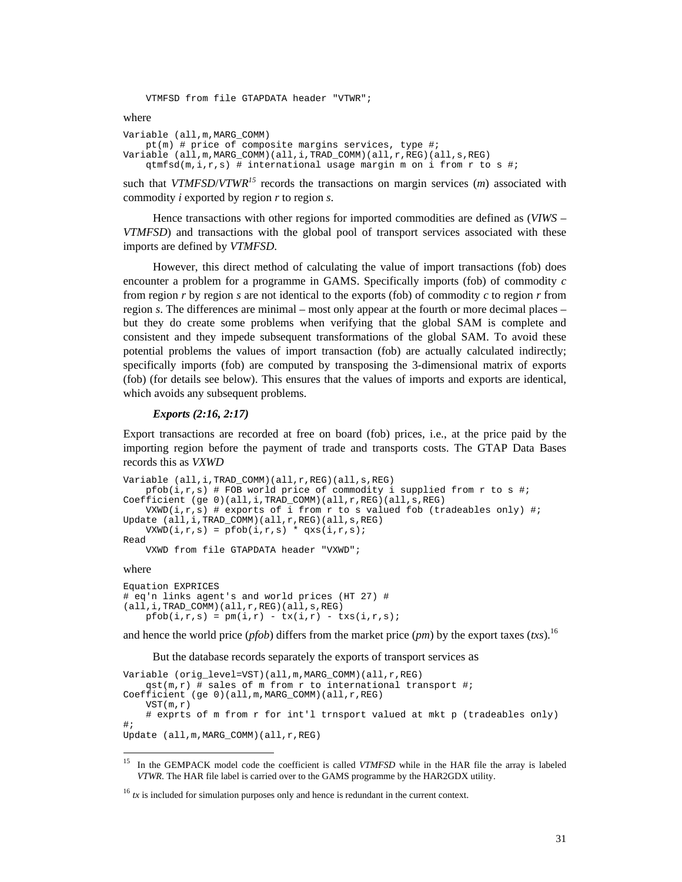```
    VTMFSD from file GTAPDATA header "VTWR";
```

where

```
Variable (all,m,MARG_COMM)
    pt(m) # price of composite margins services, type #;
Variable (all,m,MARG_COMM)(all,i,TRAD_COMM)(all,r,REG)(all,s,REG)
    qtmfsd(m,i,r,s) # international usage margin m on i from r to s #;
```

such that *VTMFSD*/*VTWR*[15] records the transactions on margin services (*m*) associated with commodity *i* exported by region *r* to region *s*.

Hence transactions with other regions for imported commodities are defined as (*VIWS* – *VTMFSD*) and transactions with the global pool of transport services associated with these imports are defined by *VTMFSD*.

However, this direct method of calculating the value of import transactions (fob) does encounter a problem for a programme in GAMS. Specifically imports (fob) of commodity *c* from region *r* by region *s* are not identical to the exports (fob) of commodity *c* to region *r* from region *s*. The differences are minimal – most only appear at the fourth or more decimal places – but they do create some problems when verifying that the global SAM is complete and consistent and they impede subsequent transformations of the global SAM. To avoid these potential problems the values of import transaction (fob) are actually calculated indirectly; specifically imports (fob) are computed by transposing the 3-dimensional matrix of exports (fob) (for details see below). This ensures that the values of imports and exports are identical, which avoids any subsequent problems.

***Exports (2:16, 2:17)***

Export transactions are recorded at free on board (fob) prices, i.e., at the price paid by the importing region before the payment of trade and transports costs. The GTAP Data Bases records this as *VXWD*

```
Variable (all,i,TRAD_COMM)(all,r,REG)(all,s,REG)
    pfob(i,r,s) # FOB world price of commodity i supplied from r to s #;
Coefficient (ge 0)(all,i,TRAD_COMM)(all,r,REG)(all,s,REG)
    VXWD(i,r,s) # exports of i from r to s valued fob (tradeables only) #;
Update (all,i,TRAD_COMM)(all,r,REG)(all,s,REG)
    VXWD(i,r,s) = pfob(i,r,s) * qxs(i,r,s);
Read
    VXWD from file GTAPDATA header "VXWD";
```

where

```
Equation EXPRICES
# eq'n links agent's and world prices (HT 27) #
(all,i,TRAD_COMM)(all,r,REG)(all,s,REG)
    pfob(i,r,s) = pm(i,r) - tx(i,r) - txs(i,r,s);
```

and hence the world price (*pfob*) differs from the market price (*pm*) by the export taxes (*txs*).[16]

But the database records separately the exports of transport services as

```
Variable (orig_level=VST)(all,m,MARG_COMM)(all,r,REG)
    qst(m,r) # sales of m from r to international transport #;
Coefficient (ge 0)(all,m,MARG_COMM)(all,r,REG)
    VST(m,r)
    # exprts of m from r for int'l trnsport valued at mkt p (tradeables only)
#;
Update (all,m,MARG_COMM)(all,r,REG)
```

[15] In the GEMPACK model code the coefficient is called *VTMFSD* while in the HAR file the array is labeled *VTWR*. The HAR file label is carried over to the GAMS programme by the HAR2GDX utility.

[16] *tx* is included for simulation purposes only and hence is redundant in the current context.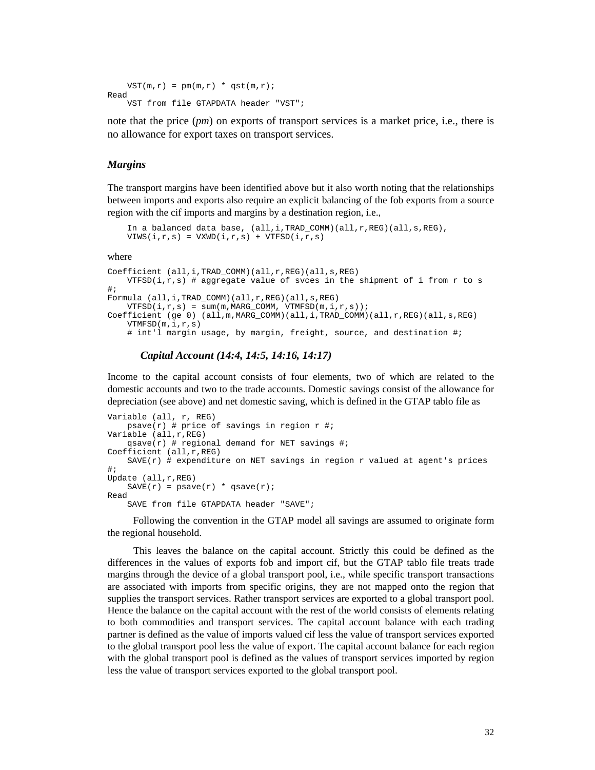```
    VST(m,r) = pm(m,r) * qst(m,r);
Read
    VST from file GTAPDATA header "VST";
```

note that the price (*pm*) on exports of transport services is a market price, i.e., there is no allowance for export taxes on transport services.

### *Margins*

The transport margins have been identified above but it also worth noting that the relationships between imports and exports also require an explicit balancing of the fob exports from a source region with the cif imports and margins by a destination region, i.e.,

```
    In a balanced data base, (all,i,TRAD_COMM)(all,r,REG)(all,s,REG),
    VIWS(i,r,s) = VXWD(i,r,s) + VTFSD(i,r,s)
```

where

```
Coefficient (all,i,TRAD_COMM)(all,r,REG)(all,s,REG)
    VTFSD(i,r,s) # aggregate value of svces in the shipment of i from r to s
#;
Formula (all,i,TRAD_COMM)(all,r,REG)(all,s,REG)
    VTFSD(i,r,s) = sum(m,MARG_COMM, VTMFSD(m,i,r,s));
Coefficient (ge 0) (all,m,MARG_COMM)(all,i,TRAD_COMM)(all,r,REG)(all,s,REG)
    VTMFSD(m,i,r,s)
    # int'l margin usage, by margin, freight, source, and destination #;
```

### *Capital Account (14:4, 14:5, 14:16, 14:17)*

Income to the capital account consists of four elements, two of which are related to the domestic accounts and two to the trade accounts. Domestic savings consist of the allowance for depreciation (see above) and net domestic saving, which is defined in the GTAP tablo file as

```
Variable (all, r, REG)
    psave(r) # price of savings in region r #;
Variable (all,r,REG)
    qsave(r) # regional demand for NET savings #;
Coefficient (all,r,REG)
    SAVE(r) # expenditure on NET savings in region r valued at agent's prices
#;
Update (all,r,REG)
    SAVE(r) = psave(r) * qsave(r);
Read
    SAVE from file GTAPDATA header "SAVE";
```

Following the convention in the GTAP model all savings are assumed to originate form the regional household.

This leaves the balance on the capital account. Strictly this could be defined as the differences in the values of exports fob and import cif, but the GTAP tablo file treats trade margins through the device of a global transport pool, i.e., while specific transport transactions are associated with imports from specific origins, they are not mapped onto the region that supplies the transport services. Rather transport services are exported to a global transport pool. Hence the balance on the capital account with the rest of the world consists of elements relating to both commodities and transport services. The capital account balance with each trading partner is defined as the value of imports valued cif less the value of transport services exported to the global transport pool less the value of export. The capital account balance for each region with the global transport pool is defined as the values of transport services imported by region less the value of transport services exported to the global transport pool.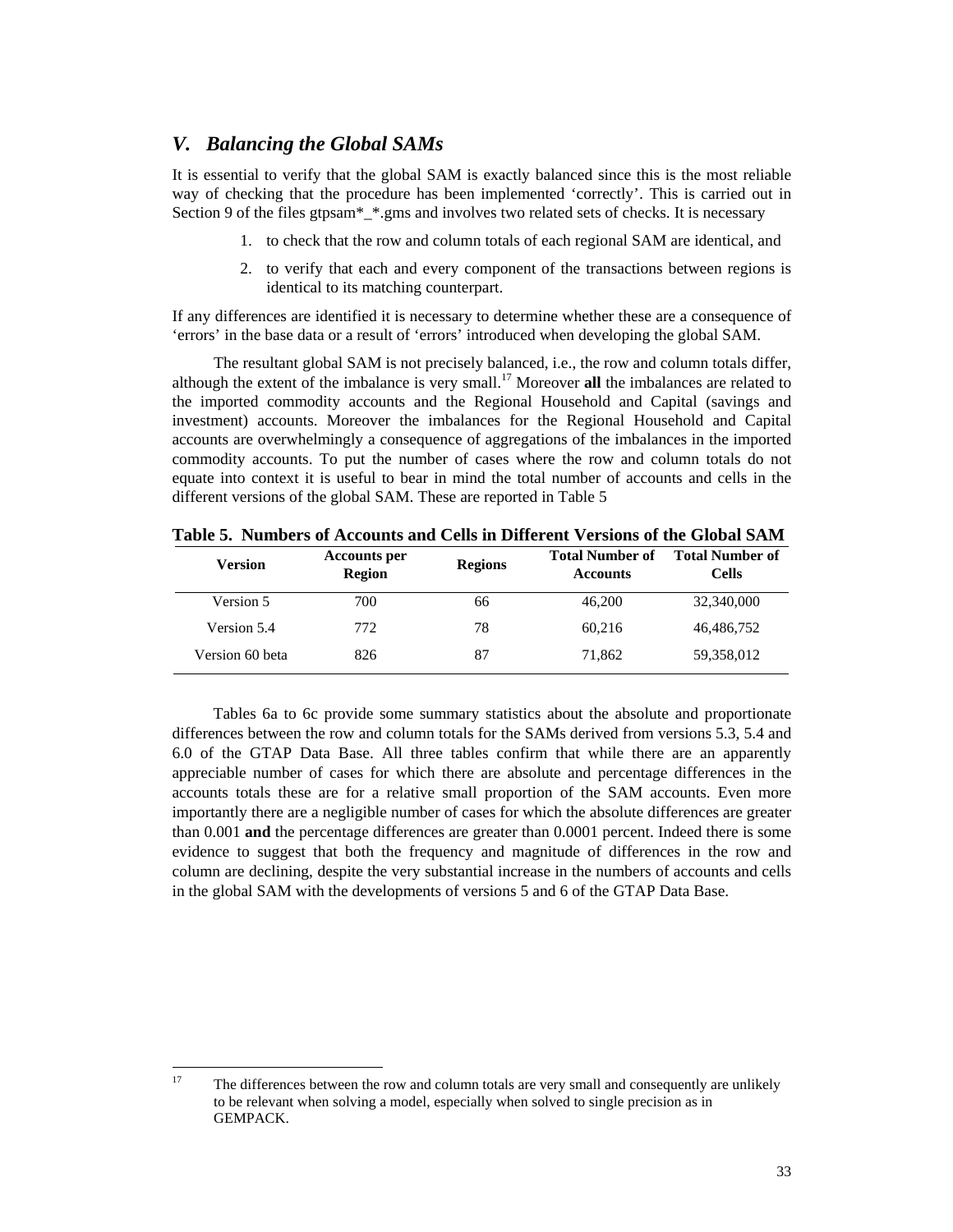## *V. Balancing the Global SAMs*

It is essential to verify that the global SAM is exactly balanced since this is the most reliable way of checking that the procedure has been implemented 'correctly'. This is carried out in Section 9 of the files gtpsam*_*.gms and involves two related sets of checks. It is necessary

1. to check that the row and column totals of each regional SAM are identical, and
2. to verify that each and every component of the transactions between regions is identical to its matching counterpart.

If any differences are identified it is necessary to determine whether these are a consequence of 'errors' in the base data or a result of 'errors' introduced when developing the global SAM.

The resultant global SAM is not precisely balanced, i.e., the row and column totals differ, although the extent of the imbalance is very small.[17] Moreover **all** the imbalances are related to the imported commodity accounts and the Regional Household and Capital (savings and investment) accounts. Moreover the imbalances for the Regional Household and Capital accounts are overwhelmingly a consequence of aggregations of the imbalances in the imported commodity accounts. To put the number of cases where the row and column totals do not equate into context it is useful to bear in mind the total number of accounts and cells in the different versions of the global SAM. These are reported in Table 5

**Table 5. Numbers of Accounts and Cells in Different Versions of the Global SAM**

| Version | Accounts per Region | Regions | Total Number of Accounts | Total Number of Cells |
|---|---|---|---|---|
| Version 5 | 700 | 66 | 46,200 | 32,340,000 |
| Version 5.4 | 772 | 78 | 60,216 | 46,486,752 |
| Version 60 beta | 826 | 87 | 71,862 | 59,358,012 |

Tables 6a to 6c provide some summary statistics about the absolute and proportionate differences between the row and column totals for the SAMs derived from versions 5.3, 5.4 and 6.0 of the GTAP Data Base. All three tables confirm that while there are an apparently appreciable number of cases for which there are absolute and percentage differences in the accounts totals these are for a relative small proportion of the SAM accounts. Even more importantly there are a negligible number of cases for which the absolute differences are greater than 0.001 **and** the percentage differences are greater than 0.0001 percent. Indeed there is some evidence to suggest that both the frequency and magnitude of differences in the row and column are declining, despite the very substantial increase in the numbers of accounts and cells in the global SAM with the developments of versions 5 and 6 of the GTAP Data Base.

---

[17] The differences between the row and column totals are very small and consequently are unlikely to be relevant when solving a model, especially when solved to single precision as in GEMPACK.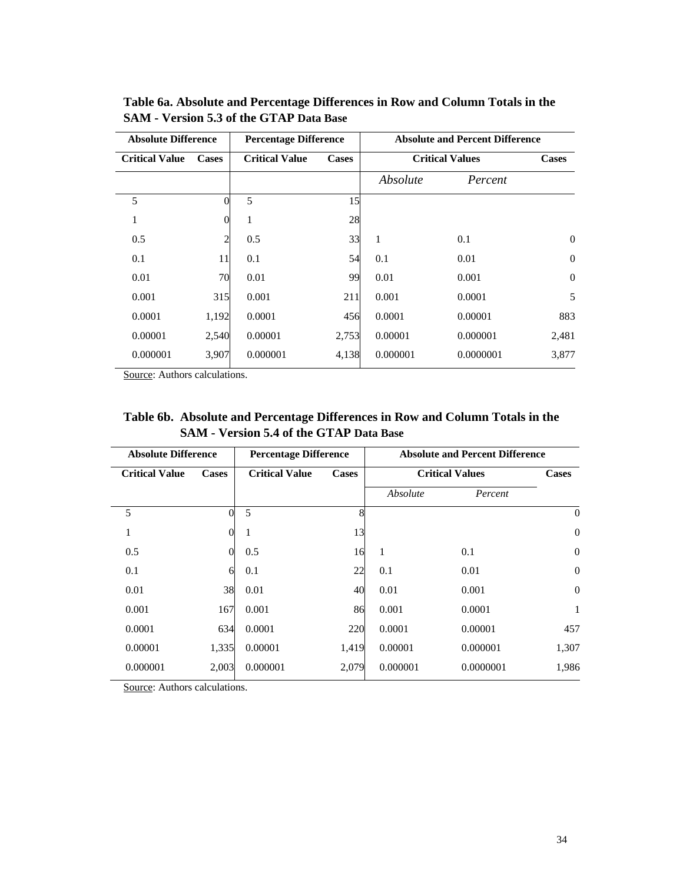**Table 6a. Absolute and Percentage Differences in Row and Column Totals in the SAM - Version 5.3 of the GTAP Data Base**

| Absolute Difference | | Percentage Difference | | Absolute and Percent Difference | | |
|---|---|---|---|---|---|---|
| **Critical Value** | **Cases** | **Critical Value** | **Cases** | **Critical Values** | | **Cases** |
| | | | | *Absolute* | *Percent* | |
| 5 | 0 | 5 | 15 | | | |
| 1 | 0 | 1 | 28 | | | |
| 0.5 | 2 | 0.5 | 33 | 1 | 0.1 | 0 |
| 0.1 | 11 | 0.1 | 54 | 0.1 | 0.01 | 0 |
| 0.01 | 70 | 0.01 | 99 | 0.01 | 0.001 | 0 |
| 0.001 | 315 | 0.001 | 211 | 0.001 | 0.0001 | 5 |
| 0.0001 | 1,192 | 0.0001 | 456 | 0.0001 | 0.00001 | 883 |
| 0.00001 | 2,540 | 0.00001 | 2,753 | 0.00001 | 0.000001 | 2,481 |
| 0.000001 | 3,907 | 0.000001 | 4,138 | 0.000001 | 0.0000001 | 3,877 |

Source: Authors calculations.

**Table 6b. Absolute and Percentage Differences in Row and Column Totals in the SAM - Version 5.4 of the GTAP Data Base**

| Absolute Difference | | Percentage Difference | | Absolute and Percent Difference | | |
|---|---|---|---|---|---|---|
| **Critical Value** | **Cases** | **Critical Value** | **Cases** | **Critical Values** | | **Cases** |
| | | | | *Absolute* | *Percent* | |
| 5 | 0 | 5 | 8 | | | 0 |
| 1 | 0 | 1 | 13 | | | 0 |
| 0.5 | 0 | 0.5 | 16 | 1 | 0.1 | 0 |
| 0.1 | 6 | 0.1 | 22 | 0.1 | 0.01 | 0 |
| 0.01 | 38 | 0.01 | 40 | 0.01 | 0.001 | 0 |
| 0.001 | 167 | 0.001 | 86 | 0.001 | 0.0001 | 1 |
| 0.0001 | 634 | 0.0001 | 220 | 0.0001 | 0.00001 | 457 |
| 0.00001 | 1,335 | 0.00001 | 1,419 | 0.00001 | 0.000001 | 1,307 |
| 0.000001 | 2,003 | 0.000001 | 2,079 | 0.000001 | 0.0000001 | 1,986 |

Source: Authors calculations.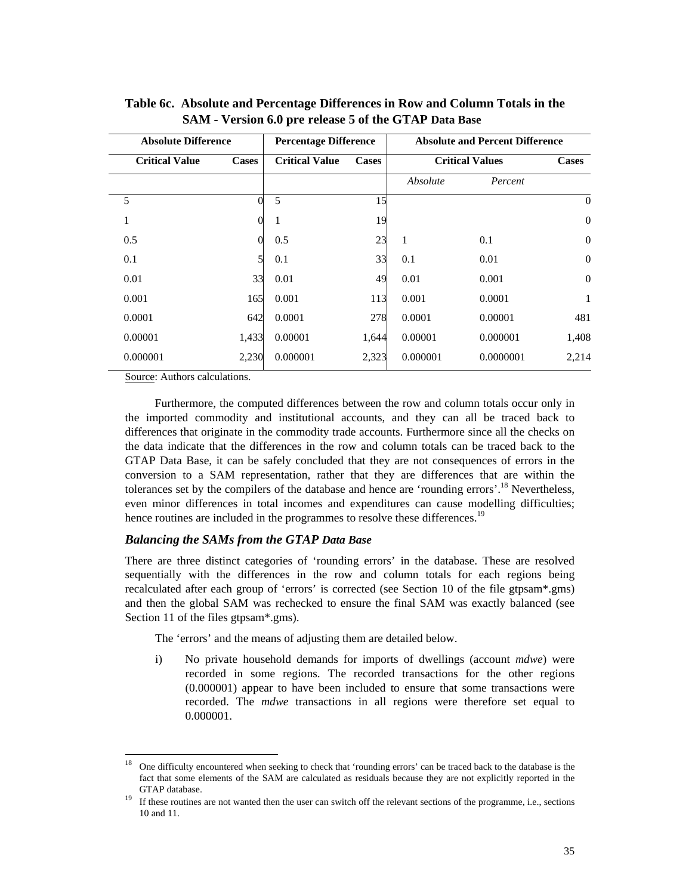**Table 6c. Absolute and Percentage Differences in Row and Column Totals in the SAM - Version 6.0 pre release 5 of the GTAP Data Base**

| Absolute Difference | | Percentage Difference | | Absolute and Percent Difference | | |
|---|---|---|---|---|---|---|
| Critical Value | Cases | Critical Value | Cases | Critical Values | | Cases |
| | | | | *Absolute* | *Percent* | |
| 5 | 0 | 5 | 15 | | | 0 |
| 1 | 0 | 1 | 19 | | | 0 |
| 0.5 | 0 | 0.5 | 23 | 1 | 0.1 | 0 |
| 0.1 | 5 | 0.1 | 33 | 0.1 | 0.01 | 0 |
| 0.01 | 33 | 0.01 | 49 | 0.01 | 0.001 | 0 |
| 0.001 | 165 | 0.001 | 113 | 0.001 | 0.0001 | 1 |
| 0.0001 | 642 | 0.0001 | 278 | 0.0001 | 0.00001 | 481 |
| 0.00001 | 1,433 | 0.00001 | 1,644 | 0.00001 | 0.000001 | 1,408 |
| 0.000001 | 2,230 | 0.000001 | 2,323 | 0.000001 | 0.0000001 | 2,214 |

Source: Authors calculations.

Furthermore, the computed differences between the row and column totals occur only in the imported commodity and institutional accounts, and they can all be traced back to differences that originate in the commodity trade accounts. Furthermore since all the checks on the data indicate that the differences in the row and column totals can be traced back to the GTAP Data Base, it can be safely concluded that they are not consequences of errors in the conversion to a SAM representation, rather that they are differences that are within the tolerances set by the compilers of the database and hence are 'rounding errors'.[18] Nevertheless, even minor differences in total incomes and expenditures can cause modelling difficulties; hence routines are included in the programmes to resolve these differences.[19]

### *Balancing the SAMs from the GTAP Data Base*

There are three distinct categories of 'rounding errors' in the database. These are resolved sequentially with the differences in the row and column totals for each regions being recalculated after each group of 'errors' is corrected (see Section 10 of the file gtpsam*.gms) and then the global SAM was rechecked to ensure the final SAM was exactly balanced (see Section 11 of the files gtpsam*.gms).

The 'errors' and the means of adjusting them are detailed below.

i) No private household demands for imports of dwellings (account *mdwe*) were recorded in some regions. The recorded transactions for the other regions (0.000001) appear to have been included to ensure that some transactions were recorded. The *mdwe* transactions in all regions were therefore set equal to 0.000001.

[18] One difficulty encountered when seeking to check that 'rounding errors' can be traced back to the database is the fact that some elements of the SAM are calculated as residuals because they are not explicitly reported in the GTAP database.

[19] If these routines are not wanted then the user can switch off the relevant sections of the programme, i.e., sections 10 and 11.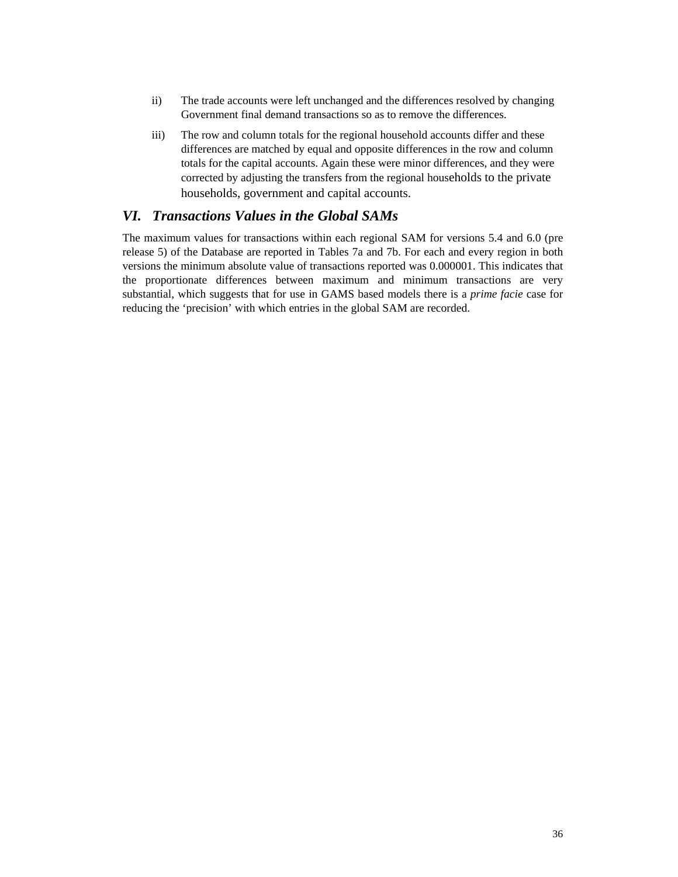ii) The trade accounts were left unchanged and the differences resolved by changing Government final demand transactions so as to remove the differences.

iii) The row and column totals for the regional household accounts differ and these differences are matched by equal and opposite differences in the row and column totals for the capital accounts. Again these were minor differences, and they were corrected by adjusting the transfers from the regional households to the private households, government and capital accounts.

## *VI. Transactions Values in the Global SAMs*

The maximum values for transactions within each regional SAM for versions 5.4 and 6.0 (pre release 5) of the Database are reported in Tables 7a and 7b. For each and every region in both versions the minimum absolute value of transactions reported was 0.000001. This indicates that the proportionate differences between maximum and minimum transactions are very substantial, which suggests that for use in GAMS based models there is a *prime facie* case for reducing the 'precision' with which entries in the global SAM are recorded.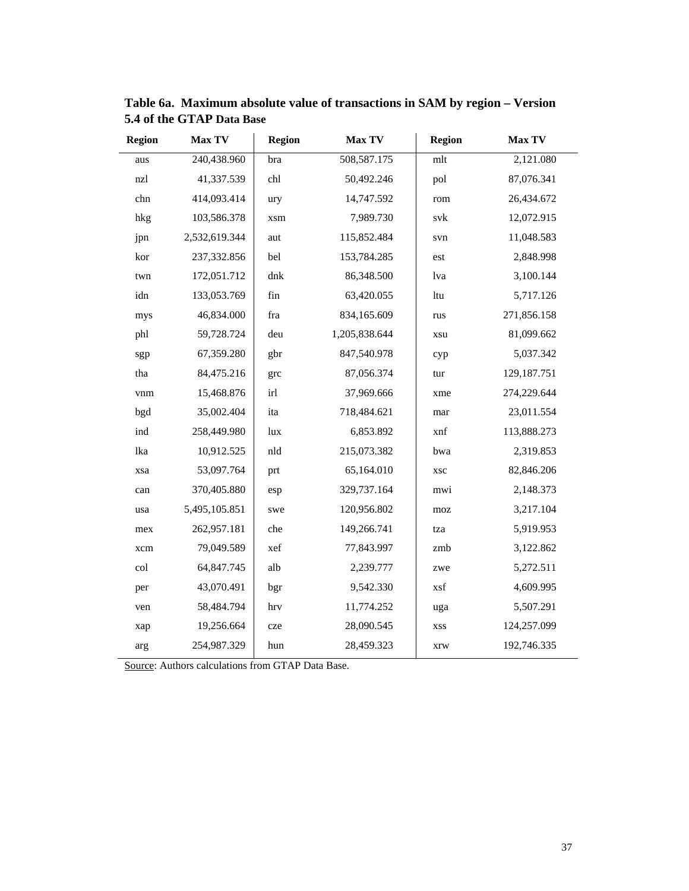**Table 6a. Maximum absolute value of transactions in SAM by region – Version 5.4 of the GTAP Data Base**

| Region | Max TV | Region | Max TV | Region | Max TV |
|---|---|---|---|---|---|
| aus | 240,438.960 | bra | 508,587.175 | mlt | 2,121.080 |
| nzl | 41,337.539 | chl | 50,492.246 | pol | 87,076.341 |
| chn | 414,093.414 | ury | 14,747.592 | rom | 26,434.672 |
| hkg | 103,586.378 | xsm | 7,989.730 | svk | 12,072.915 |
| jpn | 2,532,619.344 | aut | 115,852.484 | svn | 11,048.583 |
| kor | 237,332.856 | bel | 153,784.285 | est | 2,848.998 |
| twn | 172,051.712 | dnk | 86,348.500 | lva | 3,100.144 |
| idn | 133,053.769 | fin | 63,420.055 | ltu | 5,717.126 |
| mys | 46,834.000 | fra | 834,165.609 | rus | 271,856.158 |
| phl | 59,728.724 | deu | 1,205,838.644 | xsu | 81,099.662 |
| sgp | 67,359.280 | gbr | 847,540.978 | cyp | 5,037.342 |
| tha | 84,475.216 | grc | 87,056.374 | tur | 129,187.751 |
| vnm | 15,468.876 | irl | 37,969.666 | xme | 274,229.644 |
| bgd | 35,002.404 | ita | 718,484.621 | mar | 23,011.554 |
| ind | 258,449.980 | lux | 6,853.892 | xnf | 113,888.273 |
| lka | 10,912.525 | nld | 215,073.382 | bwa | 2,319.853 |
| xsa | 53,097.764 | prt | 65,164.010 | xsc | 82,846.206 |
| can | 370,405.880 | esp | 329,737.164 | mwi | 2,148.373 |
| usa | 5,495,105.851 | swe | 120,956.802 | moz | 3,217.104 |
| mex | 262,957.181 | che | 149,266.741 | tza | 5,919.953 |
| xcm | 79,049.589 | xef | 77,843.997 | zmb | 3,122.862 |
| col | 64,847.745 | alb | 2,239.777 | zwe | 5,272.511 |
| per | 43,070.491 | bgr | 9,542.330 | xsf | 4,609.995 |
| ven | 58,484.794 | hrv | 11,774.252 | uga | 5,507.291 |
| xap | 19,256.664 | cze | 28,090.545 | xss | 124,257.099 |
| arg | 254,987.329 | hun | 28,459.323 | xrw | 192,746.335 |

Source: Authors calculations from GTAP Data Base.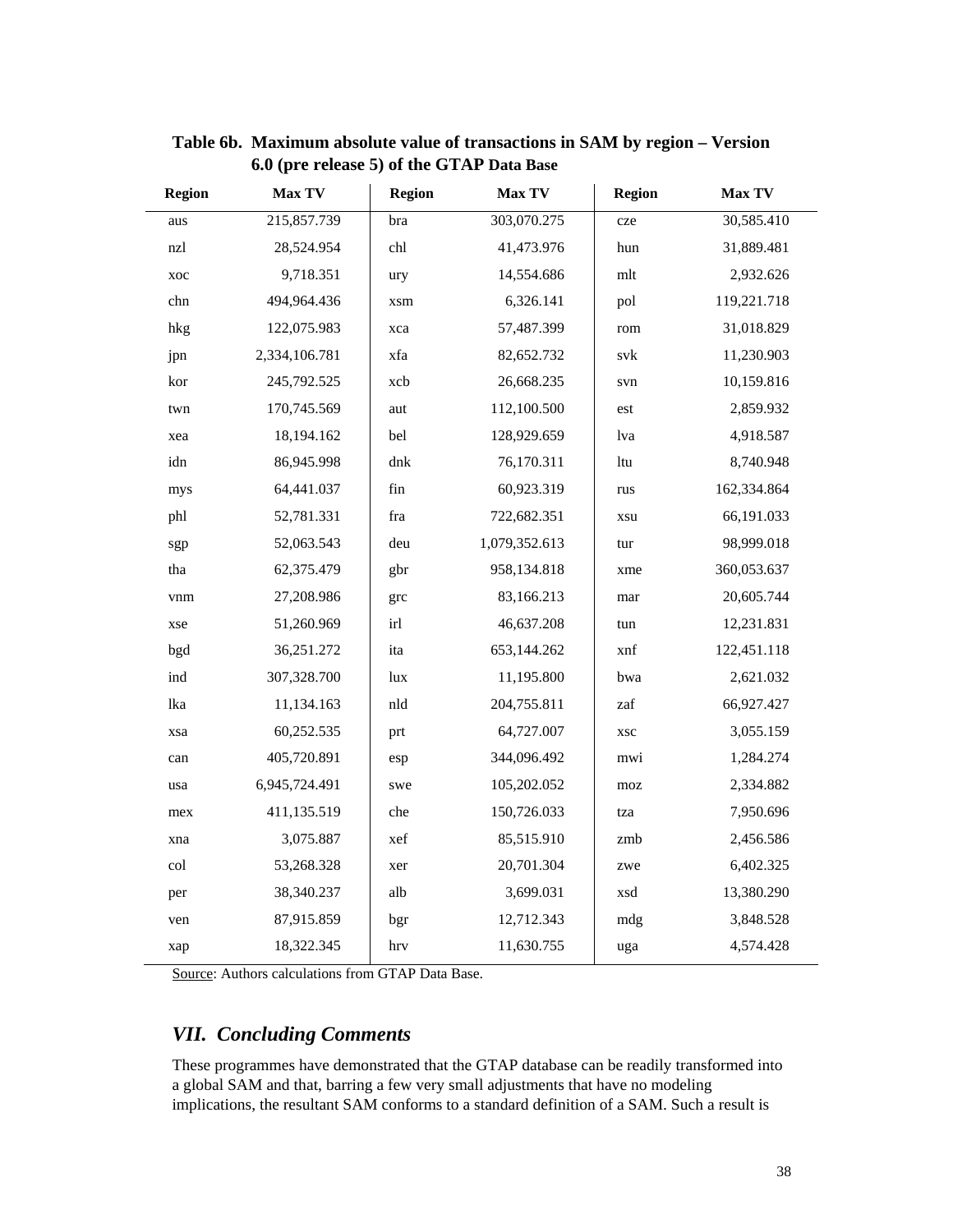**Table 6b. Maximum absolute value of transactions in SAM by region – Version 6.0 (pre release 5) of the GTAP Data Base**

| Region | Max TV | Region | Max TV | Region | Max TV |
|---|---|---|---|---|---|
| aus | 215,857.739 | bra | 303,070.275 | cze | 30,585.410 |
| nzl | 28,524.954 | chl | 41,473.976 | hun | 31,889.481 |
| xoc | 9,718.351 | ury | 14,554.686 | mlt | 2,932.626 |
| chn | 494,964.436 | xsm | 6,326.141 | pol | 119,221.718 |
| hkg | 122,075.983 | xca | 57,487.399 | rom | 31,018.829 |
| jpn | 2,334,106.781 | xfa | 82,652.732 | svk | 11,230.903 |
| kor | 245,792.525 | xcb | 26,668.235 | svn | 10,159.816 |
| twn | 170,745.569 | aut | 112,100.500 | est | 2,859.932 |
| xea | 18,194.162 | bel | 128,929.659 | lva | 4,918.587 |
| idn | 86,945.998 | dnk | 76,170.311 | ltu | 8,740.948 |
| mys | 64,441.037 | fin | 60,923.319 | rus | 162,334.864 |
| phl | 52,781.331 | fra | 722,682.351 | xsu | 66,191.033 |
| sgp | 52,063.543 | deu | 1,079,352.613 | tur | 98,999.018 |
| tha | 62,375.479 | gbr | 958,134.818 | xme | 360,053.637 |
| vnm | 27,208.986 | grc | 83,166.213 | mar | 20,605.744 |
| xse | 51,260.969 | irl | 46,637.208 | tun | 12,231.831 |
| bgd | 36,251.272 | ita | 653,144.262 | xnf | 122,451.118 |
| ind | 307,328.700 | lux | 11,195.800 | bwa | 2,621.032 |
| lka | 11,134.163 | nld | 204,755.811 | zaf | 66,927.427 |
| xsa | 60,252.535 | prt | 64,727.007 | xsc | 3,055.159 |
| can | 405,720.891 | esp | 344,096.492 | mwi | 1,284.274 |
| usa | 6,945,724.491 | swe | 105,202.052 | moz | 2,334.882 |
| mex | 411,135.519 | che | 150,726.033 | tza | 7,950.696 |
| xna | 3,075.887 | xef | 85,515.910 | zmb | 2,456.586 |
| col | 53,268.328 | xer | 20,701.304 | zwe | 6,402.325 |
| per | 38,340.237 | alb | 3,699.031 | xsd | 13,380.290 |
| ven | 87,915.859 | bgr | 12,712.343 | mdg | 3,848.528 |
| xap | 18,322.345 | hrv | 11,630.755 | uga | 4,574.428 |

Source: Authors calculations from GTAP Data Base.

## *VII. Concluding Comments*

These programmes have demonstrated that the GTAP database can be readily transformed into a global SAM and that, barring a few very small adjustments that have no modeling implications, the resultant SAM conforms to a standard definition of a SAM. Such a result is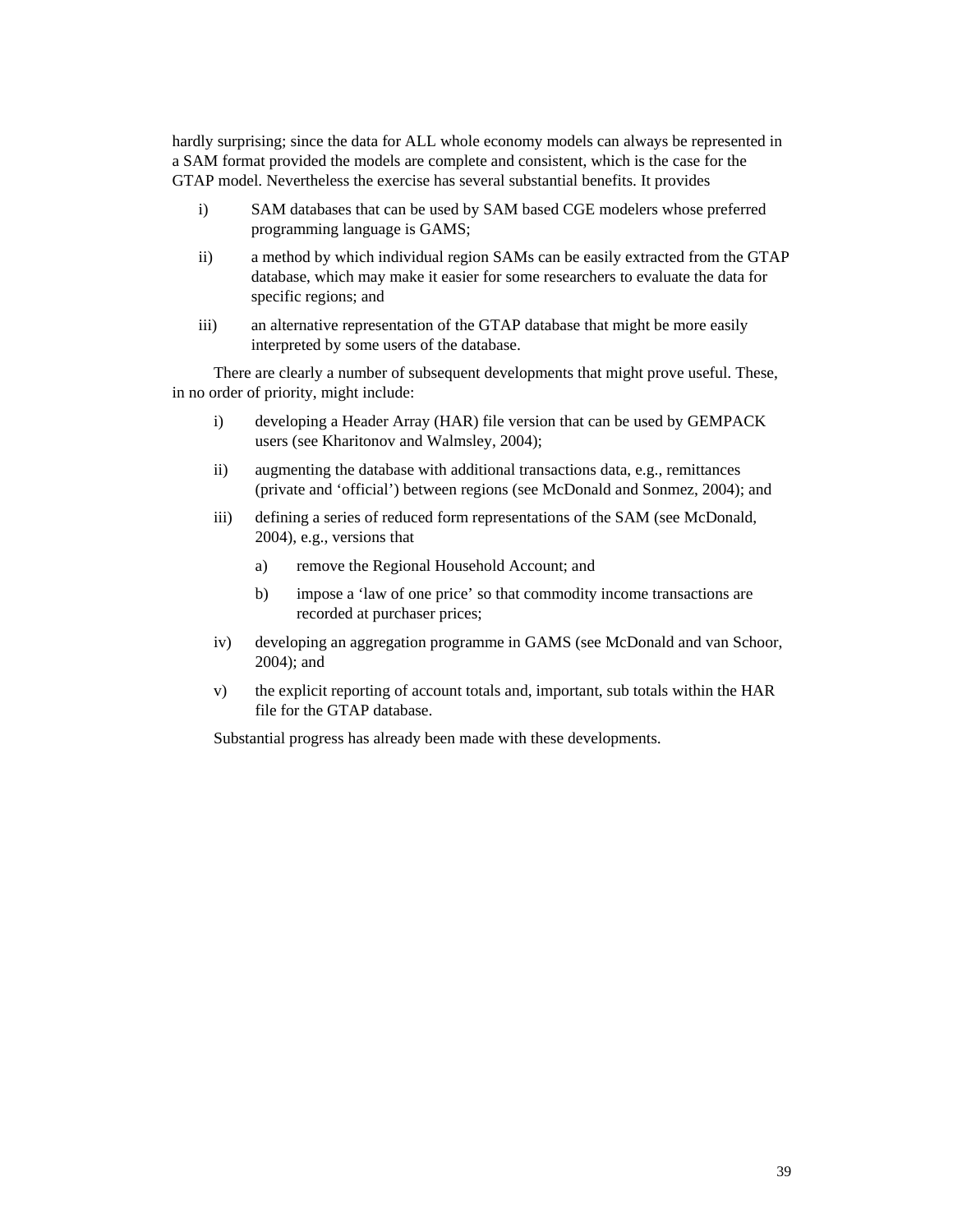hardly surprising; since the data for ALL whole economy models can always be represented in a SAM format provided the models are complete and consistent, which is the case for the GTAP model. Nevertheless the exercise has several substantial benefits. It provides

i) SAM databases that can be used by SAM based CGE modelers whose preferred programming language is GAMS;

ii) a method by which individual region SAMs can be easily extracted from the GTAP database, which may make it easier for some researchers to evaluate the data for specific regions; and

iii) an alternative representation of the GTAP database that might be more easily interpreted by some users of the database.

There are clearly a number of subsequent developments that might prove useful. These, in no order of priority, might include:

i) developing a Header Array (HAR) file version that can be used by GEMPACK users (see Kharitonov and Walmsley, 2004);

ii) augmenting the database with additional transactions data, e.g., remittances (private and 'official') between regions (see McDonald and Sonmez, 2004); and

iii) defining a series of reduced form representations of the SAM (see McDonald, 2004), e.g., versions that

   a) remove the Regional Household Account; and

   b) impose a 'law of one price' so that commodity income transactions are recorded at purchaser prices;

iv) developing an aggregation programme in GAMS (see McDonald and van Schoor, 2004); and

v) the explicit reporting of account totals and, important, sub totals within the HAR file for the GTAP database.

Substantial progress has already been made with these developments.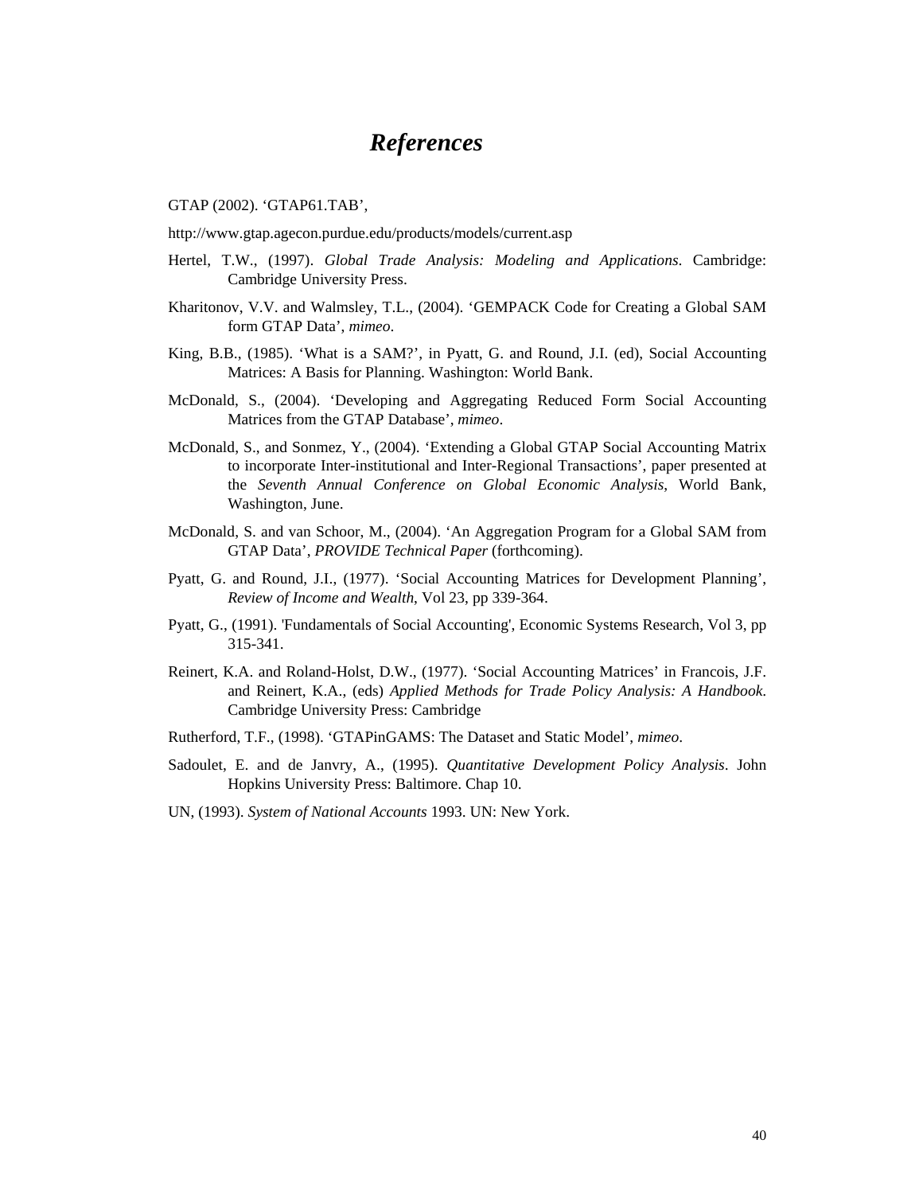# *References*

GTAP (2002). 'GTAP61.TAB',

http://www.gtap.agecon.purdue.edu/products/models/current.asp

Hertel, T.W., (1997). *Global Trade Analysis: Modeling and Applications*. Cambridge: Cambridge University Press.

Kharitonov, V.V. and Walmsley, T.L., (2004). 'GEMPACK Code for Creating a Global SAM form GTAP Data', *mimeo*.

King, B.B., (1985). 'What is a SAM?', in Pyatt, G. and Round, J.I. (ed), Social Accounting Matrices: A Basis for Planning. Washington: World Bank.

McDonald, S., (2004). 'Developing and Aggregating Reduced Form Social Accounting Matrices from the GTAP Database', *mimeo*.

McDonald, S., and Sonmez, Y., (2004). 'Extending a Global GTAP Social Accounting Matrix to incorporate Inter-institutional and Inter-Regional Transactions', paper presented at the *Seventh Annual Conference on Global Economic Analysis*, World Bank, Washington, June.

McDonald, S. and van Schoor, M., (2004). 'An Aggregation Program for a Global SAM from GTAP Data', *PROVIDE Technical Paper* (forthcoming).

Pyatt, G. and Round, J.I., (1977). 'Social Accounting Matrices for Development Planning', *Review of Income and Wealth*, Vol 23, pp 339-364.

Pyatt, G., (1991). 'Fundamentals of Social Accounting', Economic Systems Research, Vol 3, pp 315-341.

Reinert, K.A. and Roland-Holst, D.W., (1977). 'Social Accounting Matrices' in Francois, J.F. and Reinert, K.A., (eds) *Applied Methods for Trade Policy Analysis: A Handbook*. Cambridge University Press: Cambridge

Rutherford, T.F., (1998). 'GTAPinGAMS: The Dataset and Static Model', *mimeo*.

Sadoulet, E. and de Janvry, A., (1995). *Quantitative Development Policy Analysis*. John Hopkins University Press: Baltimore. Chap 10.

UN, (1993). *System of National Accounts* 1993. UN: New York.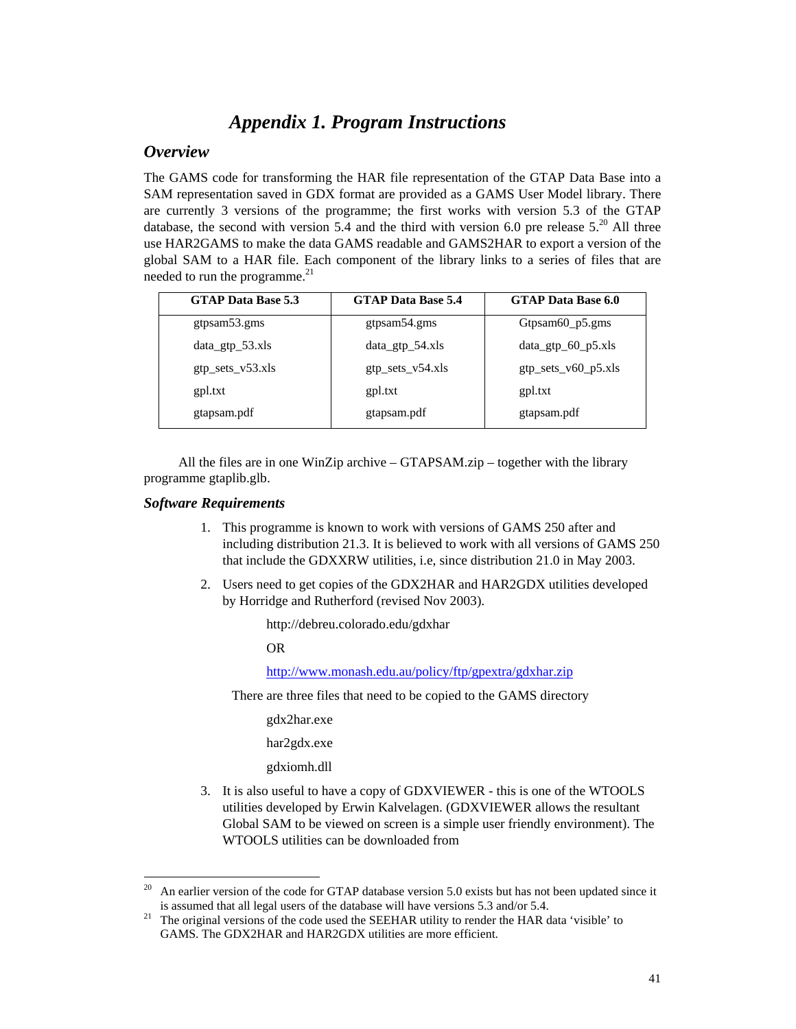# Appendix 1. Program Instructions

## Overview

The GAMS code for transforming the HAR file representation of the GTAP Data Base into a SAM representation saved in GDX format are provided as a GAMS User Model library. There are currently 3 versions of the programme; the first works with version 5.3 of the GTAP database, the second with version 5.4 and the third with version 6.0 pre release 5.[20] All three use HAR2GAMS to make the data GAMS readable and GAMS2HAR to export a version of the global SAM to a HAR file. Each component of the library links to a series of files that are needed to run the programme.[21]

| GTAP Data Base 5.3 | GTAP Data Base 5.4 | GTAP Data Base 6.0 |
|---|---|---|
| gtpsam53.gms | gtpsam54.gms | Gtpsam60_p5.gms |
| data_gtp_53.xls | data_gtp_54.xls | data_gtp_60_p5.xls |
| gtp_sets_v53.xls | gtp_sets_v54.xls | gtp_sets_v60_p5.xls |
| gpl.txt | gpl.txt | gpl.txt |
| gtapsam.pdf | gtapsam.pdf | gtapsam.pdf |

All the files are in one WinZip archive – GTAPSAM.zip – together with the library programme gtaplib.glb.

### Software Requirements

1. This programme is known to work with versions of GAMS 250 after and including distribution 21.3. It is believed to work with all versions of GAMS 250 that include the GDXXRW utilities, i.e, since distribution 21.0 in May 2003.

2. Users need to get copies of the GDX2HAR and HAR2GDX utilities developed by Horridge and Rutherford (revised Nov 2003).

   http://debreu.colorado.edu/gdxhar

   OR

   http://www.monash.edu.au/policy/ftp/gpextra/gdxhar.zip

   There are three files that need to be copied to the GAMS directory

   gdx2har.exe

   har2gdx.exe

   gdxiomh.dll

3. It is also useful to have a copy of GDXVIEWER - this is one of the WTOOLS utilities developed by Erwin Kalvelagen. (GDXVIEWER allows the resultant Global SAM to be viewed on screen is a simple user friendly environment). The WTOOLS utilities can be downloaded from

---

[20] An earlier version of the code for GTAP database version 5.0 exists but has not been updated since it is assumed that all legal users of the database will have versions 5.3 and/or 5.4.

[21] The original versions of the code used the SEEHAR utility to render the HAR data 'visible' to GAMS. The GDX2HAR and HAR2GDX utilities are more efficient.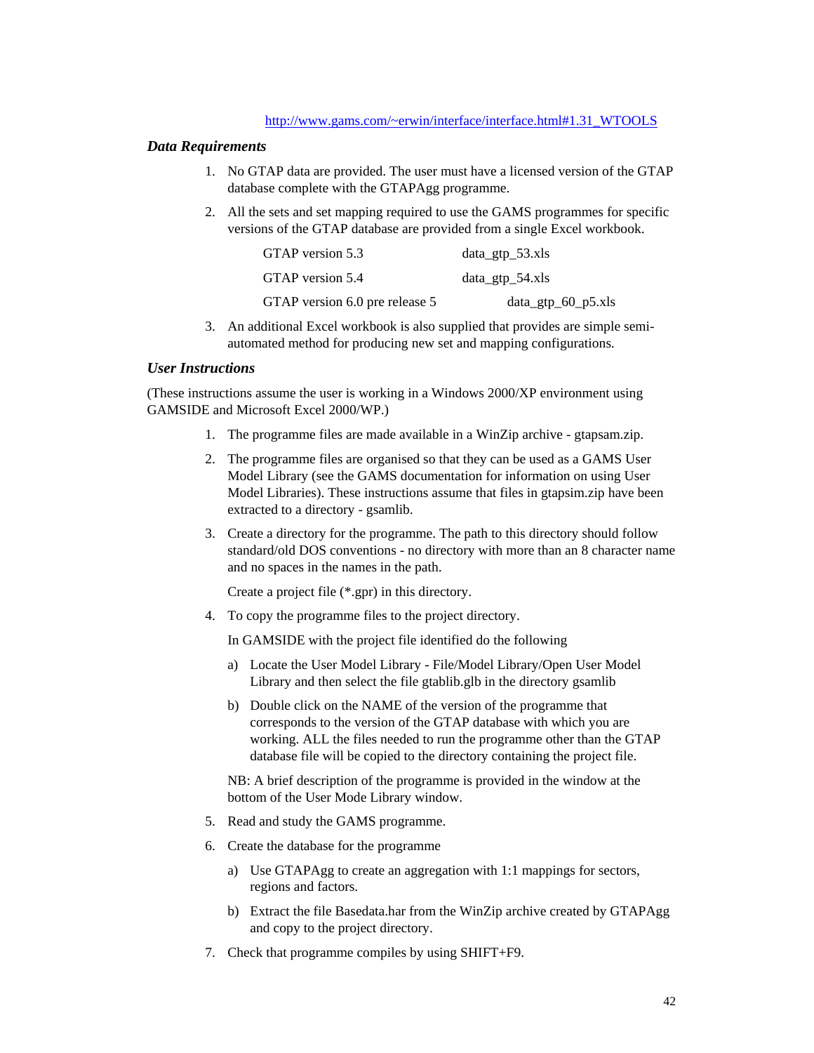http://www.gams.com/~erwin/interface/interface.html#1.31_WTOOLS

### *Data Requirements*

1. No GTAP data are provided. The user must have a licensed version of the GTAP database complete with the GTAPAgg programme.
2. All the sets and set mapping required to use the GAMS programmes for specific versions of the GTAP database are provided from a single Excel workbook.

| | |
|---|---|
| GTAP version 5.3 | data_gtp_53.xls |
| GTAP version 5.4 | data_gtp_54.xls |
| GTAP version 6.0 pre release 5 | data_gtp_60_p5.xls |

3. An additional Excel workbook is also supplied that provides are simple semi-automated method for producing new set and mapping configurations.

### *User Instructions*

(These instructions assume the user is working in a Windows 2000/XP environment using GAMSIDE and Microsoft Excel 2000/WP.)

1. The programme files are made available in a WinZip archive - gtapsam.zip.
2. The programme files are organised so that they can be used as a GAMS User Model Library (see the GAMS documentation for information on using User Model Libraries). These instructions assume that files in gtapsim.zip have been extracted to a directory - gsamlib.
3. Create a directory for the programme. The path to this directory should follow standard/old DOS conventions - no directory with more than an 8 character name and no spaces in the names in the path.

   Create a project file (*.gpr) in this directory.
4. To copy the programme files to the project directory.

   In GAMSIDE with the project file identified do the following

   a) Locate the User Model Library - File/Model Library/Open User Model Library and then select the file gtablib.glb in the directory gsamlib

   b) Double click on the NAME of the version of the programme that corresponds to the version of the GTAP database with which you are working. ALL the files needed to run the programme other than the GTAP database file will be copied to the directory containing the project file.

   NB: A brief description of the programme is provided in the window at the bottom of the User Mode Library window.
5. Read and study the GAMS programme.
6. Create the database for the programme

   a) Use GTAPAgg to create an aggregation with 1:1 mappings for sectors, regions and factors.

   b) Extract the file Basedata.har from the WinZip archive created by GTAPAgg and copy to the project directory.
7. Check that programme compiles by using SHIFT+F9.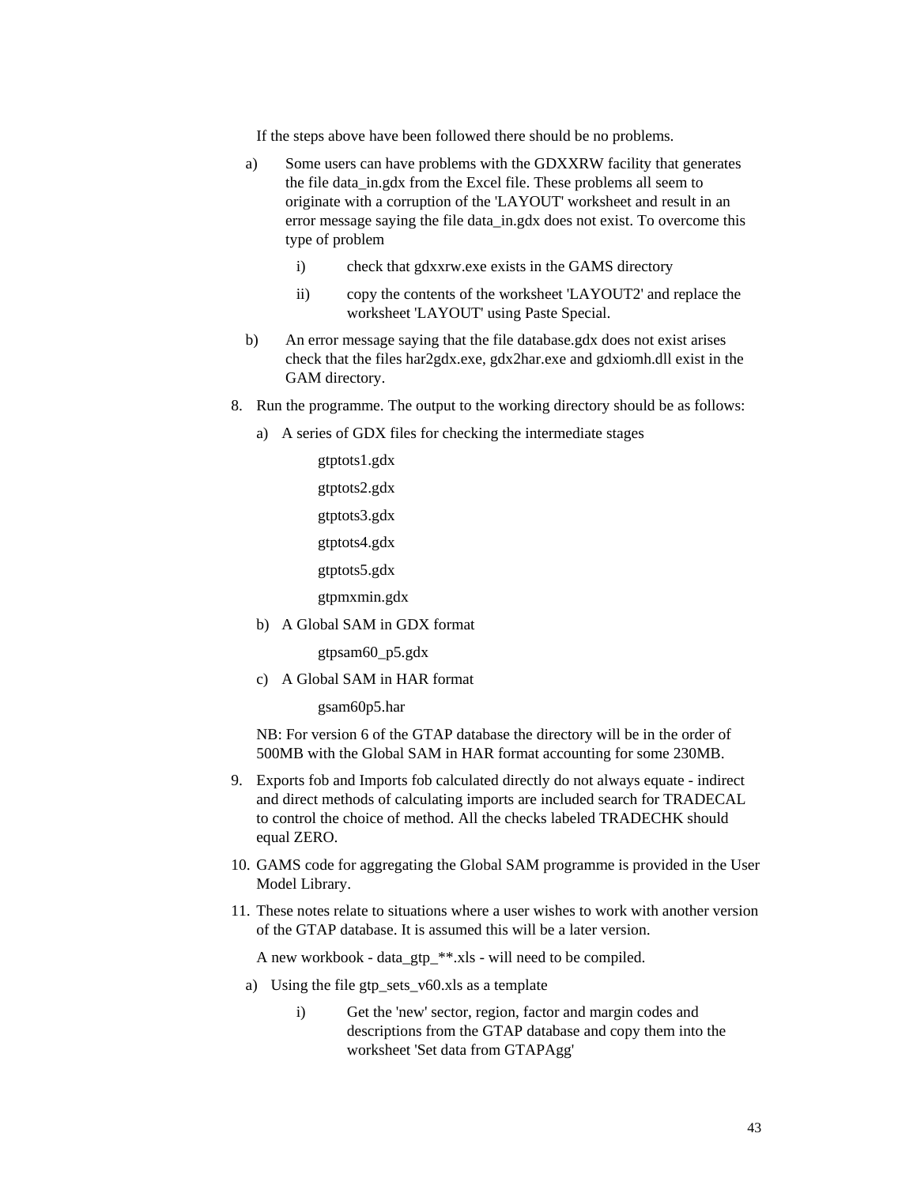If the steps above have been followed there should be no problems.

a) Some users can have problems with the GDXXRW facility that generates the file data_in.gdx from the Excel file. These problems all seem to originate with a corruption of the 'LAYOUT' worksheet and result in an error message saying the file data_in.gdx does not exist. To overcome this type of problem

    i) check that gdxxrw.exe exists in the GAMS directory

    ii) copy the contents of the worksheet 'LAYOUT2' and replace the worksheet 'LAYOUT' using Paste Special.

b) An error message saying that the file database.gdx does not exist arises check that the files har2gdx.exe, gdx2har.exe and gdxiomh.dll exist in the GAM directory.

8. Run the programme. The output to the working directory should be as follows:

    a) A series of GDX files for checking the intermediate stages

        gtptots1.gdx

        gtptots2.gdx

        gtptots3.gdx

        gtptots4.gdx

        gtptots5.gdx

        gtpmxmin.gdx

    b) A Global SAM in GDX format

        gtpsam60_p5.gdx

    c) A Global SAM in HAR format

        gsam60p5.har

    NB: For version 6 of the GTAP database the directory will be in the order of 500MB with the Global SAM in HAR format accounting for some 230MB.

9. Exports fob and Imports fob calculated directly do not always equate - indirect and direct methods of calculating imports are included search for TRADECAL to control the choice of method. All the checks labeled TRADECHK should equal ZERO.

10. GAMS code for aggregating the Global SAM programme is provided in the User Model Library.

11. These notes relate to situations where a user wishes to work with another version of the GTAP database. It is assumed this will be a later version.

    A new workbook - data_gtp_**.xls - will need to be compiled.

    a) Using the file gtp_sets_v60.xls as a template

        i) Get the 'new' sector, region, factor and margin codes and descriptions from the GTAP database and copy them into the worksheet 'Set data from GTAPAgg'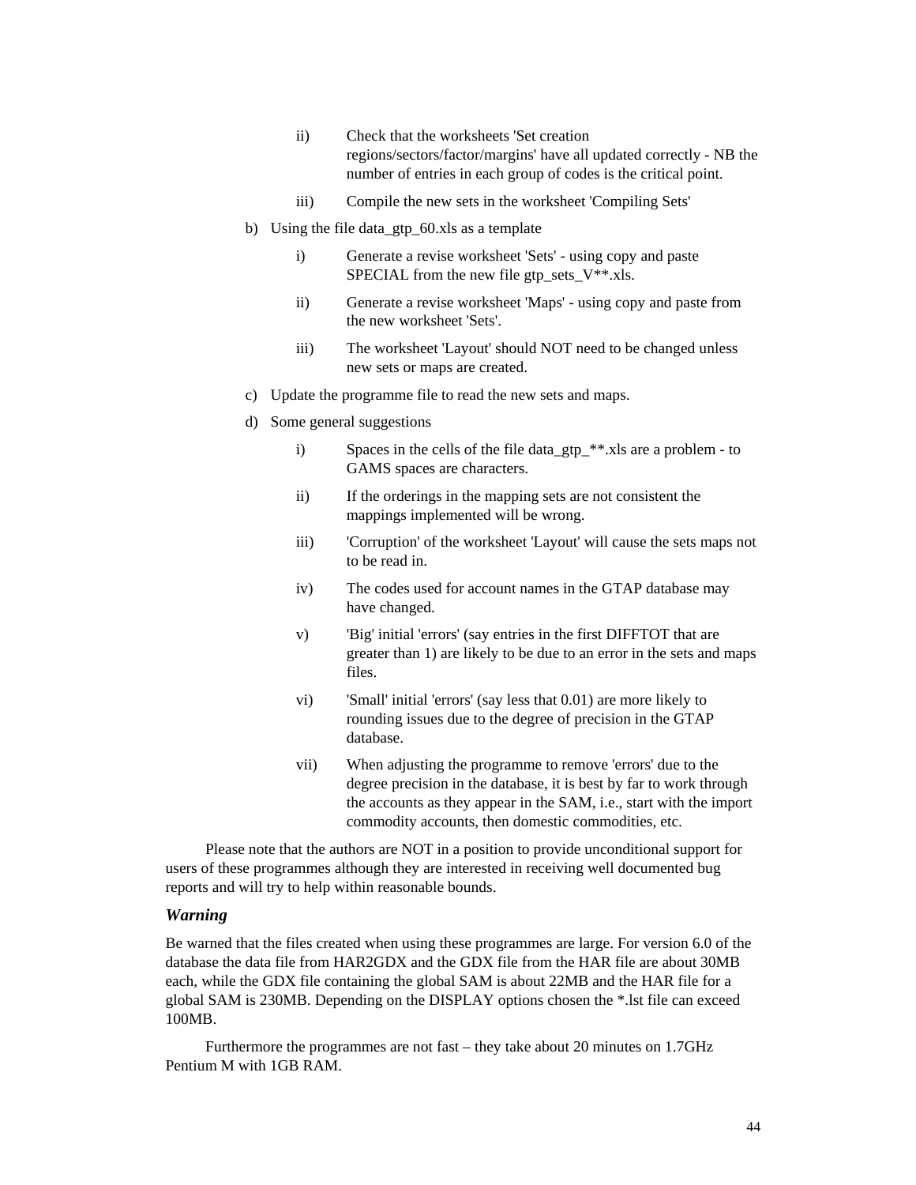ii) Check that the worksheets 'Set creation regions/sectors/factor/margins' have all updated correctly - NB the number of entries in each group of codes is the critical point.

   iii) Compile the new sets in the worksheet 'Compiling Sets'

b) Using the file data_gtp_60.xls as a template

   i) Generate a revise worksheet 'Sets' - using copy and paste SPECIAL from the new file gtp_sets_V**.xls.

   ii) Generate a revise worksheet 'Maps' - using copy and paste from the new worksheet 'Sets'.

   iii) The worksheet 'Layout' should NOT need to be changed unless new sets or maps are created.

c) Update the programme file to read the new sets and maps.

d) Some general suggestions

   i) Spaces in the cells of the file data_gtp_**.xls are a problem - to GAMS spaces are characters.

   ii) If the orderings in the mapping sets are not consistent the mappings implemented will be wrong.

   iii) 'Corruption' of the worksheet 'Layout' will cause the sets maps not to be read in.

   iv) The codes used for account names in the GTAP database may have changed.

   v) 'Big' initial 'errors' (say entries in the first DIFFTOT that are greater than 1) are likely to be due to an error in the sets and maps files.

   vi) 'Small' initial 'errors' (say less that 0.01) are more likely to rounding issues due to the degree of precision in the GTAP database.

   vii) When adjusting the programme to remove 'errors' due to the degree precision in the database, it is best by far to work through the accounts as they appear in the SAM, i.e., start with the import commodity accounts, then domestic commodities, etc.

Please note that the authors are NOT in a position to provide unconditional support for users of these programmes although they are interested in receiving well documented bug reports and will try to help within reasonable bounds.

### *Warning*

Be warned that the files created when using these programmes are large. For version 6.0 of the database the data file from HAR2GDX and the GDX file from the HAR file are about 30MB each, while the GDX file containing the global SAM is about 22MB and the HAR file for a global SAM is 230MB. Depending on the DISPLAY options chosen the *.lst file can exceed 100MB.

Furthermore the programmes are not fast – they take about 20 minutes on 1.7GHz Pentium M with 1GB RAM.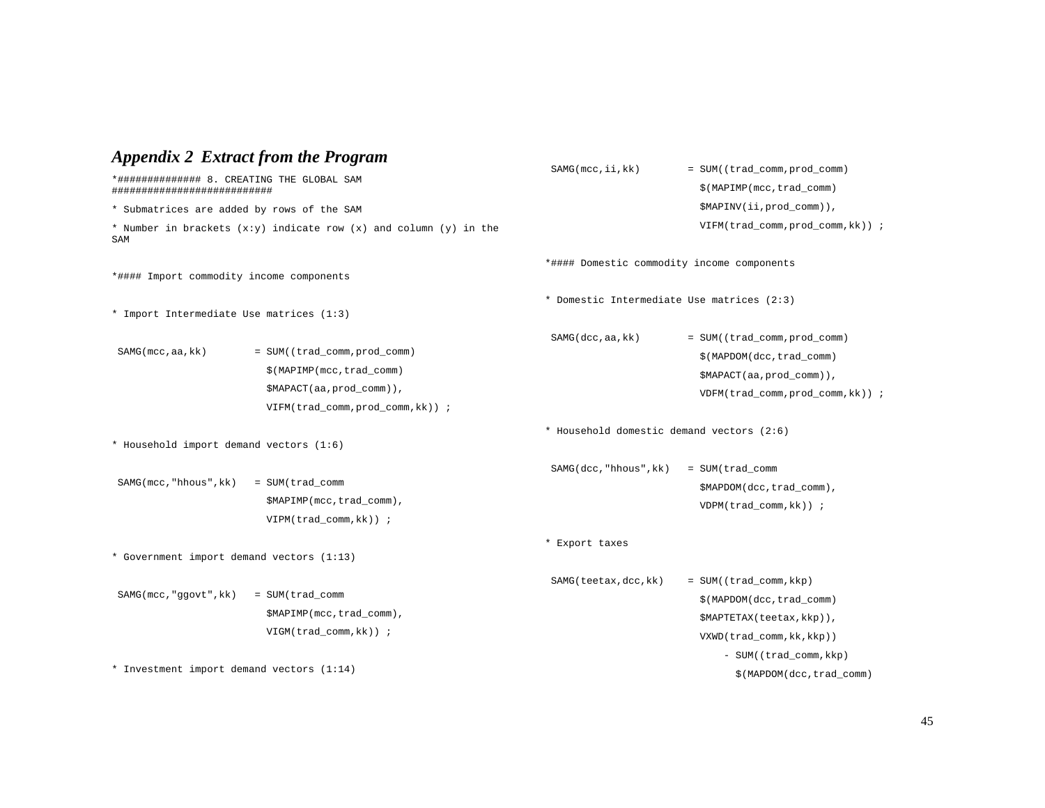## *Appendix 2 Extract from the Program*

```
*############## 8. CREATING THE GLOBAL SAM
###########################

* Submatrices are added by rows of the SAM

* Number in brackets (x:y) indicate row (x) and column (y) in the
SAM


*#### Import commodity income components


* Import Intermediate Use matrices (1:3)


 SAMG(mcc,aa,kk)        = SUM((trad_comm,prod_comm)
                          $(MAPIMP(mcc,trad_comm)
                          $MAPACT(aa,prod_comm)),
                          VIFM(trad_comm,prod_comm,kk)) ;


* Household import demand vectors (1:6)


 SAMG(mcc,"hhous",kk)   = SUM(trad_comm
                          $MAPIMP(mcc,trad_comm),
                          VIPM(trad_comm,kk)) ;


* Government import demand vectors (1:13)


 SAMG(mcc,"ggovt",kk)   = SUM(trad_comm
                          $MAPIMP(mcc,trad_comm),
                          VIGM(trad_comm,kk)) ;


* Investment import demand vectors (1:14)


 SAMG(mcc,ii,kk)        = SUM((trad_comm,prod_comm)
                          $(MAPIMP(mcc,trad_comm)
                          $MAPINV(ii,prod_comm)),
                          VIFM(trad_comm,prod_comm,kk)) ;


*#### Domestic commodity income components


* Domestic Intermediate Use matrices (2:3)


 SAMG(dcc,aa,kk)        = SUM((trad_comm,prod_comm)
                          $(MAPDOM(dcc,trad_comm)
                          $MAPACT(aa,prod_comm)),
                          VDFM(trad_comm,prod_comm,kk)) ;


* Household domestic demand vectors (2:6)


 SAMG(dcc,"hhous",kk)   = SUM(trad_comm
                          $MAPDOM(dcc,trad_comm),
                          VDPM(trad_comm,kk)) ;


* Export taxes


 SAMG(teetax,dcc,kk)    = SUM((trad_comm,kkp)
                          $(MAPDOM(dcc,trad_comm)
                          $MAPTETAX(teetax,kkp)),
                          VXWD(trad_comm,kk,kkp))
                              - SUM((trad_comm,kkp)
                                $(MAPDOM(dcc,trad_comm)
```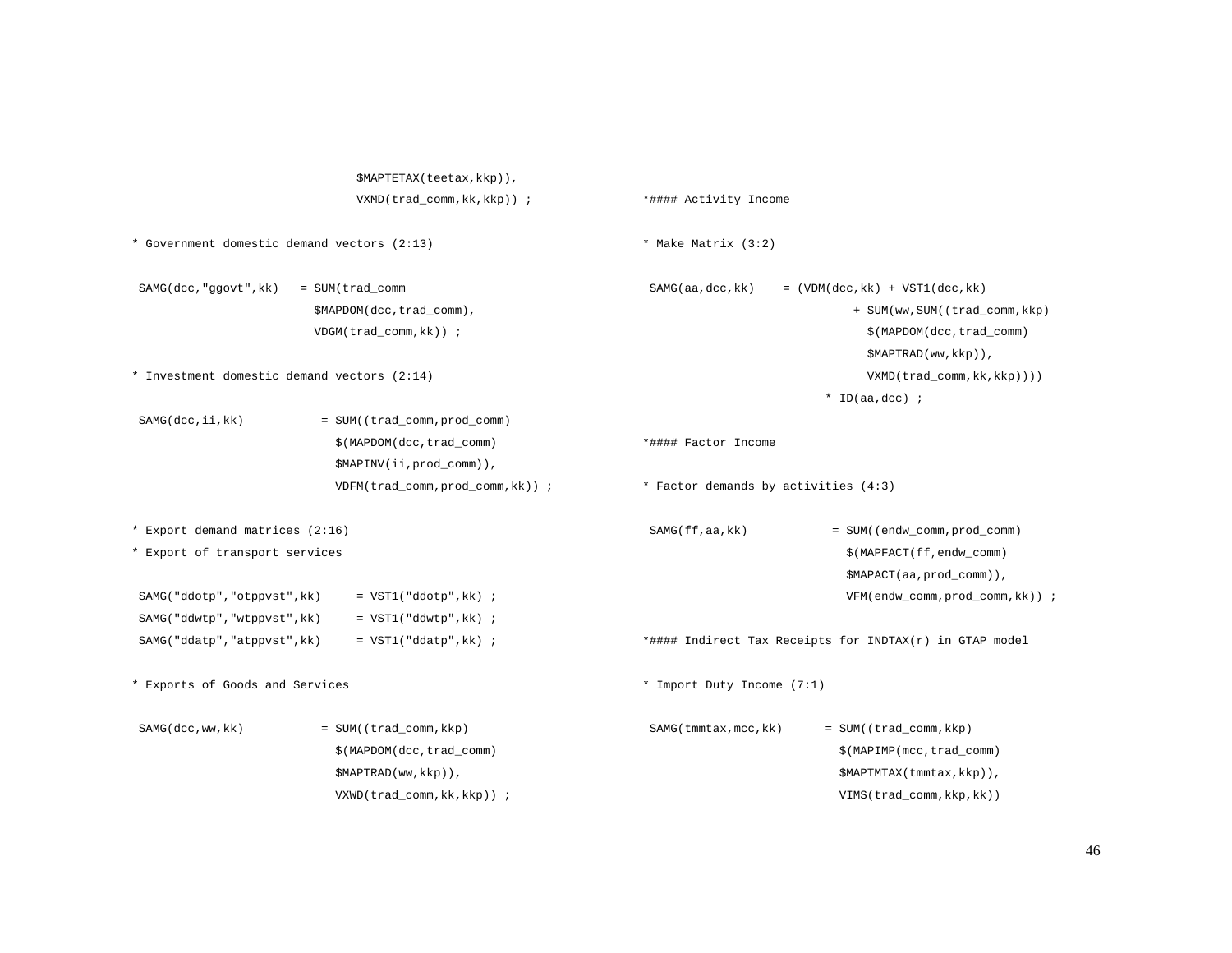```
                              $MAPTETAX(teetax,kkp)),
                              VXMD(trad_comm,kk,kkp)) ;

* Government domestic demand vectors (2:13)

 SAMG(dcc,"ggovt",kk)   = SUM(trad_comm
                          $MAPDOM(dcc,trad_comm),
                          VDGM(trad_comm,kk)) ;

* Investment domestic demand vectors (2:14)

 SAMG(dcc,ii,kk)           = SUM((trad_comm,prod_comm)
                             $(MAPDOM(dcc,trad_comm)
                             $MAPINV(ii,prod_comm)),
                             VDFM(trad_comm,prod_comm,kk)) ;

* Export demand matrices (2:16)
* Export of transport services

 SAMG("ddotp","otppvst",kk)     = VST1("ddotp",kk) ;
 SAMG("ddwtp","wtppvst",kk)     = VST1("ddwtp",kk) ;
 SAMG("ddatp","atppvst",kk)     = VST1("ddatp",kk) ;

* Exports of Goods and Services

 SAMG(dcc,ww,kk)           = SUM((trad_comm,kkp)
                             $(MAPDOM(dcc,trad_comm)
                             $MAPTRAD(ww,kkp)),
                             VXWD(trad_comm,kk,kkp)) ;
```

```
*#### Activity Income

* Make Matrix (3:2)

 SAMG(aa,dcc,kk)    = (VDM(dcc,kk) + VST1(dcc,kk)
                              + SUM(ww,SUM((trad_comm,kkp)
                                $(MAPDOM(dcc,trad_comm)
                                $MAPTRAD(ww,kkp)),
                                VXMD(trad_comm,kk,kkp))))
                          * ID(aa,dcc) ;

*#### Factor Income

* Factor demands by activities (4:3)

 SAMG(ff,aa,kk)            = SUM((endw_comm,prod_comm)
                              $(MAPFACT(ff,endw_comm)
                              $MAPACT(aa,prod_comm)),
                              VFM(endw_comm,prod_comm,kk)) ;

*#### Indirect Tax Receipts for INDTAX(r) in GTAP model

* Import Duty Income (7:1)

 SAMG(tmmtax,mcc,kk)      = SUM((trad_comm,kkp)
                             $(MAPIMP(mcc,trad_comm)
                             $MAPTMTAX(tmmtax,kkp)),
                             VIMS(trad_comm,kkp,kk))
```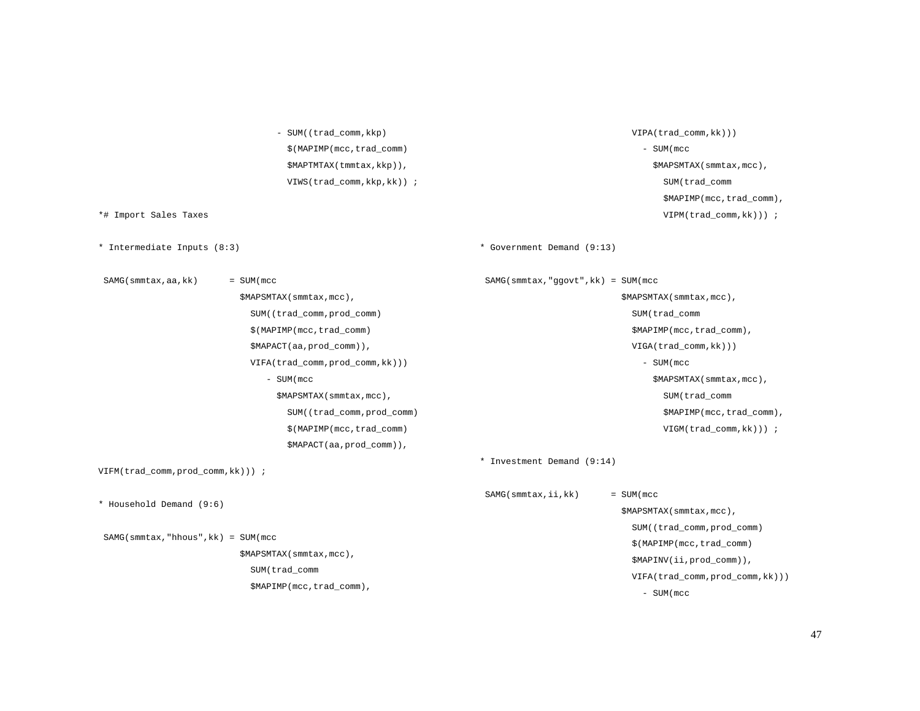```
                              - SUM((trad_comm,kkp)
                                $(MAPIMP(mcc,trad_comm)
                                $MAPTMTAX(tmmtax,kkp)),
                                VIWS(trad_comm,kkp,kk)) ;

*# Import Sales Taxes

* Intermediate Inputs (8:3)

 SAMG(smmtax,aa,kk)      = SUM(mcc
                           $MAPSMTAX(smmtax,mcc),
                             SUM((trad_comm,prod_comm)
                             $(MAPIMP(mcc,trad_comm)
                             $MAPACT(aa,prod_comm)),
                             VIFA(trad_comm,prod_comm,kk)))
                                - SUM(mcc
                                  $MAPSMTAX(smmtax,mcc),
                                    SUM((trad_comm,prod_comm)
                                    $(MAPIMP(mcc,trad_comm)
                                    $MAPACT(aa,prod_comm)),
VIFM(trad_comm,prod_comm,kk))) ;

* Household Demand (9:6)

 SAMG(smmtax,"hhous",kk) = SUM(mcc
                           $MAPSMTAX(smmtax,mcc),
                             SUM(trad_comm
                             $MAPIMP(mcc,trad_comm),
                             VIPA(trad_comm,kk)))
                               - SUM(mcc
                                 $MAPSMTAX(smmtax,mcc),
                                   SUM(trad_comm
                                   $MAPIMP(mcc,trad_comm),
                                   VIPM(trad_comm,kk))) ;

* Government Demand (9:13)

 SAMG(smmtax,"ggovt",kk) = SUM(mcc
                           $MAPSMTAX(smmtax,mcc),
                             SUM(trad_comm
                             $MAPIMP(mcc,trad_comm),
                             VIGA(trad_comm,kk)))
                               - SUM(mcc
                                 $MAPSMTAX(smmtax,mcc),
                                   SUM(trad_comm
                                   $MAPIMP(mcc,trad_comm),
                                   VIGM(trad_comm,kk))) ;

* Investment Demand (9:14)

 SAMG(smmtax,ii,kk)      = SUM(mcc
                           $MAPSMTAX(smmtax,mcc),
                             SUM((trad_comm,prod_comm)
                             $(MAPIMP(mcc,trad_comm)
                             $MAPINV(ii,prod_comm)),
                             VIFA(trad_comm,prod_comm,kk)))
                               - SUM(mcc
```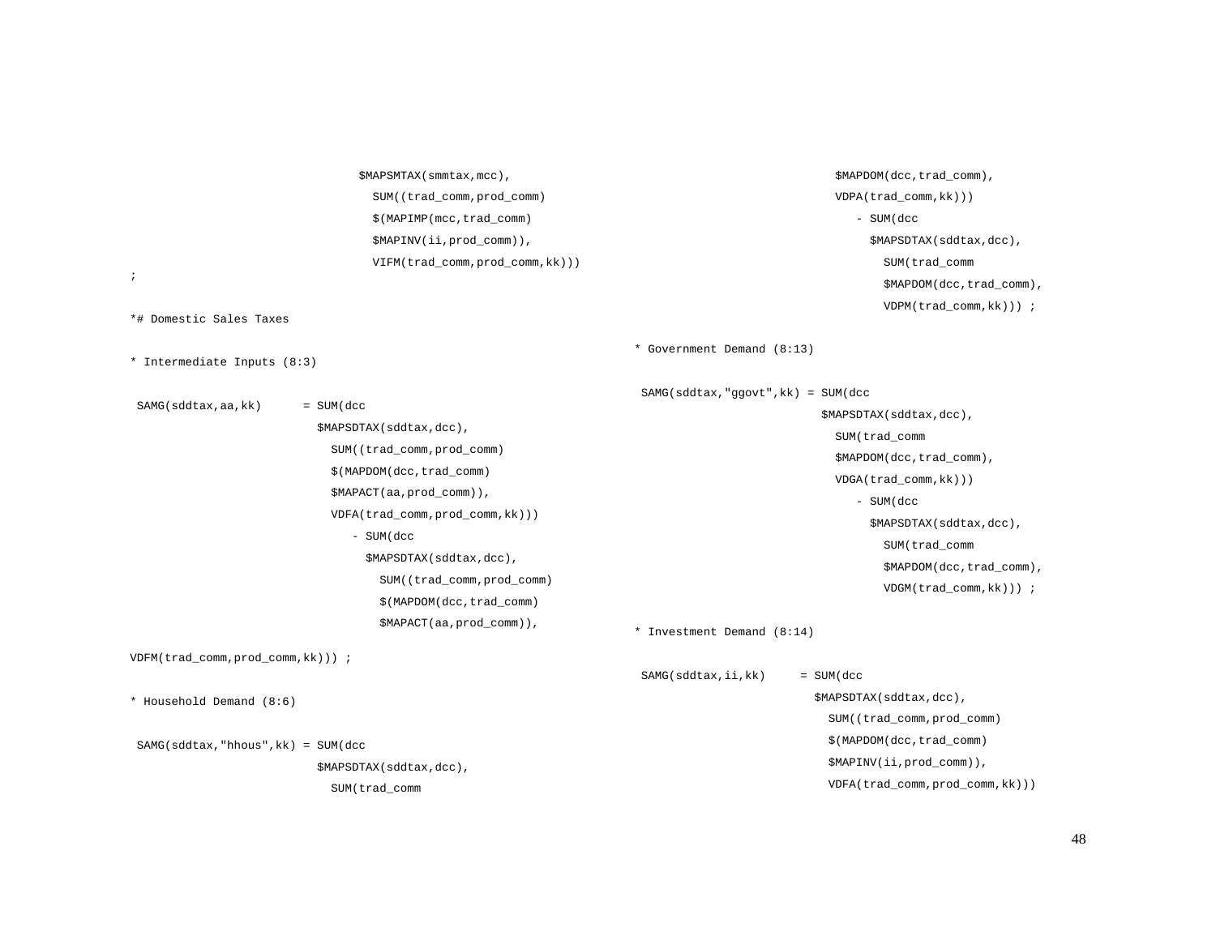```
                                   $MAPSMTAX(smmtax,mcc),
                                     SUM((trad_comm,prod_comm)
                                     $(MAPIMP(mcc,trad_comm)
                                     $MAPINV(ii,prod_comm)),
                                     VIFM(trad_comm,prod_comm,kk)))
;

*# Domestic Sales Taxes

* Intermediate Inputs (8:3)

 SAMG(sddtax,aa,kk)      = SUM(dcc
                           $MAPSDTAX(sddtax,dcc),
                             SUM((trad_comm,prod_comm)
                             $(MAPDOM(dcc,trad_comm)
                             $MAPACT(aa,prod_comm)),
                             VDFA(trad_comm,prod_comm,kk)))
                                - SUM(dcc
                                  $MAPSDTAX(sddtax,dcc),
                                    SUM((trad_comm,prod_comm)
                                    $(MAPDOM(dcc,trad_comm)
                                    $MAPACT(aa,prod_comm)),
VDFM(trad_comm,prod_comm,kk))) ;

* Household Demand (8:6)

 SAMG(sddtax,"hhous",kk) = SUM(dcc
                           $MAPSDTAX(sddtax,dcc),
                             SUM(trad_comm
                             $MAPDOM(dcc,trad_comm),
                             VDPA(trad_comm,kk)))
                                - SUM(dcc
                                  $MAPSDTAX(sddtax,dcc),
                                    SUM(trad_comm
                                    $MAPDOM(dcc,trad_comm),
                                    VDPM(trad_comm,kk))) ;

* Government Demand (8:13)

 SAMG(sddtax,"ggovt",kk) = SUM(dcc
                           $MAPSDTAX(sddtax,dcc),
                             SUM(trad_comm
                             $MAPDOM(dcc,trad_comm),
                             VDGA(trad_comm,kk)))
                                - SUM(dcc
                                  $MAPSDTAX(sddtax,dcc),
                                    SUM(trad_comm
                                    $MAPDOM(dcc,trad_comm),
                                    VDGM(trad_comm,kk))) ;

* Investment Demand (8:14)

 SAMG(sddtax,ii,kk)     = SUM(dcc
                          $MAPSDTAX(sddtax,dcc),
                            SUM((trad_comm,prod_comm)
                            $(MAPDOM(dcc,trad_comm)
                            $MAPINV(ii,prod_comm)),
                            VDFA(trad_comm,prod_comm,kk)))
```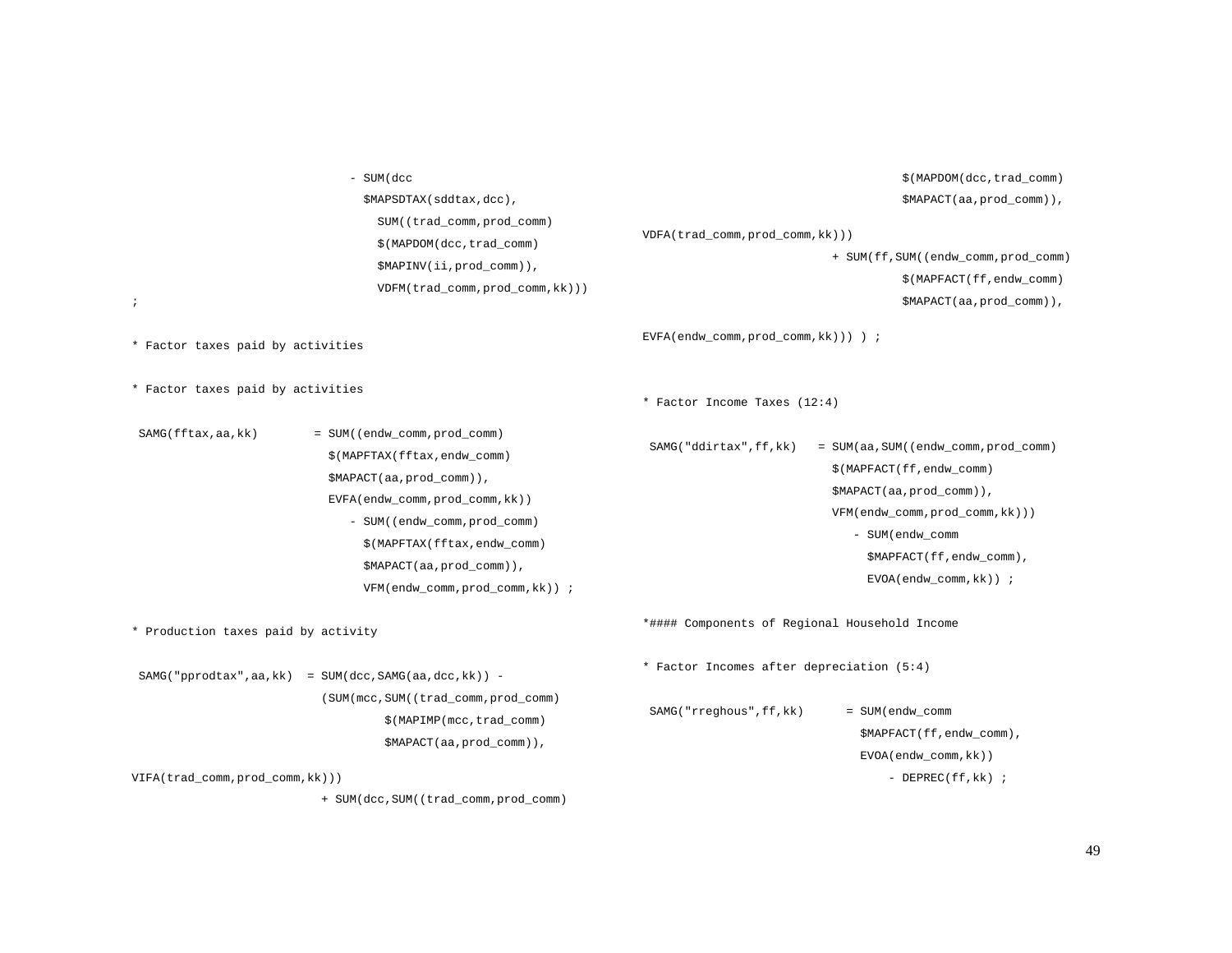```
                             - SUM(dcc
                               $MAPSDTAX(sddtax,dcc),
                                 SUM((trad_comm,prod_comm)
                                 $(MAPDOM(dcc,trad_comm)
                                 $MAPINV(ii,prod_comm)),
                                 VDFM(trad_comm,prod_comm,kk)))
;
```

```
* Factor taxes paid by activities

* Factor taxes paid by activities

 SAMG(fftax,aa,kk)        = SUM((endw_comm,prod_comm)
                            $(MAPFTAX(fftax,endw_comm)
                            $MAPACT(aa,prod_comm)),
                            EVFA(endw_comm,prod_comm,kk))
                               - SUM((endw_comm,prod_comm)
                                 $(MAPFTAX(fftax,endw_comm)
                                 $MAPACT(aa,prod_comm)),
                                 VFM(endw_comm,prod_comm,kk)) ;
```

```
* Production taxes paid by activity

 SAMG("pprodtax",aa,kk)  = SUM(dcc,SAMG(aa,dcc,kk)) -
                           (SUM(mcc,SUM((trad_comm,prod_comm)
                                   $(MAPIMP(mcc,trad_comm)
                                   $MAPACT(aa,prod_comm)),
VIFA(trad_comm,prod_comm,kk)))
                           + SUM(dcc,SUM((trad_comm,prod_comm)
                                   $(MAPDOM(dcc,trad_comm)
                                   $MAPACT(aa,prod_comm)),
VDFA(trad_comm,prod_comm,kk)))
                           + SUM(ff,SUM((endw_comm,prod_comm)
                                   $(MAPFACT(ff,endw_comm)
                                   $MAPACT(aa,prod_comm)),
EVFA(endw_comm,prod_comm,kk))) ) ;
```

```
* Factor Income Taxes (12:4)

 SAMG("ddirtax",ff,kk)   = SUM(aa,SUM((endw_comm,prod_comm)
                           $(MAPFACT(ff,endw_comm)
                           $MAPACT(aa,prod_comm)),
                           VFM(endw_comm,prod_comm,kk)))
                              - SUM(endw_comm
                                $MAPFACT(ff,endw_comm),
                                EVOA(endw_comm,kk)) ;
```

```
*#### Components of Regional Household Income

* Factor Incomes after depreciation (5:4)

 SAMG("rreghous",ff,kk)      = SUM(endw_comm
                               $MAPFACT(ff,endw_comm),
                               EVOA(endw_comm,kk))
                                   - DEPREC(ff,kk) ;
```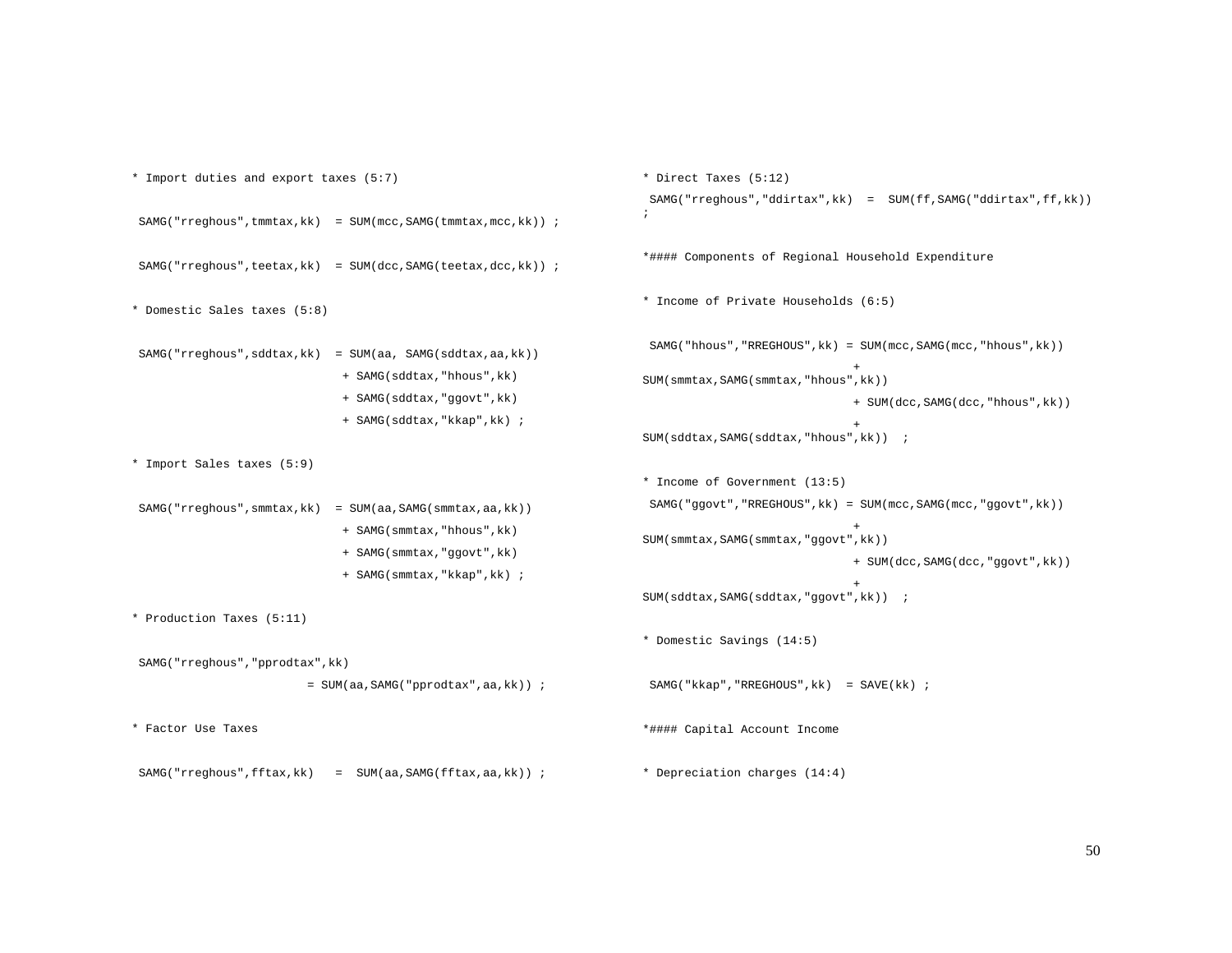```
* Import duties and export taxes (5:7)

 SAMG("rreghous",tmmtax,kk)  = SUM(mcc,SAMG(tmmtax,mcc,kk)) ;

 SAMG("rreghous",teetax,kk)  = SUM(dcc,SAMG(teetax,dcc,kk)) ;

* Domestic Sales taxes (5:8)

 SAMG("rreghous",sddtax,kk)  = SUM(aa, SAMG(sddtax,aa,kk))
                             + SAMG(sddtax,"hhous",kk)
                             + SAMG(sddtax,"ggovt",kk)
                             + SAMG(sddtax,"kkap",kk) ;

* Import Sales taxes (5:9)

 SAMG("rreghous",smmtax,kk)  = SUM(aa,SAMG(smmtax,aa,kk))
                             + SAMG(smmtax,"hhous",kk)
                             + SAMG(smmtax,"ggovt",kk)
                             + SAMG(smmtax,"kkap",kk) ;

* Production Taxes (5:11)

 SAMG("rreghous","pprodtax",kk)
                        = SUM(aa,SAMG("pprodtax",aa,kk)) ;

* Factor Use Taxes

 SAMG("rreghous",fftax,kk)   =  SUM(aa,SAMG(fftax,aa,kk)) ;

* Direct Taxes (5:12)
 SAMG("rreghous","ddirtax",kk)  =  SUM(ff,SAMG("ddirtax",ff,kk))
;

*#### Components of Regional Household Expenditure

* Income of Private Households (6:5)

 SAMG("hhous","RREGHOUS",kk) = SUM(mcc,SAMG(mcc,"hhous",kk))
                              +
SUM(smmtax,SAMG(smmtax,"hhous",kk))
                              + SUM(dcc,SAMG(dcc,"hhous",kk))
                              +
SUM(sddtax,SAMG(sddtax,"hhous",kk))  ;

* Income of Government (13:5)
 SAMG("ggovt","RREGHOUS",kk) = SUM(mcc,SAMG(mcc,"ggovt",kk))
                              +
SUM(smmtax,SAMG(smmtax,"ggovt",kk))
                              + SUM(dcc,SAMG(dcc,"ggovt",kk))
                              +
SUM(sddtax,SAMG(sddtax,"ggovt",kk))  ;

* Domestic Savings (14:5)

 SAMG("kkap","RREGHOUS",kk)  = SAVE(kk) ;

*#### Capital Account Income

* Depreciation charges (14:4)
```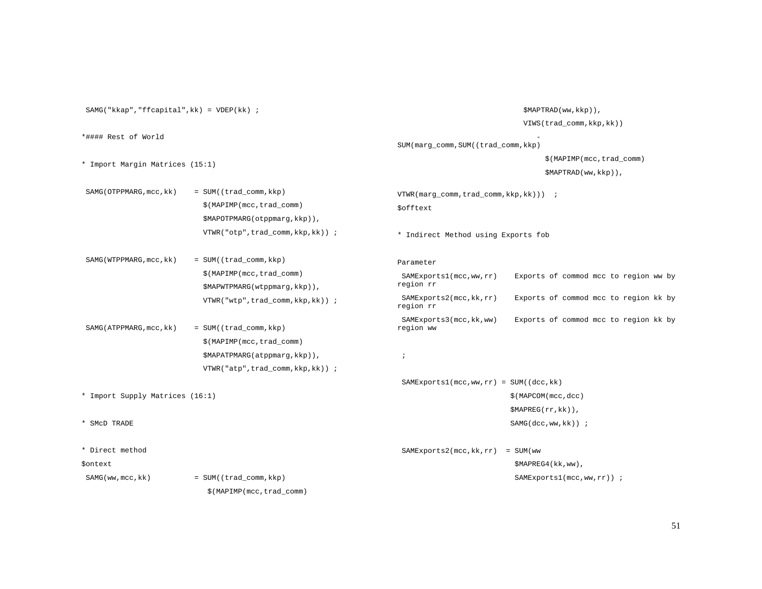```
 SAMG("kkap","ffcapital",kk) = VDEP(kk) ;

*#### Rest of World

* Import Margin Matrices (15:1)

 SAMG(OTPPMARG,mcc,kk)    = SUM((trad_comm,kkp)
                            $(MAPIMP(mcc,trad_comm)
                            $MAPOTPMARG(otppmarg,kkp)),
                            VTWR("otp",trad_comm,kkp,kk)) ;

 SAMG(WTPPMARG,mcc,kk)    = SUM((trad_comm,kkp)
                            $(MAPIMP(mcc,trad_comm)
                            $MAPWTPMARG(wtppmarg,kkp)),
                            VTWR("wtp",trad_comm,kkp,kk)) ;

 SAMG(ATPPMARG,mcc,kk)    = SUM((trad_comm,kkp)
                            $(MAPIMP(mcc,trad_comm)
                            $MAPATPMARG(atppmarg,kkp)),
                            VTWR("atp",trad_comm,kkp,kk)) ;

* Import Supply Matrices (16:1)

* SMcD TRADE

* Direct method
$ontext
 SAMG(ww,mcc,kk)          = SUM((trad_comm,kkp)
                             $(MAPIMP(mcc,trad_comm)
                            $MAPTRAD(ww,kkp)),
                            VIWS(trad_comm,kkp,kk))
                            -
SUM(marg_comm,SUM((trad_comm,kkp)
                                 $(MAPIMP(mcc,trad_comm)
                                 $MAPTRAD(ww,kkp)),

VTWR(marg_comm,trad_comm,kkp,kk)))  ;
$offtext

* Indirect Method using Exports fob

Parameter
 SAMExports1(mcc,ww,rr)    Exports of commod mcc to region ww by
region rr
 SAMExports2(mcc,kk,rr)    Exports of commod mcc to region kk by
region rr
 SAMExports3(mcc,kk,ww)    Exports of commod mcc to region kk by
region ww

 ;

 SAMExports1(mcc,ww,rr) = SUM((dcc,kk)
                          $(MAPCOM(mcc,dcc)
                          $MAPREG(rr,kk)),
                          SAMG(dcc,ww,kk)) ;

 SAMExports2(mcc,kk,rr)  = SUM(ww
                           $MAPREG4(kk,ww),
                           SAMExports1(mcc,ww,rr)) ;
```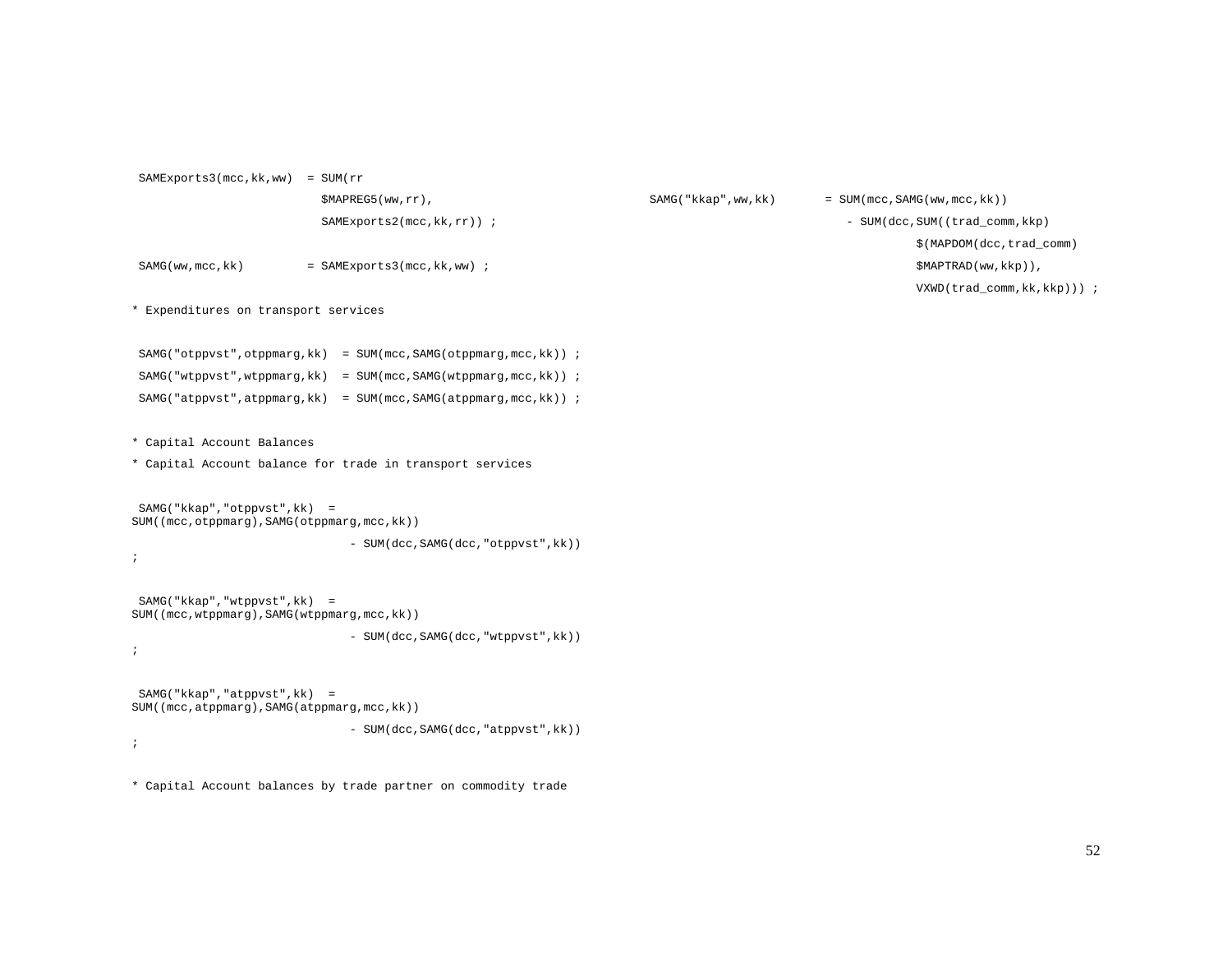```
 SAMExports3(mcc,kk,ww)  = SUM(rr
                         $MAPREG5(ww,rr),
                         SAMExports2(mcc,kk,rr)) ;

 SAMG(ww,mcc,kk)         = SAMExports3(mcc,kk,ww) ;
```

```
 SAMG("kkap",ww,kk)      = SUM(mcc,SAMG(ww,mcc,kk))
                           - SUM(dcc,SUM((trad_comm,kkp)
                                 $(MAPDOM(dcc,trad_comm)
                                 $MAPTRAD(ww,kkp)),
                                 VXWD(trad_comm,kk,kkp))) ;
```

```
* Expenditures on transport services

 SAMG("otppvst",otppmarg,kk)  = SUM(mcc,SAMG(otppmarg,mcc,kk)) ;
 SAMG("wtppvst",wtppmarg,kk)  = SUM(mcc,SAMG(wtppmarg,mcc,kk)) ;
 SAMG("atppvst",atppmarg,kk)  = SUM(mcc,SAMG(atppmarg,mcc,kk)) ;

* Capital Account Balances
* Capital Account balance for trade in transport services

 SAMG("kkap","otppvst",kk)  =
SUM((mcc,otppmarg),SAMG(otppmarg,mcc,kk))
                              - SUM(dcc,SAMG(dcc,"otppvst",kk))
;

 SAMG("kkap","wtppvst",kk)  =
SUM((mcc,wtppmarg),SAMG(wtppmarg,mcc,kk))
                              - SUM(dcc,SAMG(dcc,"wtppvst",kk))
;

 SAMG("kkap","atppvst",kk)  =
SUM((mcc,atppmarg),SAMG(atppmarg,mcc,kk))
                              - SUM(dcc,SAMG(dcc,"atppvst",kk))
;

* Capital Account balances by trade partner on commodity trade
```